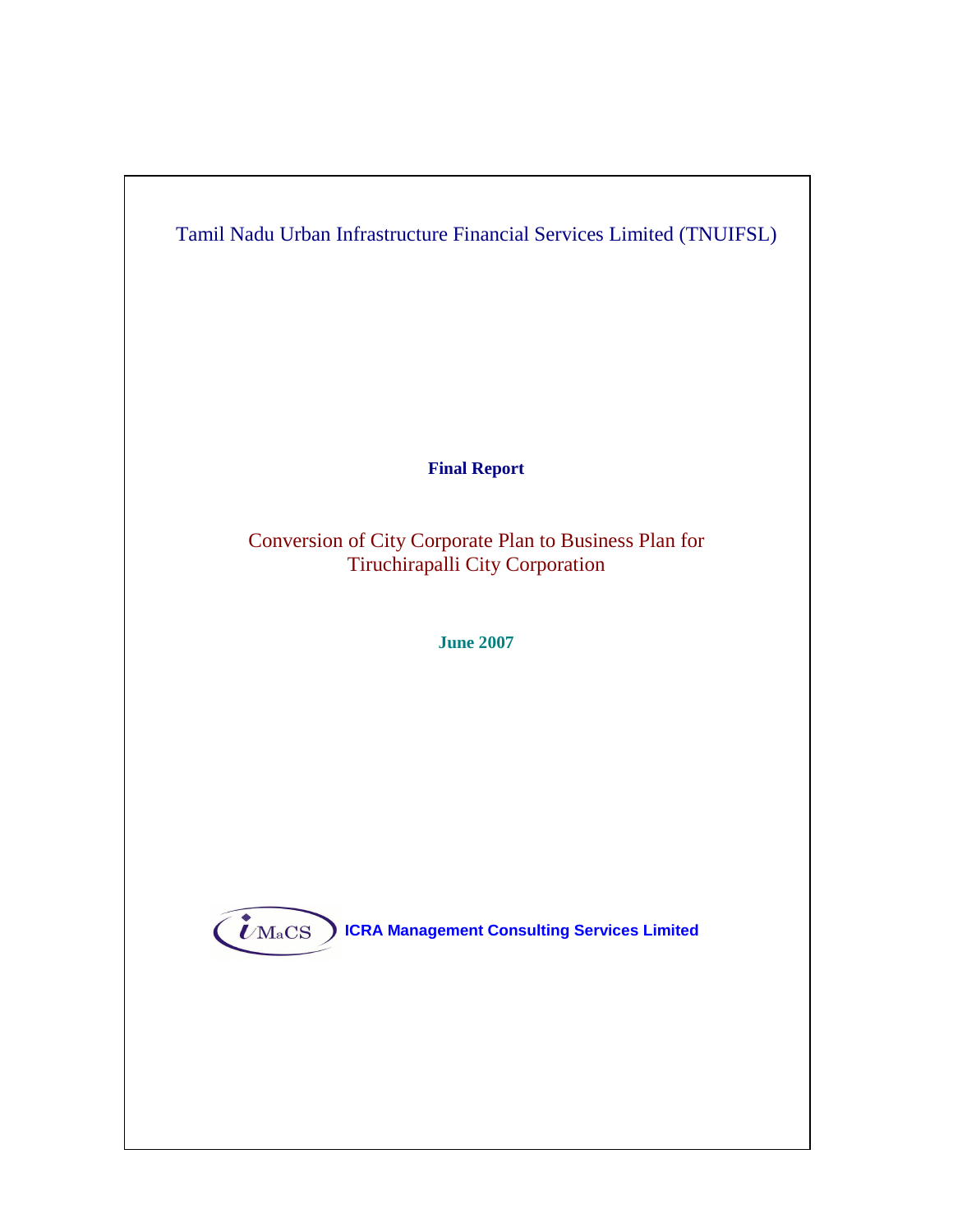Tamil Nadu Urban Infrastructure Financial Services Limited (TNUIFSL)

**Final Report**

# Conversion of City Corporate Plan to Business Plan for Tiruchirapalli City Corporation

**June 2007**

iMaCS **ICRA Management Consulting Services Limited**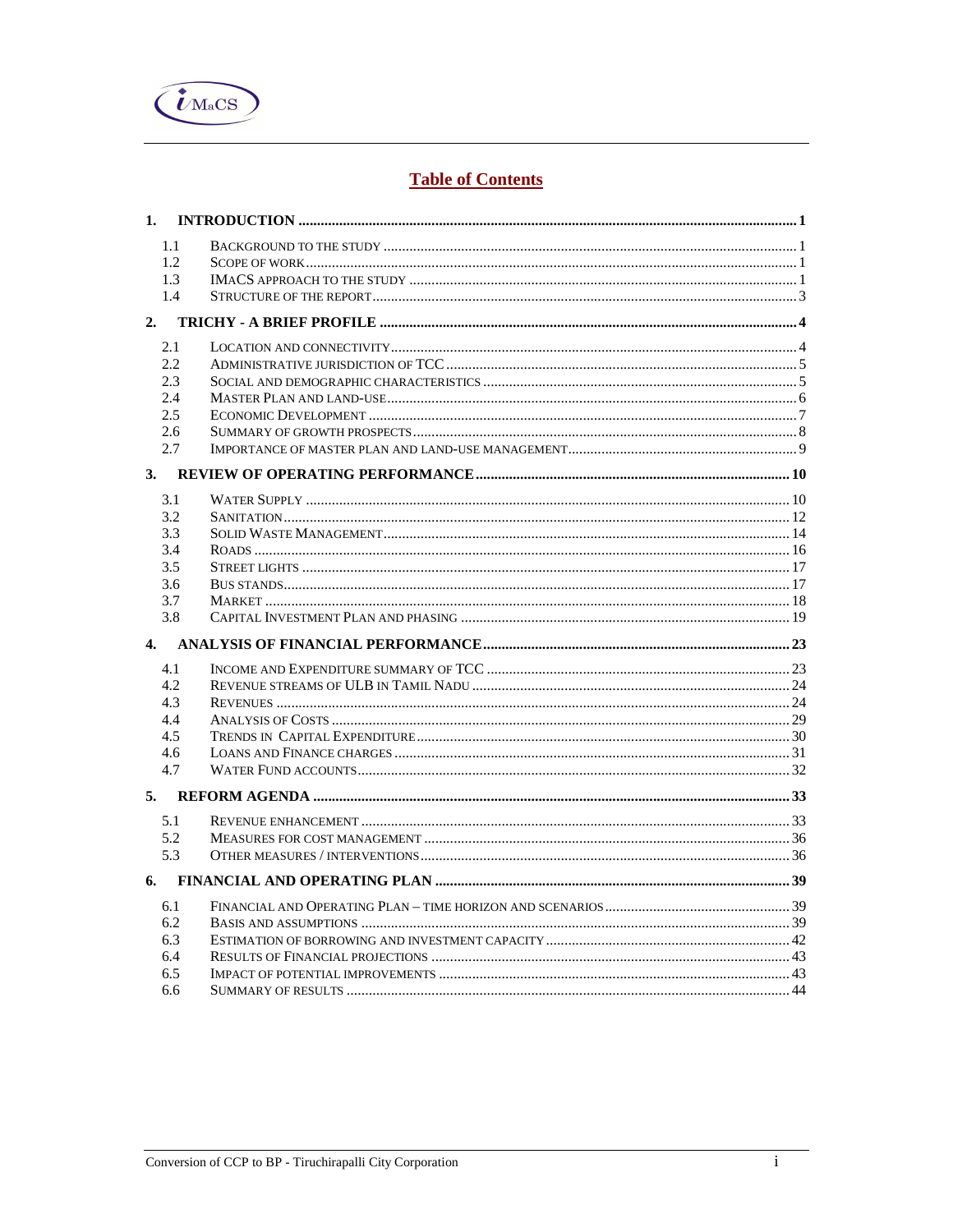# Table of Contents

1. INTRODUCTION ... 1
   - 1.1 BACKGROUND TO THE STUDY ... 1
   - 1.2 SCOPE OF WORK ... 1
   - 1.3 IMACS APPROACH TO THE STUDY ... 1
   - 1.4 STRUCTURE OF THE REPORT ... 3
2. TRICHY - A BRIEF PROFILE ... 4
   - 2.1 LOCATION AND CONNECTIVITY ... 4
   - 2.2 ADMINISTRATIVE JURISDICTION OF TCC ... 5
   - 2.3 SOCIAL AND DEMOGRAPHIC CHARACTERISTICS ... 5
   - 2.4 MASTER PLAN AND LAND-USE ... 6
   - 2.5 ECONOMIC DEVELOPMENT ... 7
   - 2.6 SUMMARY OF GROWTH PROSPECTS ... 8
   - 2.7 IMPORTANCE OF MASTER PLAN AND LAND-USE MANAGEMENT ... 9
3. REVIEW OF OPERATING PERFORMANCE ... 10
   - 3.1 WATER SUPPLY ... 10
   - 3.2 SANITATION ... 12
   - 3.3 SOLID WASTE MANAGEMENT ... 14
   - 3.4 ROADS ... 16
   - 3.5 STREET LIGHTS ... 17
   - 3.6 BUS STANDS ... 17
   - 3.7 MARKET ... 18
   - 3.8 CAPITAL INVESTMENT PLAN AND PHASING ... 19
4. ANALYSIS OF FINANCIAL PERFORMANCE ... 23
   - 4.1 INCOME AND EXPENDITURE SUMMARY OF TCC ... 23
   - 4.2 REVENUE STREAMS OF ULB IN TAMIL NADU ... 24
   - 4.3 REVENUES ... 24
   - 4.4 ANALYSIS OF COSTS ... 29
   - 4.5 TRENDS IN CAPITAL EXPENDITURE ... 30
   - 4.6 LOANS AND FINANCE CHARGES ... 31
   - 4.7 WATER FUND ACCOUNTS ... 32
5. REFORM AGENDA ... 33
   - 5.1 REVENUE ENHANCEMENT ... 33
   - 5.2 MEASURES FOR COST MANAGEMENT ... 36
   - 5.3 OTHER MEASURES / INTERVENTIONS ... 36
6. FINANCIAL AND OPERATING PLAN ... 39
   - 6.1 FINANCIAL AND OPERATING PLAN – TIME HORIZON AND SCENARIOS ... 39
   - 6.2 BASIS AND ASSUMPTIONS ... 39
   - 6.3 ESTIMATION OF BORROWING AND INVESTMENT CAPACITY ... 42
   - 6.4 RESULTS OF FINANCIAL PROJECTIONS ... 43
   - 6.5 IMPACT OF POTENTIAL IMPROVEMENTS ... 43
   - 6.6 SUMMARY OF RESULTS ... 44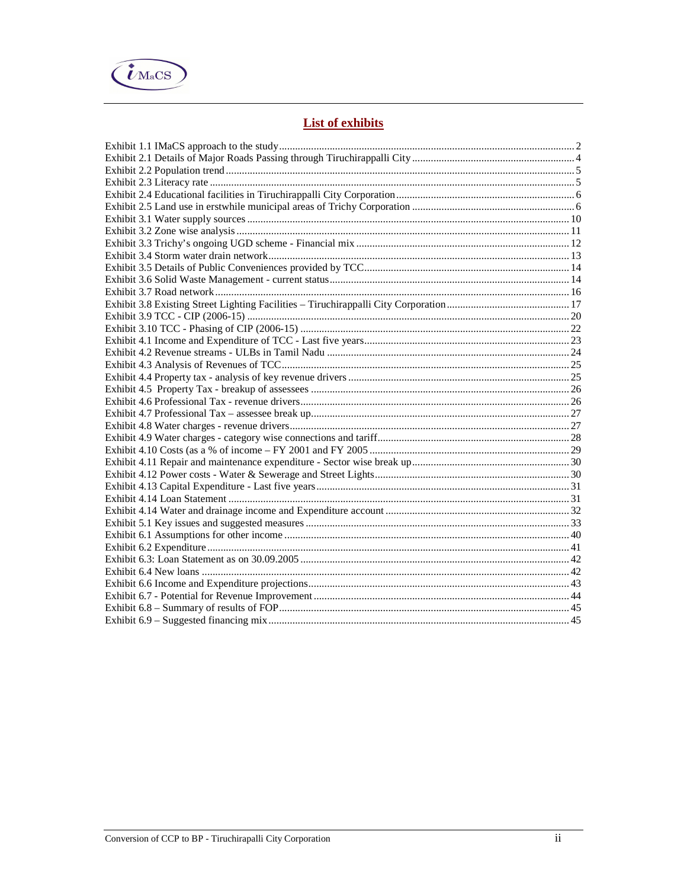## List of exhibits

Exhibit 1.1 IMaCS approach to the study ..... 2
Exhibit 2.1 Details of Major Roads Passing through Tiruchirappalli City ..... 4
Exhibit 2.2 Population trend ..... 5
Exhibit 2.3 Literacy rate ..... 5
Exhibit 2.4 Educational facilities in Tiruchirappalli City Corporation ..... 6
Exhibit 2.5 Land use in erstwhile municipal areas of Trichy Corporation ..... 6
Exhibit 3.1 Water supply sources ..... 10
Exhibit 3.2 Zone wise analysis ..... 11
Exhibit 3.3 Trichy's ongoing UGD scheme - Financial mix ..... 12
Exhibit 3.4 Storm water drain network ..... 13
Exhibit 3.5 Details of Public Conveniences provided by TCC ..... 14
Exhibit 3.6 Solid Waste Management - current status ..... 14
Exhibit 3.7 Road network ..... 16
Exhibit 3.8 Existing Street Lighting Facilities – Tiruchirappalli City Corporation ..... 17
Exhibit 3.9 TCC - CIP (2006-15) ..... 20
Exhibit 3.10 TCC - Phasing of CIP (2006-15) ..... 22
Exhibit 4.1 Income and Expenditure of TCC - Last five years ..... 23
Exhibit 4.2 Revenue streams - ULBs in Tamil Nadu ..... 24
Exhibit 4.3 Analysis of Revenues of TCC ..... 25
Exhibit 4.4 Property tax - analysis of key revenue drivers ..... 25
Exhibit 4.5 Property Tax - breakup of assessees ..... 26
Exhibit 4.6 Professional Tax - revenue drivers ..... 26
Exhibit 4.7 Professional Tax – assessee break up ..... 27
Exhibit 4.8 Water charges - revenue drivers ..... 27
Exhibit 4.9 Water charges - category wise connections and tariff ..... 28
Exhibit 4.10 Costs (as a % of income – FY 2001 and FY 2005 ..... 29
Exhibit 4.11 Repair and maintenance expenditure - Sector wise break up ..... 30
Exhibit 4.12 Power costs - Water & Sewerage and Street Lights ..... 30
Exhibit 4.13 Capital Expenditure - Last five years ..... 31
Exhibit 4.14 Loan Statement ..... 31
Exhibit 4.14 Water and drainage income and Expenditure account ..... 32
Exhibit 5.1 Key issues and suggested measures ..... 33
Exhibit 6.1 Assumptions for other income ..... 40
Exhibit 6.2 Expenditure ..... 41
Exhibit 6.3: Loan Statement as on 30.09.2005 ..... 42
Exhibit 6.4 New loans ..... 42
Exhibit 6.6 Income and Expenditure projections ..... 43
Exhibit 6.7 - Potential for Revenue Improvement ..... 44
Exhibit 6.8 – Summary of results of FOP ..... 45
Exhibit 6.9 – Suggested financing mix ..... 45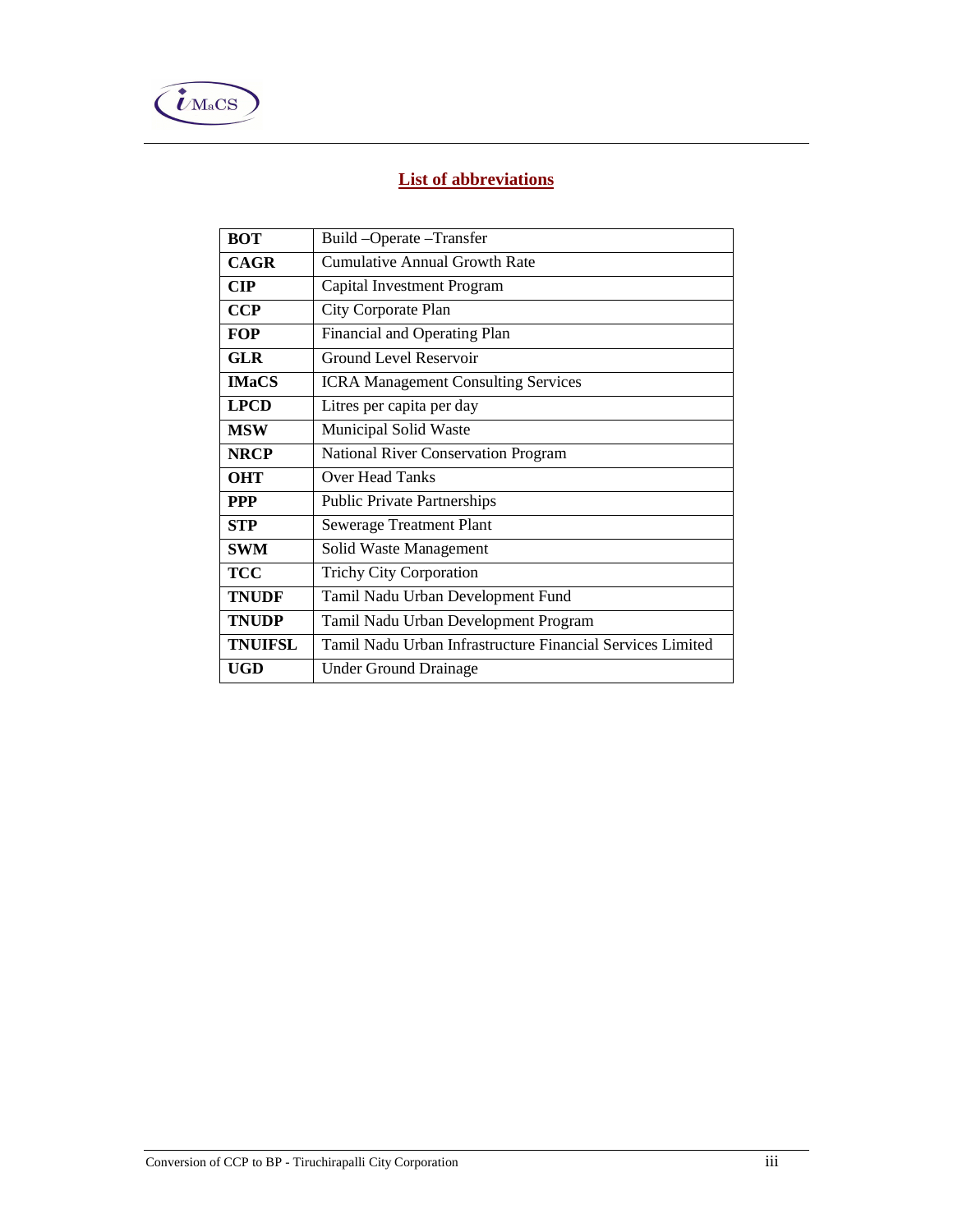## List of abbreviations

| | |
|---|---|
| **BOT** | Build –Operate –Transfer |
| **CAGR** | Cumulative Annual Growth Rate |
| **CIP** | Capital Investment Program |
| **CCP** | City Corporate Plan |
| **FOP** | Financial and Operating Plan |
| **GLR** | Ground Level Reservoir |
| **IMaCS** | ICRA Management Consulting Services |
| **LPCD** | Litres per capita per day |
| **MSW** | Municipal Solid Waste |
| **NRCP** | National River Conservation Program |
| **OHT** | Over Head Tanks |
| **PPP** | Public Private Partnerships |
| **STP** | Sewerage Treatment Plant |
| **SWM** | Solid Waste Management |
| **TCC** | Trichy City Corporation |
| **TNUDF** | Tamil Nadu Urban Development Fund |
| **TNUDP** | Tamil Nadu Urban Development Program |
| **TNUIFSL** | Tamil Nadu Urban Infrastructure Financial Services Limited |
| **UGD** | Under Ground Drainage |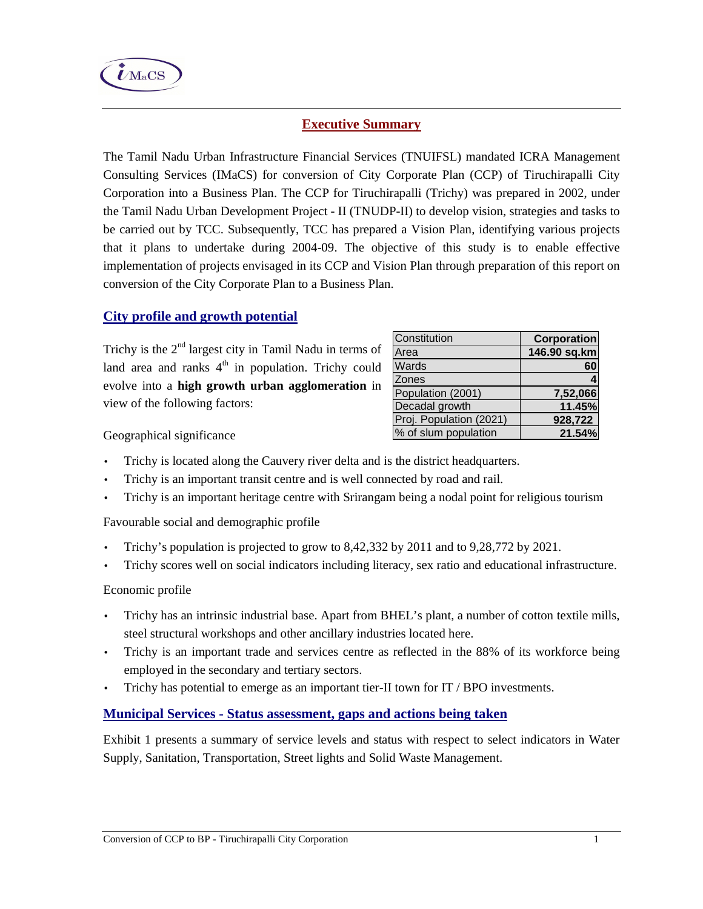# Executive Summary

The Tamil Nadu Urban Infrastructure Financial Services (TNUIFSL) mandated ICRA Management Consulting Services (IMaCS) for conversion of City Corporate Plan (CCP) of Tiruchirapalli City Corporation into a Business Plan. The CCP for Tiruchirapalli (Trichy) was prepared in 2002, under the Tamil Nadu Urban Development Project - II (TNUDP-II) to develop vision, strategies and tasks to be carried out by TCC. Subsequently, TCC has prepared a Vision Plan, identifying various projects that it plans to undertake during 2004-09. The objective of this study is to enable effective implementation of projects envisaged in its CCP and Vision Plan through preparation of this report on conversion of the City Corporate Plan to a Business Plan.

## City profile and growth potential

Trichy is the 2nd largest city in Tamil Nadu in terms of land area and ranks 4th in population. Trichy could evolve into a **high growth urban agglomeration** in view of the following factors:

| Constitution | Corporation |
|---|---|
| Area | 146.90 sq.km |
| Wards | 60 |
| Zones | 4 |
| Population (2001) | 7,52,066 |
| Decadal growth | 11.45% |
| Proj. Population (2021) | 928,722 |
| % of slum population | 21.54% |

Geographical significance

- Trichy is located along the Cauvery river delta and is the district headquarters.
- Trichy is an important transit centre and is well connected by road and rail.
- Trichy is an important heritage centre with Srirangam being a nodal point for religious tourism

Favourable social and demographic profile

- Trichy's population is projected to grow to 8,42,332 by 2011 and to 9,28,772 by 2021.
- Trichy scores well on social indicators including literacy, sex ratio and educational infrastructure.

Economic profile

- Trichy has an intrinsic industrial base. Apart from BHEL's plant, a number of cotton textile mills, steel structural workshops and other ancillary industries located here.
- Trichy is an important trade and services centre as reflected in the 88% of its workforce being employed in the secondary and tertiary sectors.
- Trichy has potential to emerge as an important tier-II town for IT / BPO investments.

## Municipal Services - Status assessment, gaps and actions being taken

Exhibit 1 presents a summary of service levels and status with respect to select indicators in Water Supply, Sanitation, Transportation, Street lights and Solid Waste Management.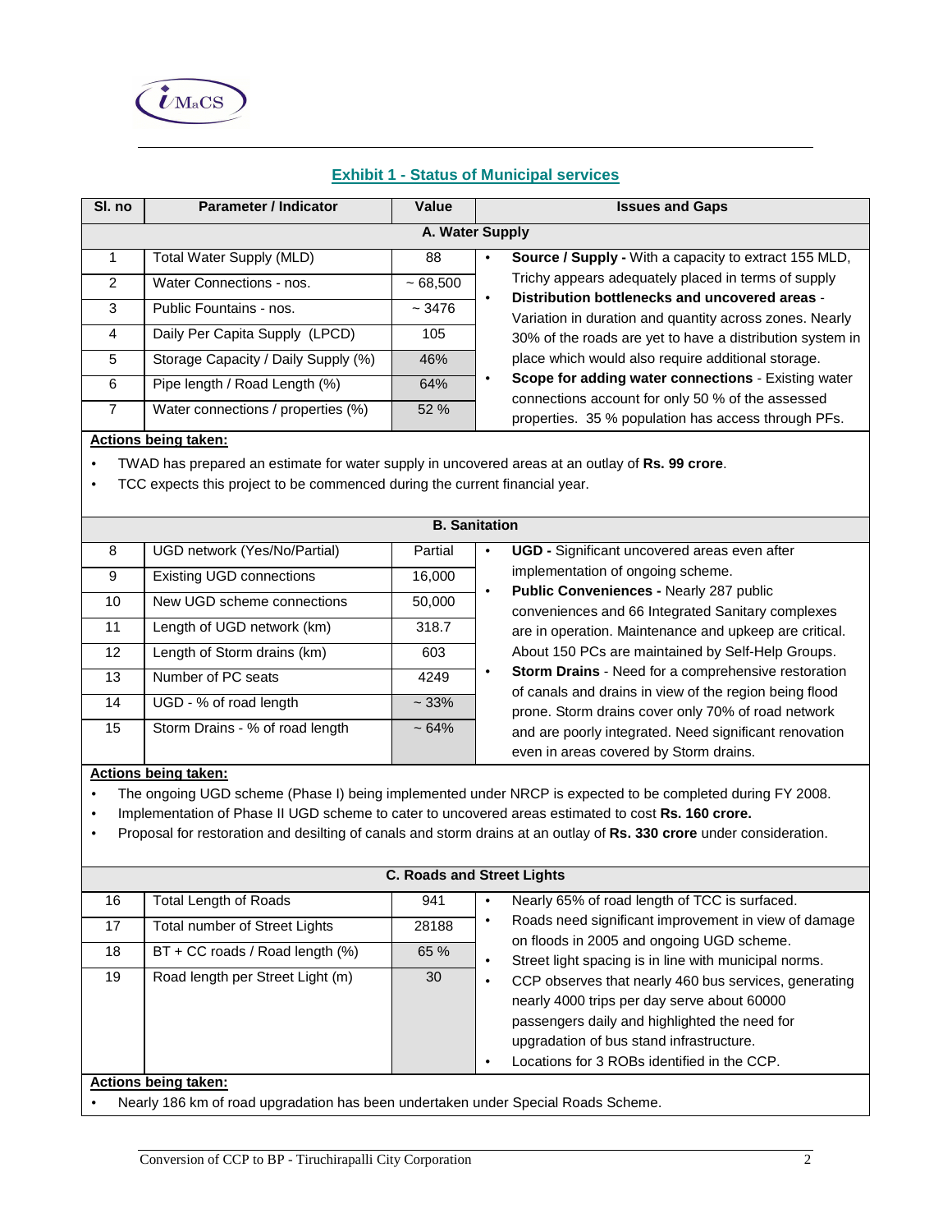## Exhibit 1 - Status of Municipal services

| Sl. no | Parameter / Indicator | Value | Issues and Gaps |
|---|---|---|---|
| **A. Water Supply** | | | |
| 1 | Total Water Supply (MLD) | 88 | • **Source / Supply -** With a capacity to extract 155 MLD, Trichy appears adequately placed in terms of supply<br>• **Distribution bottlenecks and uncovered areas** - Variation in duration and quantity across zones. Nearly 30% of the roads are yet to have a distribution system in place which would also require additional storage.<br>• **Scope for adding water connections** - Existing water connections account for only 50 % of the assessed properties. 35 % population has access through PFs. |
| 2 | Water Connections - nos. | ~ 68,500 | |
| 3 | Public Fountains - nos. | ~ 3476 | |
| 4 | Daily Per Capita Supply (LPCD) | 105 | |
| 5 | Storage Capacity / Daily Supply (%) | 46% | |
| 6 | Pipe length / Road Length (%) | 64% | |
| 7 | Water connections / properties (%) | 52 % | |

**Actions being taken:**

- TWAD has prepared an estimate for water supply in uncovered areas at an outlay of **Rs. 99 crore**.
- TCC expects this project to be commenced during the current financial year.

| Sl. no | Parameter / Indicator | Value | Issues and Gaps |
|---|---|---|---|
| **B. Sanitation** | | | |
| 8 | UGD network (Yes/No/Partial) | Partial | • **UGD -** Significant uncovered areas even after implementation of ongoing scheme.<br>• **Public Conveniences -** Nearly 287 public conveniences and 66 Integrated Sanitary complexes are in operation. Maintenance and upkeep are critical. About 150 PCs are maintained by Self-Help Groups.<br>• **Storm Drains** - Need for a comprehensive restoration of canals and drains in view of the region being flood prone. Storm drains cover only 70% of road network and are poorly integrated. Need significant renovation even in areas covered by Storm drains. |
| 9 | Existing UGD connections | 16,000 | |
| 10 | New UGD scheme connections | 50,000 | |
| 11 | Length of UGD network (km) | 318.7 | |
| 12 | Length of Storm drains (km) | 603 | |
| 13 | Number of PC seats | 4249 | |
| 14 | UGD - % of road length | ~ 33% | |
| 15 | Storm Drains - % of road length | ~ 64% | |

**Actions being taken:**

- The ongoing UGD scheme (Phase I) being implemented under NRCP is expected to be completed during FY 2008.
- Implementation of Phase II UGD scheme to cater to uncovered areas estimated to cost **Rs. 160 crore.**
- Proposal for restoration and desilting of canals and storm drains at an outlay of **Rs. 330 crore** under consideration.

| Sl. no | Parameter / Indicator | Value | Issues and Gaps |
|---|---|---|---|
| **C. Roads and Street Lights** | | | |
| 16 | Total Length of Roads | 941 | • Nearly 65% of road length of TCC is surfaced.<br>• Roads need significant improvement in view of damage on floods in 2005 and ongoing UGD scheme.<br>• Street light spacing is in line with municipal norms.<br>• CCP observes that nearly 460 bus services, generating nearly 4000 trips per day serve about 60000 passengers daily and highlighted the need for upgradation of bus stand infrastructure.<br>• Locations for 3 ROBs identified in the CCP. |
| 17 | Total number of Street Lights | 28188 | |
| 18 | BT + CC roads / Road length (%) | 65 % | |
| 19 | Road length per Street Light (m) | 30 | |

**Actions being taken:**

- Nearly 186 km of road upgradation has been undertaken under Special Roads Scheme.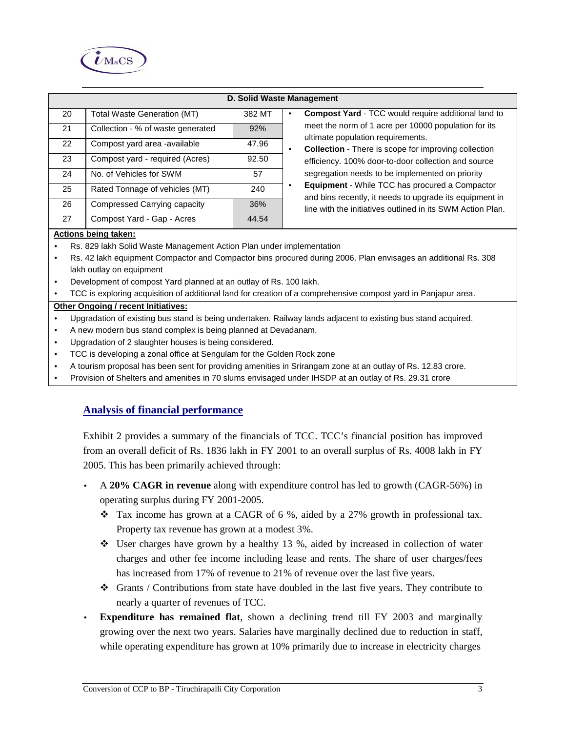| D. Solid Waste Management | | | |
|---|---|---|---|
| 20 | Total Waste Generation (MT) | 382 MT | • **Compost Yard** - TCC would require additional land to meet the norm of 1 acre per 10000 population for its ultimate population requirements. • **Collection** - There is scope for improving collection efficiency. 100% door-to-door collection and source segregation needs to be implemented on priority • **Equipment** - While TCC has procured a Compactor and bins recently, it needs to upgrade its equipment in line with the initiatives outlined in its SWM Action Plan. |
| 21 | Collection - % of waste generated | 92% | |
| 22 | Compost yard area -available | 47.96 | |
| 23 | Compost yard - required (Acres) | 92.50 | |
| 24 | No. of Vehicles for SWM | 57 | |
| 25 | Rated Tonnage of vehicles (MT) | 240 | |
| 26 | Compressed Carrying capacity | 36% | |
| 27 | Compost Yard - Gap - Acres | 44.54 | |

**Actions being taken:**

- Rs. 829 lakh Solid Waste Management Action Plan under implementation
- Rs. 42 lakh equipment Compactor and Compactor bins procured during 2006. Plan envisages an additional Rs. 308 lakh outlay on equipment
- Development of compost Yard planned at an outlay of Rs. 100 lakh.
- TCC is exploring acquisition of additional land for creation of a comprehensive compost yard in Panjapur area.

**Other Ongoing / recent Initiatives:**

- Upgradation of existing bus stand is being undertaken. Railway lands adjacent to existing bus stand acquired.
- A new modern bus stand complex is being planned at Devadanam.
- Upgradation of 2 slaughter houses is being considered.
- TCC is developing a zonal office at Sengulam for the Golden Rock zone
- A tourism proposal has been sent for providing amenities in Srirangam zone at an outlay of Rs. 12.83 crore.
- Provision of Shelters and amenities in 70 slums envisaged under IHSDP at an outlay of Rs. 29.31 crore

## Analysis of financial performance

Exhibit 2 provides a summary of the financials of TCC. TCC's financial position has improved from an overall deficit of Rs. 1836 lakh in FY 2001 to an overall surplus of Rs. 4008 lakh in FY 2005. This has been primarily achieved through:

- A **20% CAGR in revenue** along with expenditure control has led to growth (CAGR-56%) in operating surplus during FY 2001-2005.
  - Tax income has grown at a CAGR of 6 %, aided by a 27% growth in professional tax. Property tax revenue has grown at a modest 3%.
  - User charges have grown by a healthy 13 %, aided by increased in collection of water charges and other fee income including lease and rents. The share of user charges/fees has increased from 17% of revenue to 21% of revenue over the last five years.
  - Grants / Contributions from state have doubled in the last five years. They contribute to nearly a quarter of revenues of TCC.
- **Expenditure has remained flat**, shown a declining trend till FY 2003 and marginally growing over the next two years. Salaries have marginally declined due to reduction in staff, while operating expenditure has grown at 10% primarily due to increase in electricity charges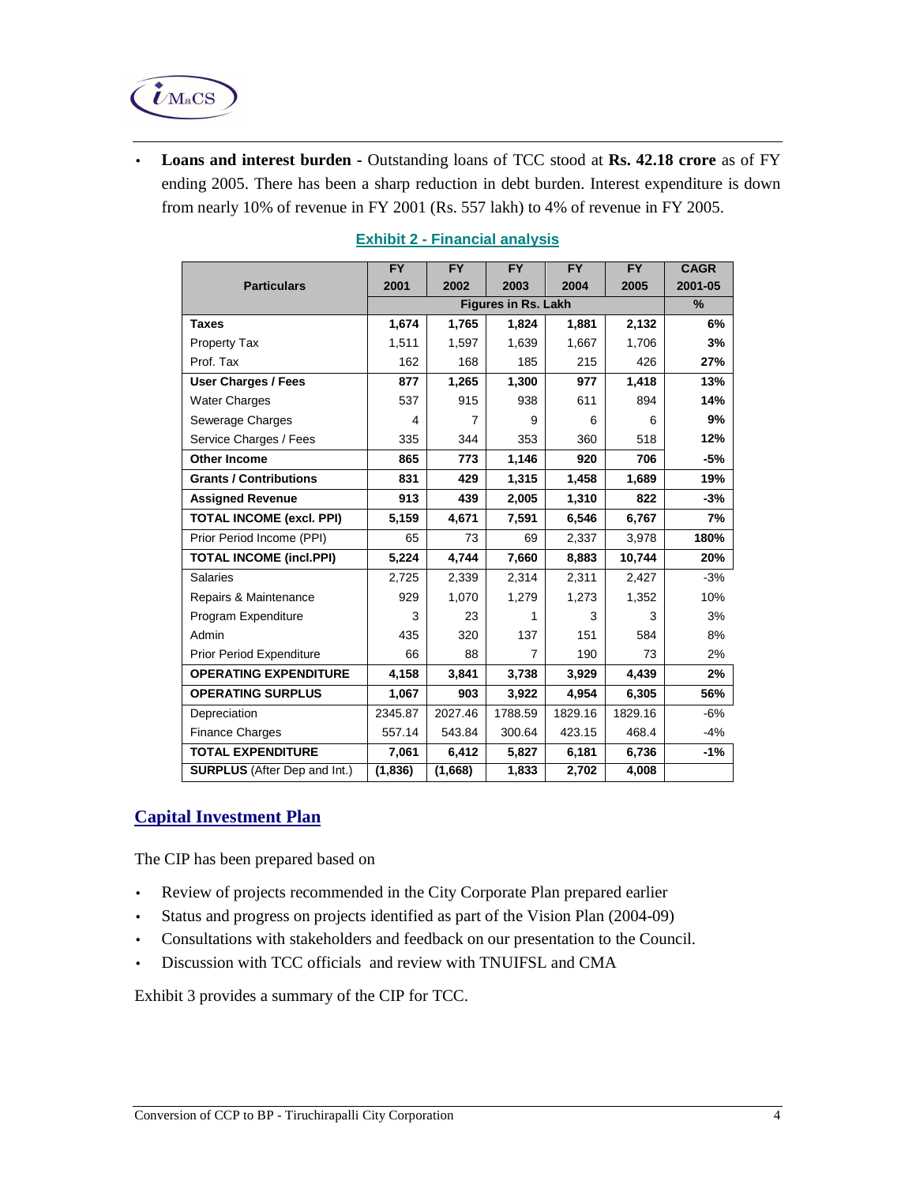- **Loans and interest burden -** Outstanding loans of TCC stood at **Rs. 42.18 crore** as of FY ending 2005. There has been a sharp reduction in debt burden. Interest expenditure is down from nearly 10% of revenue in FY 2001 (Rs. 557 lakh) to 4% of revenue in FY 2005.

**Exhibit 2 - Financial analysis**

| Particulars | FY 2001 | FY 2002 | FY 2003 | FY 2004 | FY 2005 | CAGR 2001-05 |
|---|---|---|---|---|---|---|
| | Figures in Rs. Lakh | | | | | % |
| **Taxes** | **1,674** | **1,765** | **1,824** | **1,881** | **2,132** | **6%** |
| Property Tax | 1,511 | 1,597 | 1,639 | 1,667 | 1,706 | **3%** |
| Prof. Tax | 162 | 168 | 185 | 215 | 426 | **27%** |
| **User Charges / Fees** | **877** | **1,265** | **1,300** | **977** | **1,418** | **13%** |
| Water Charges | 537 | 915 | 938 | 611 | 894 | **14%** |
| Sewerage Charges | 4 | 7 | 9 | 6 | 6 | **9%** |
| Service Charges / Fees | 335 | 344 | 353 | 360 | 518 | **12%** |
| **Other Income** | **865** | **773** | **1,146** | **920** | **706** | **-5%** |
| **Grants / Contributions** | **831** | **429** | **1,315** | **1,458** | **1,689** | **19%** |
| **Assigned Revenue** | **913** | **439** | **2,005** | **1,310** | **822** | **-3%** |
| **TOTAL INCOME (excl. PPI)** | **5,159** | **4,671** | **7,591** | **6,546** | **6,767** | **7%** |
| Prior Period Income (PPI) | 65 | 73 | 69 | 2,337 | 3,978 | **180%** |
| **TOTAL INCOME (incl.PPI)** | **5,224** | **4,744** | **7,660** | **8,883** | **10,744** | **20%** |
| Salaries | 2,725 | 2,339 | 2,314 | 2,311 | 2,427 | -3% |
| Repairs & Maintenance | 929 | 1,070 | 1,279 | 1,273 | 1,352 | 10% |
| Program Expenditure | 3 | 23 | 1 | 3 | 3 | 3% |
| Admin | 435 | 320 | 137 | 151 | 584 | 8% |
| Prior Period Expenditure | 66 | 88 | 7 | 190 | 73 | 2% |
| **OPERATING EXPENDITURE** | **4,158** | **3,841** | **3,738** | **3,929** | **4,439** | **2%** |
| **OPERATING SURPLUS** | **1,067** | **903** | **3,922** | **4,954** | **6,305** | **56%** |
| Depreciation | 2345.87 | 2027.46 | 1788.59 | 1829.16 | 1829.16 | -6% |
| Finance Charges | 557.14 | 543.84 | 300.64 | 423.15 | 468.4 | -4% |
| **TOTAL EXPENDITURE** | **7,061** | **6,412** | **5,827** | **6,181** | **6,736** | **-1%** |
| **SURPLUS** (After Dep and Int.) | **(1,836)** | **(1,668)** | **1,833** | **2,702** | **4,008** | |

## Capital Investment Plan

The CIP has been prepared based on

- Review of projects recommended in the City Corporate Plan prepared earlier
- Status and progress on projects identified as part of the Vision Plan (2004-09)
- Consultations with stakeholders and feedback on our presentation to the Council.
- Discussion with TCC officials and review with TNUIFSL and CMA

Exhibit 3 provides a summary of the CIP for TCC.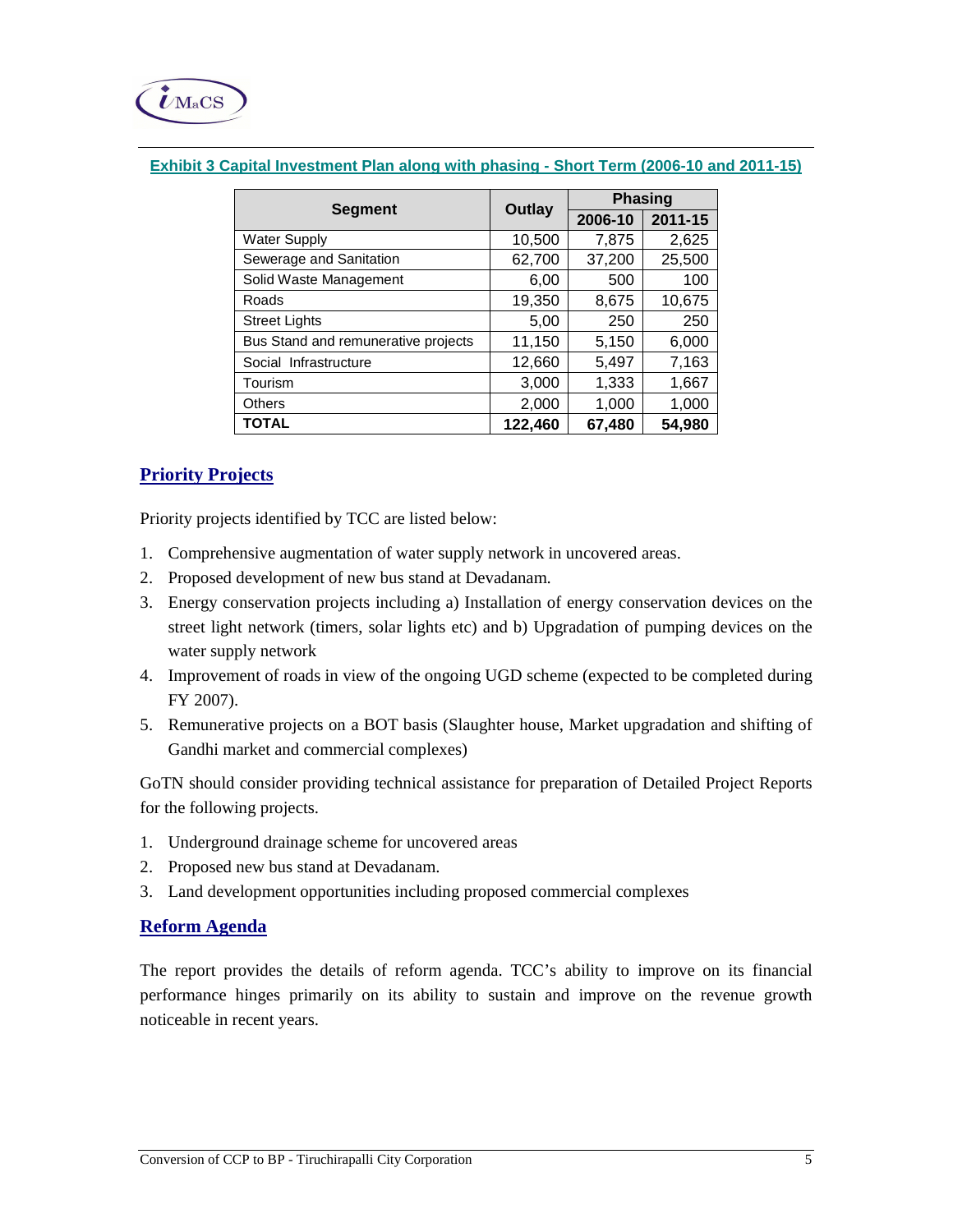**Exhibit 3 Capital Investment Plan along with phasing - Short Term (2006-10 and 2011-15)**

| Segment | Outlay | Phasing | |
|---|---|---|---|
| | | 2006-10 | 2011-15 |
| Water Supply | 10,500 | 7,875 | 2,625 |
| Sewerage and Sanitation | 62,700 | 37,200 | 25,500 |
| Solid Waste Management | 6,00 | 500 | 100 |
| Roads | 19,350 | 8,675 | 10,675 |
| Street Lights | 5,00 | 250 | 250 |
| Bus Stand and remunerative projects | 11,150 | 5,150 | 6,000 |
| Social Infrastructure | 12,660 | 5,497 | 7,163 |
| Tourism | 3,000 | 1,333 | 1,667 |
| Others | 2,000 | 1,000 | 1,000 |
| **TOTAL** | **122,460** | **67,480** | **54,980** |

## Priority Projects

Priority projects identified by TCC are listed below:

1. Comprehensive augmentation of water supply network in uncovered areas.
2. Proposed development of new bus stand at Devadanam.
3. Energy conservation projects including a) Installation of energy conservation devices on the street light network (timers, solar lights etc) and b) Upgradation of pumping devices on the water supply network
4. Improvement of roads in view of the ongoing UGD scheme (expected to be completed during FY 2007).
5. Remunerative projects on a BOT basis (Slaughter house, Market upgradation and shifting of Gandhi market and commercial complexes)

GoTN should consider providing technical assistance for preparation of Detailed Project Reports for the following projects.

1. Underground drainage scheme for uncovered areas
2. Proposed new bus stand at Devadanam.
3. Land development opportunities including proposed commercial complexes

## Reform Agenda

The report provides the details of reform agenda. TCC's ability to improve on its financial performance hinges primarily on its ability to sustain and improve on the revenue growth noticeable in recent years.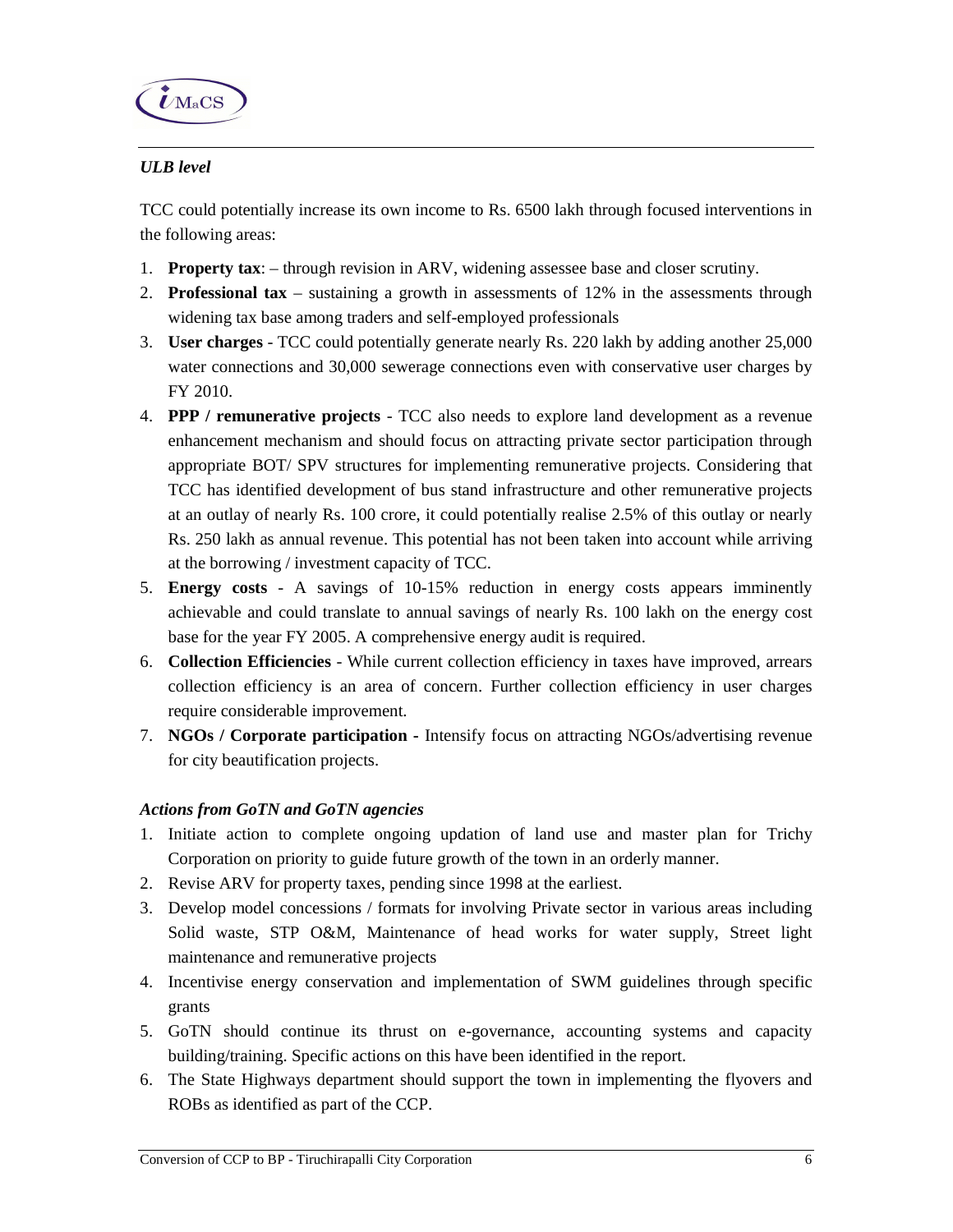*ULB level*

TCC could potentially increase its own income to Rs. 6500 lakh through focused interventions in the following areas:

1. **Property tax**: – through revision in ARV, widening assessee base and closer scrutiny.
2. **Professional tax** – sustaining a growth in assessments of 12% in the assessments through widening tax base among traders and self-employed professionals
3. **User charges** - TCC could potentially generate nearly Rs. 220 lakh by adding another 25,000 water connections and 30,000 sewerage connections even with conservative user charges by FY 2010.
4. **PPP / remunerative projects** - TCC also needs to explore land development as a revenue enhancement mechanism and should focus on attracting private sector participation through appropriate BOT/ SPV structures for implementing remunerative projects. Considering that TCC has identified development of bus stand infrastructure and other remunerative projects at an outlay of nearly Rs. 100 crore, it could potentially realise 2.5% of this outlay or nearly Rs. 250 lakh as annual revenue. This potential has not been taken into account while arriving at the borrowing / investment capacity of TCC.
5. **Energy costs** - A savings of 10-15% reduction in energy costs appears imminently achievable and could translate to annual savings of nearly Rs. 100 lakh on the energy cost base for the year FY 2005. A comprehensive energy audit is required.
6. **Collection Efficiencies** - While current collection efficiency in taxes have improved, arrears collection efficiency is an area of concern. Further collection efficiency in user charges require considerable improvement.
7. **NGOs / Corporate participation -** Intensify focus on attracting NGOs/advertising revenue for city beautification projects.

*Actions from GoTN and GoTN agencies*

1. Initiate action to complete ongoing updation of land use and master plan for Trichy Corporation on priority to guide future growth of the town in an orderly manner.
2. Revise ARV for property taxes, pending since 1998 at the earliest.
3. Develop model concessions / formats for involving Private sector in various areas including Solid waste, STP O&M, Maintenance of head works for water supply, Street light maintenance and remunerative projects
4. Incentivise energy conservation and implementation of SWM guidelines through specific grants
5. GoTN should continue its thrust on e-governance, accounting systems and capacity building/training. Specific actions on this have been identified in the report.
6. The State Highways department should support the town in implementing the flyovers and ROBs as identified as part of the CCP.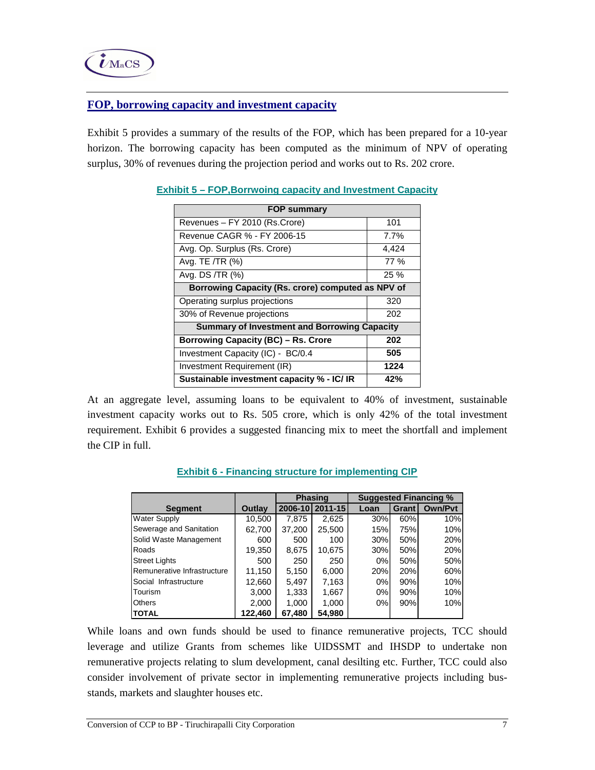## FOP, borrowing capacity and investment capacity

Exhibit 5 provides a summary of the results of the FOP, which has been prepared for a 10-year horizon. The borrowing capacity has been computed as the minimum of NPV of operating surplus, 30% of revenues during the projection period and works out to Rs. 202 crore.

**Exhibit 5 – FOP,Borrwoing capacity and Investment Capacity**

| FOP summary | |
|---|---|
| Revenues – FY 2010 (Rs.Crore) | 101 |
| Revenue CAGR % - FY 2006-15 | 7.7% |
| Avg. Op. Surplus (Rs. Crore) | 4,424 |
| Avg. TE /TR (%) | 77 % |
| Avg. DS /TR (%) | 25 % |
| **Borrowing Capacity (Rs. crore) computed as NPV of** | |
| Operating surplus projections | 320 |
| 30% of Revenue projections | 202 |
| **Summary of Investment and Borrowing Capacity** | |
| **Borrowing Capacity (BC) – Rs. Crore** | **202** |
| Investment Capacity (IC) - BC/0.4 | **505** |
| Investment Requirement (IR) | **1224** |
| **Sustainable investment capacity % - IC/ IR** | **42%** |

At an aggregate level, assuming loans to be equivalent to 40% of investment, sustainable investment capacity works out to Rs. 505 crore, which is only 42% of the total investment requirement. Exhibit 6 provides a suggested financing mix to meet the shortfall and implement the CIP in full.

**Exhibit 6 - Financing structure for implementing CIP**

| | | Phasing | | Suggested Financing % | | |
|---|---|---|---|---|---|---|
| **Segment** | **Outlay** | **2006-10** | **2011-15** | **Loan** | **Grant** | **Own/Pvt** |
| Water Supply | 10,500 | 7,875 | 2,625 | 30% | 60% | 10% |
| Sewerage and Sanitation | 62,700 | 37,200 | 25,500 | 15% | 75% | 10% |
| Solid Waste Management | 600 | 500 | 100 | 30% | 50% | 20% |
| Roads | 19,350 | 8,675 | 10,675 | 30% | 50% | 20% |
| Street Lights | 500 | 250 | 250 | 0% | 50% | 50% |
| Remunerative Infrastructure | 11,150 | 5,150 | 6,000 | 20% | 20% | 60% |
| Social Infrastructure | 12,660 | 5,497 | 7,163 | 0% | 90% | 10% |
| Tourism | 3,000 | 1,333 | 1,667 | 0% | 90% | 10% |
| Others | 2,000 | 1,000 | 1,000 | 0% | 90% | 10% |
| **TOTAL** | **122,460** | **67,480** | **54,980** | | | |

While loans and own funds should be used to finance remunerative projects, TCC should leverage and utilize Grants from schemes like UIDSSMT and IHSDP to undertake non remunerative projects relating to slum development, canal desilting etc. Further, TCC could also consider involvement of private sector in implementing remunerative projects including bus-stands, markets and slaughter houses etc.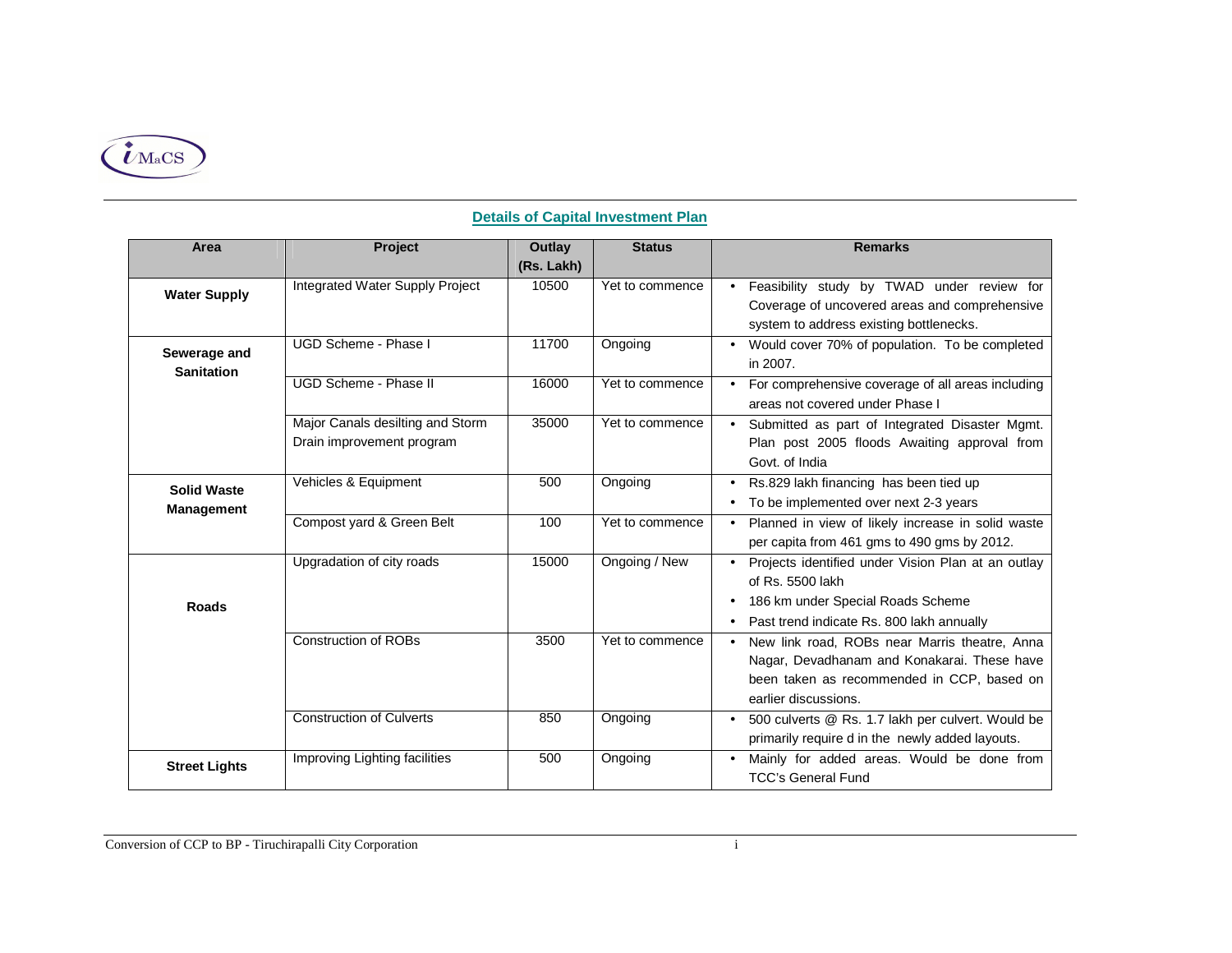## Details of Capital Investment Plan

| Area | Project | Outlay (Rs. Lakh) | Status | Remarks |
|---|---|---|---|---|
| **Water Supply** | Integrated Water Supply Project | 10500 | Yet to commence | • Feasibility study by TWAD under review for Coverage of uncovered areas and comprehensive system to address existing bottlenecks. |
| **Sewerage and Sanitation** | UGD Scheme - Phase I | 11700 | Ongoing | • Would cover 70% of population. To be completed in 2007. |
| | UGD Scheme - Phase II | 16000 | Yet to commence | • For comprehensive coverage of all areas including areas not covered under Phase I |
| | Major Canals desilting and Storm Drain improvement program | 35000 | Yet to commence | • Submitted as part of Integrated Disaster Mgmt. Plan post 2005 floods Awaiting approval from Govt. of India |
| **Solid Waste Management** | Vehicles & Equipment | 500 | Ongoing | • Rs.829 lakh financing has been tied up<br>• To be implemented over next 2-3 years |
| | Compost yard & Green Belt | 100 | Yet to commence | • Planned in view of likely increase in solid waste per capita from 461 gms to 490 gms by 2012. |
| **Roads** | Upgradation of city roads | 15000 | Ongoing / New | • Projects identified under Vision Plan at an outlay of Rs. 5500 lakh<br>• 186 km under Special Roads Scheme<br>• Past trend indicate Rs. 800 lakh annually |
| | Construction of ROBs | 3500 | Yet to commence | • New link road, ROBs near Marris theatre, Anna Nagar, Devadhanam and Konakarai. These have been taken as recommended in CCP, based on earlier discussions. |
| | Construction of Culverts | 850 | Ongoing | • 500 culverts @ Rs. 1.7 lakh per culvert. Would be primarily require d in the newly added layouts. |
| **Street Lights** | Improving Lighting facilities | 500 | Ongoing | • Mainly for added areas. Would be done from TCC's General Fund |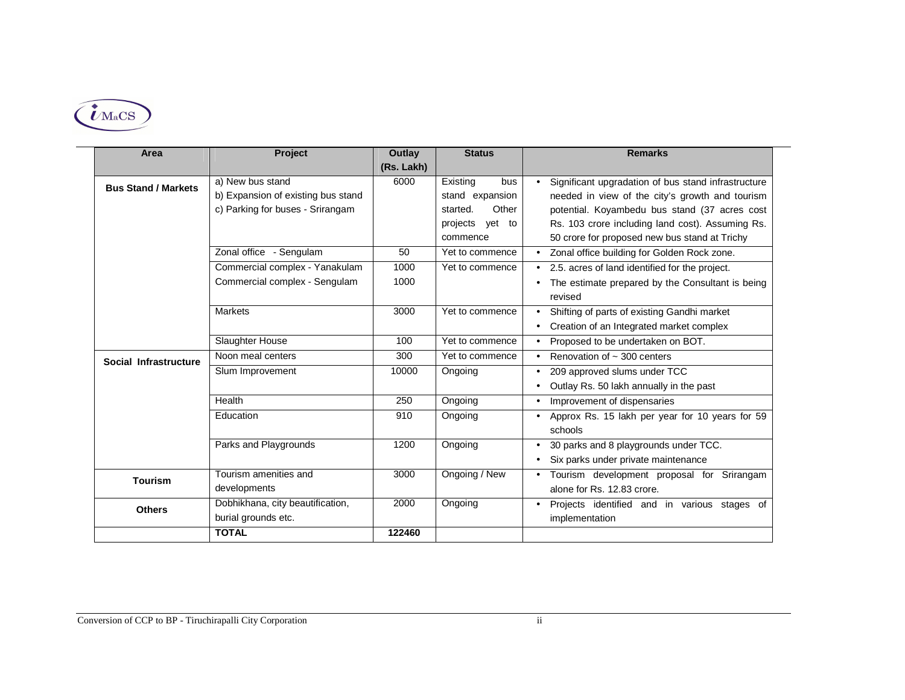| Area | Project | Outlay (Rs. Lakh) | Status | Remarks |
|---|---|---|---|---|
| **Bus Stand / Markets** | a) New bus stand<br>b) Expansion of existing bus stand<br>c) Parking for buses - Srirangam | 6000 | Existing bus stand expansion started. Other projects yet to commence | • Significant upgradation of bus stand infrastructure needed in view of the city's growth and tourism potential. Koyambedu bus stand (37 acres cost Rs. 103 crore including land cost). Assuming Rs. 50 crore for proposed new bus stand at Trichy |
| | Zonal office - Sengulam | 50 | Yet to commence | • Zonal office building for Golden Rock zone. |
| | Commercial complex - Yanakulam<br>Commercial complex - Sengulam | 1000<br>1000 | Yet to commence | • 2.5. acres of land identified for the project.<br>• The estimate prepared by the Consultant is being revised |
| | Markets | 3000 | Yet to commence | • Shifting of parts of existing Gandhi market<br>• Creation of an Integrated market complex |
| | Slaughter House | 100 | Yet to commence | • Proposed to be undertaken on BOT. |
| **Social Infrastructure** | Noon meal centers | 300 | Yet to commence | • Renovation of ~ 300 centers |
| | Slum Improvement | 10000 | Ongoing | • 209 approved slums under TCC<br>• Outlay Rs. 50 lakh annually in the past |
| | Health | 250 | Ongoing | • Improvement of dispensaries |
| | Education | 910 | Ongoing | • Approx Rs. 15 lakh per year for 10 years for 59 schools |
| | Parks and Playgrounds | 1200 | Ongoing | • 30 parks and 8 playgrounds under TCC.<br>• Six parks under private maintenance |
| **Tourism** | Tourism amenities and developments | 3000 | Ongoing / New | • Tourism development proposal for Srirangam alone for Rs. 12.83 crore. |
| **Others** | Dobhikhana, city beautification, burial grounds etc. | 2000 | Ongoing | • Projects identified and in various stages of implementation |
| | **TOTAL** | **122460** | | |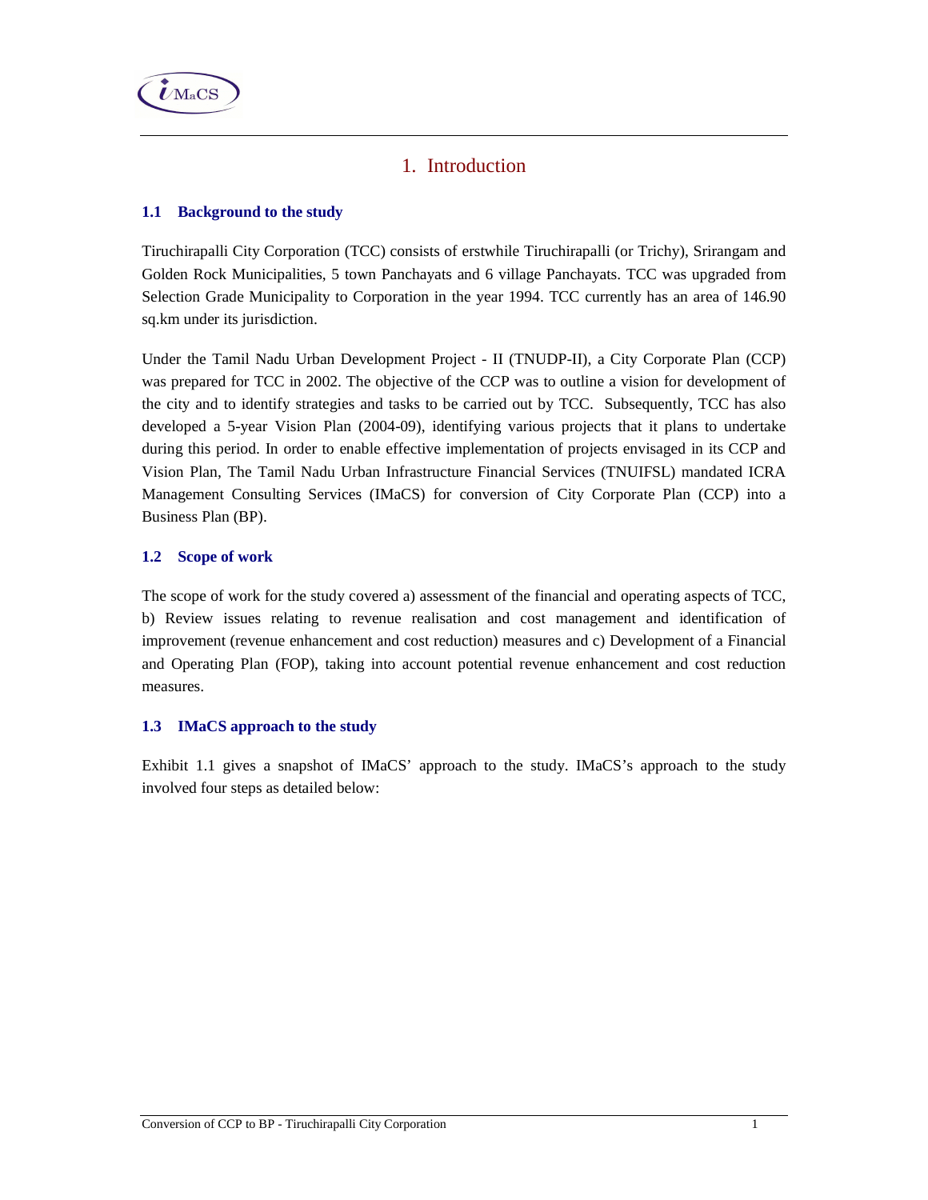# 1. Introduction

### 1.1 Background to the study

Tiruchirapalli City Corporation (TCC) consists of erstwhile Tiruchirapalli (or Trichy), Srirangam and Golden Rock Municipalities, 5 town Panchayats and 6 village Panchayats. TCC was upgraded from Selection Grade Municipality to Corporation in the year 1994. TCC currently has an area of 146.90 sq.km under its jurisdiction.

Under the Tamil Nadu Urban Development Project - II (TNUDP-II), a City Corporate Plan (CCP) was prepared for TCC in 2002. The objective of the CCP was to outline a vision for development of the city and to identify strategies and tasks to be carried out by TCC. Subsequently, TCC has also developed a 5-year Vision Plan (2004-09), identifying various projects that it plans to undertake during this period. In order to enable effective implementation of projects envisaged in its CCP and Vision Plan, The Tamil Nadu Urban Infrastructure Financial Services (TNUIFSL) mandated ICRA Management Consulting Services (IMaCS) for conversion of City Corporate Plan (CCP) into a Business Plan (BP).

### 1.2 Scope of work

The scope of work for the study covered a) assessment of the financial and operating aspects of TCC, b) Review issues relating to revenue realisation and cost management and identification of improvement (revenue enhancement and cost reduction) measures and c) Development of a Financial and Operating Plan (FOP), taking into account potential revenue enhancement and cost reduction measures.

### 1.3 IMaCS approach to the study

Exhibit 1.1 gives a snapshot of IMaCS' approach to the study. IMaCS's approach to the study involved four steps as detailed below: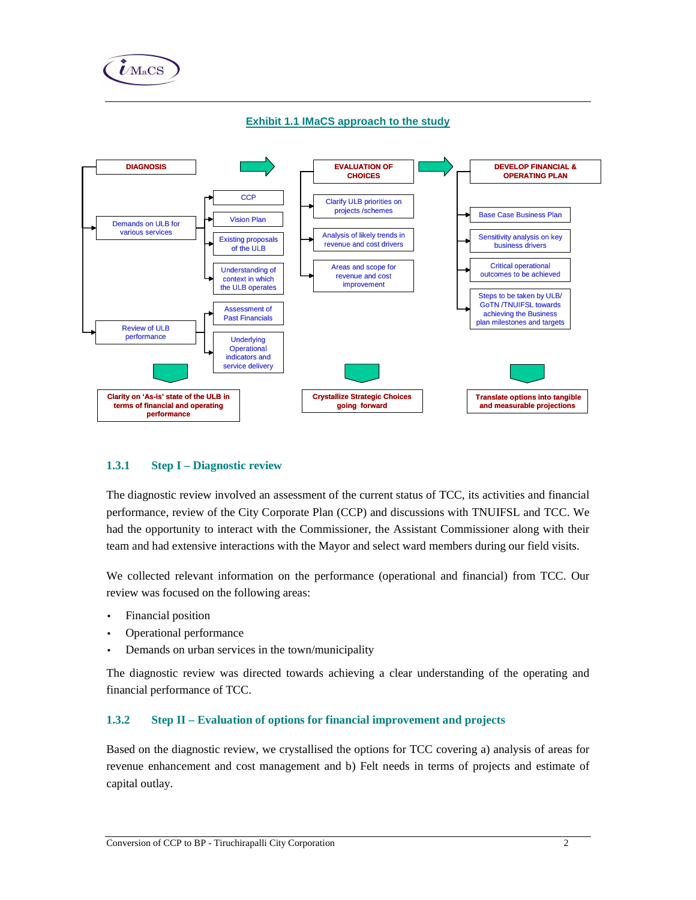**Exhibit 1.1 IMaCS approach to the study**

**DIAGNOSIS**

- Demands on ULB for various services
  - CCP
  - Vision Plan
  - Existing proposals of the ULB
  - Understanding of context in which the ULB operates
- Review of ULB performance
  - Assessment of Past Financials
  - Underlying Operational indicators and service delivery

**Clarity on 'As-is' state of the ULB in terms of financial and operating performance**

**EVALUATION OF CHOICES**

- Clarify ULB priorities on projects /schemes
- Analysis of likely trends in revenue and cost drivers
- Areas and scope for revenue and cost improvement

**Crystallize Strategic Choices going forward**

**DEVELOP FINANCIAL & OPERATING PLAN**

- Base Case Business Plan
- Sensitivity analysis on key business drivers
- Critical operational outcomes to be achieved
- Steps to be taken by ULB/ GoTN /TNUIFSL towards achieving the Business plan milestones and targets

**Translate options into tangible and measurable projections**

### 1.3.1 Step I – Diagnostic review

The diagnostic review involved an assessment of the current status of TCC, its activities and financial performance, review of the City Corporate Plan (CCP) and discussions with TNUIFSL and TCC. We had the opportunity to interact with the Commissioner, the Assistant Commissioner along with their team and had extensive interactions with the Mayor and select ward members during our field visits.

We collected relevant information on the performance (operational and financial) from TCC. Our review was focused on the following areas:

- Financial position
- Operational performance
- Demands on urban services in the town/municipality

The diagnostic review was directed towards achieving a clear understanding of the operating and financial performance of TCC.

### 1.3.2 Step II – Evaluation of options for financial improvement and projects

Based on the diagnostic review, we crystallised the options for TCC covering a) analysis of areas for revenue enhancement and cost management and b) Felt needs in terms of projects and estimate of capital outlay.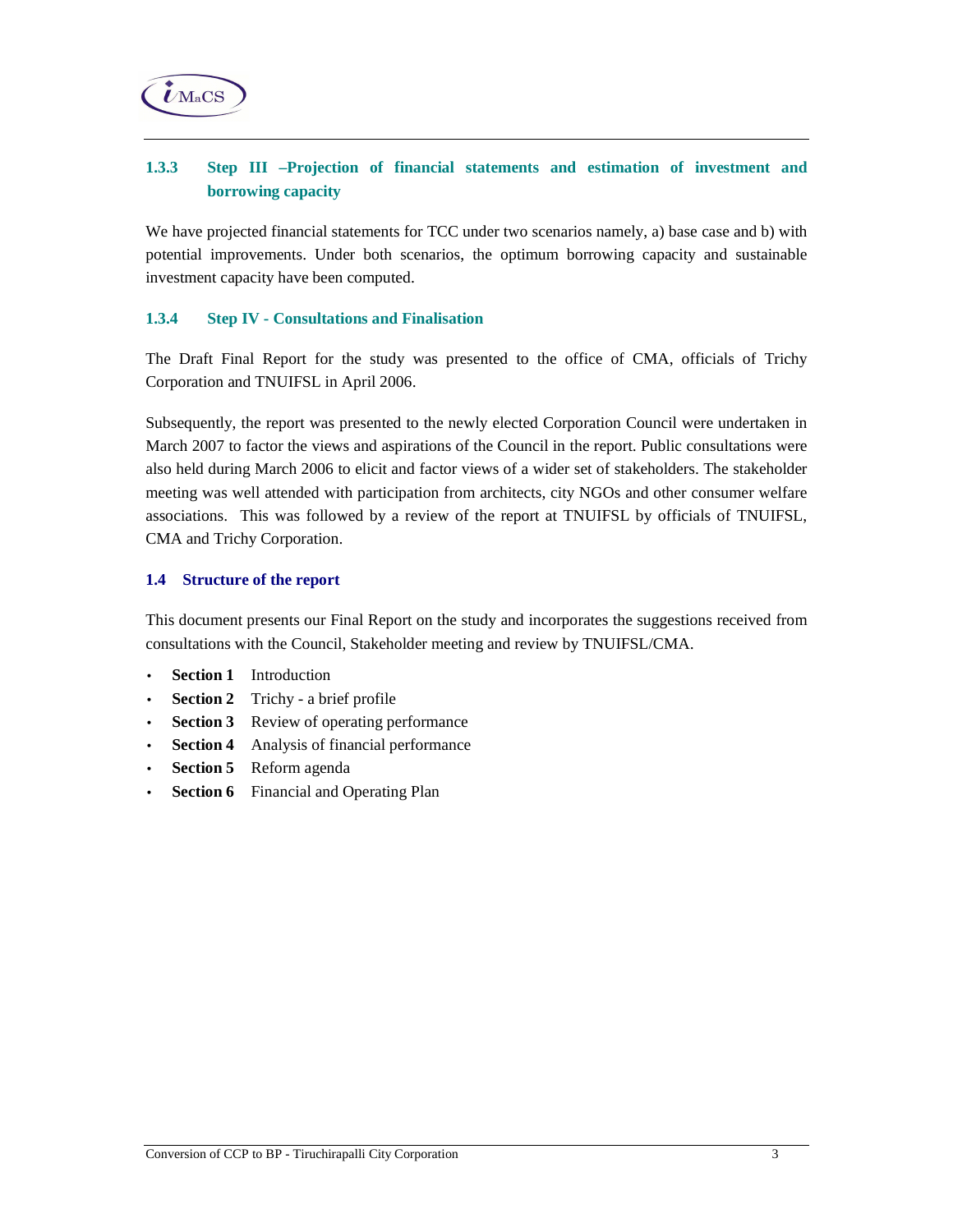### 1.3.3 Step III –Projection of financial statements and estimation of investment and borrowing capacity

We have projected financial statements for TCC under two scenarios namely, a) base case and b) with potential improvements. Under both scenarios, the optimum borrowing capacity and sustainable investment capacity have been computed.

### 1.3.4 Step IV - Consultations and Finalisation

The Draft Final Report for the study was presented to the office of CMA, officials of Trichy Corporation and TNUIFSL in April 2006.

Subsequently, the report was presented to the newly elected Corporation Council were undertaken in March 2007 to factor the views and aspirations of the Council in the report. Public consultations were also held during March 2006 to elicit and factor views of a wider set of stakeholders. The stakeholder meeting was well attended with participation from architects, city NGOs and other consumer welfare associations. This was followed by a review of the report at TNUIFSL by officials of TNUIFSL, CMA and Trichy Corporation.

## 1.4 Structure of the report

This document presents our Final Report on the study and incorporates the suggestions received from consultations with the Council, Stakeholder meeting and review by TNUIFSL/CMA.

- **Section 1** Introduction
- **Section 2** Trichy - a brief profile
- **Section 3** Review of operating performance
- **Section 4** Analysis of financial performance
- **Section 5** Reform agenda
- **Section 6** Financial and Operating Plan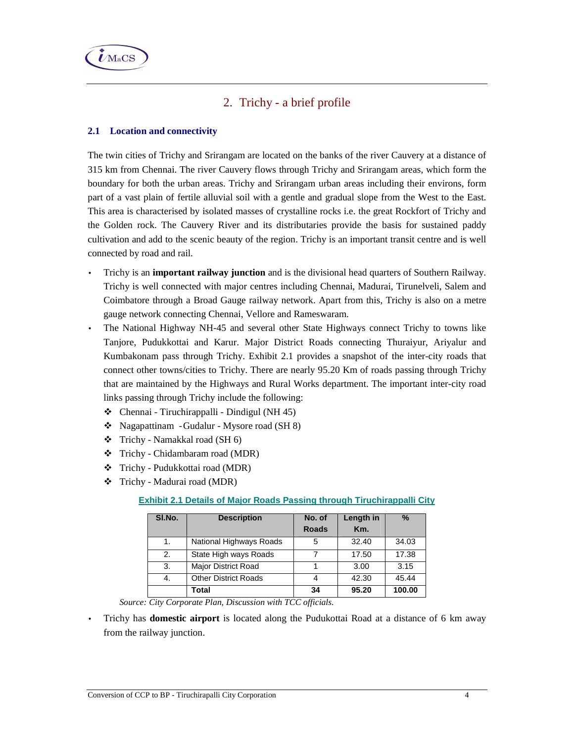# 2. Trichy - a brief profile

## 2.1 Location and connectivity

The twin cities of Trichy and Srirangam are located on the banks of the river Cauvery at a distance of 315 km from Chennai. The river Cauvery flows through Trichy and Srirangam areas, which form the boundary for both the urban areas. Trichy and Srirangam urban areas including their environs, form part of a vast plain of fertile alluvial soil with a gentle and gradual slope from the West to the East. This area is characterised by isolated masses of crystalline rocks i.e. the great Rockfort of Trichy and the Golden rock. The Cauvery River and its distributaries provide the basis for sustained paddy cultivation and add to the scenic beauty of the region. Trichy is an important transit centre and is well connected by road and rail.

- Trichy is an **important railway junction** and is the divisional head quarters of Southern Railway. Trichy is well connected with major centres including Chennai, Madurai, Tirunelveli, Salem and Coimbatore through a Broad Gauge railway network. Apart from this, Trichy is also on a metre gauge network connecting Chennai, Vellore and Rameswaram.
- The National Highway NH-45 and several other State Highways connect Trichy to towns like Tanjore, Pudukkottai and Karur. Major District Roads connecting Thuraiyur, Ariyalur and Kumbakonam pass through Trichy. Exhibit 2.1 provides a snapshot of the inter-city roads that connect other towns/cities to Trichy. There are nearly 95.20 Km of roads passing through Trichy that are maintained by the Highways and Rural Works department. The important inter-city road links passing through Trichy include the following:
  - ❖ Chennai - Tiruchirappalli - Dindigul (NH 45)
  - ❖ Nagapattinam - Gudalur - Mysore road (SH 8)
  - ❖ Trichy - Namakkal road (SH 6)
  - ❖ Trichy - Chidambaram road (MDR)
  - ❖ Trichy - Pudukkottai road (MDR)
  - ❖ Trichy - Madurai road (MDR)

**Exhibit 2.1 Details of Major Roads Passing through Tiruchirappalli City**

| Sl.No. | Description | No. of Roads | Length in Km. | % |
|---|---|---|---|---|
| 1. | National Highways Roads | 5 | 32.40 | 34.03 |
| 2. | State High ways Roads | 7 | 17.50 | 17.38 |
| 3. | Major District Road | 1 | 3.00 | 3.15 |
| 4. | Other District Roads | 4 | 42.30 | 45.44 |
| | **Total** | **34** | **95.20** | **100.00** |

*Source: City Corporate Plan, Discussion with TCC officials.*

- Trichy has **domestic airport** is located along the Pudukottai Road at a distance of 6 km away from the railway junction.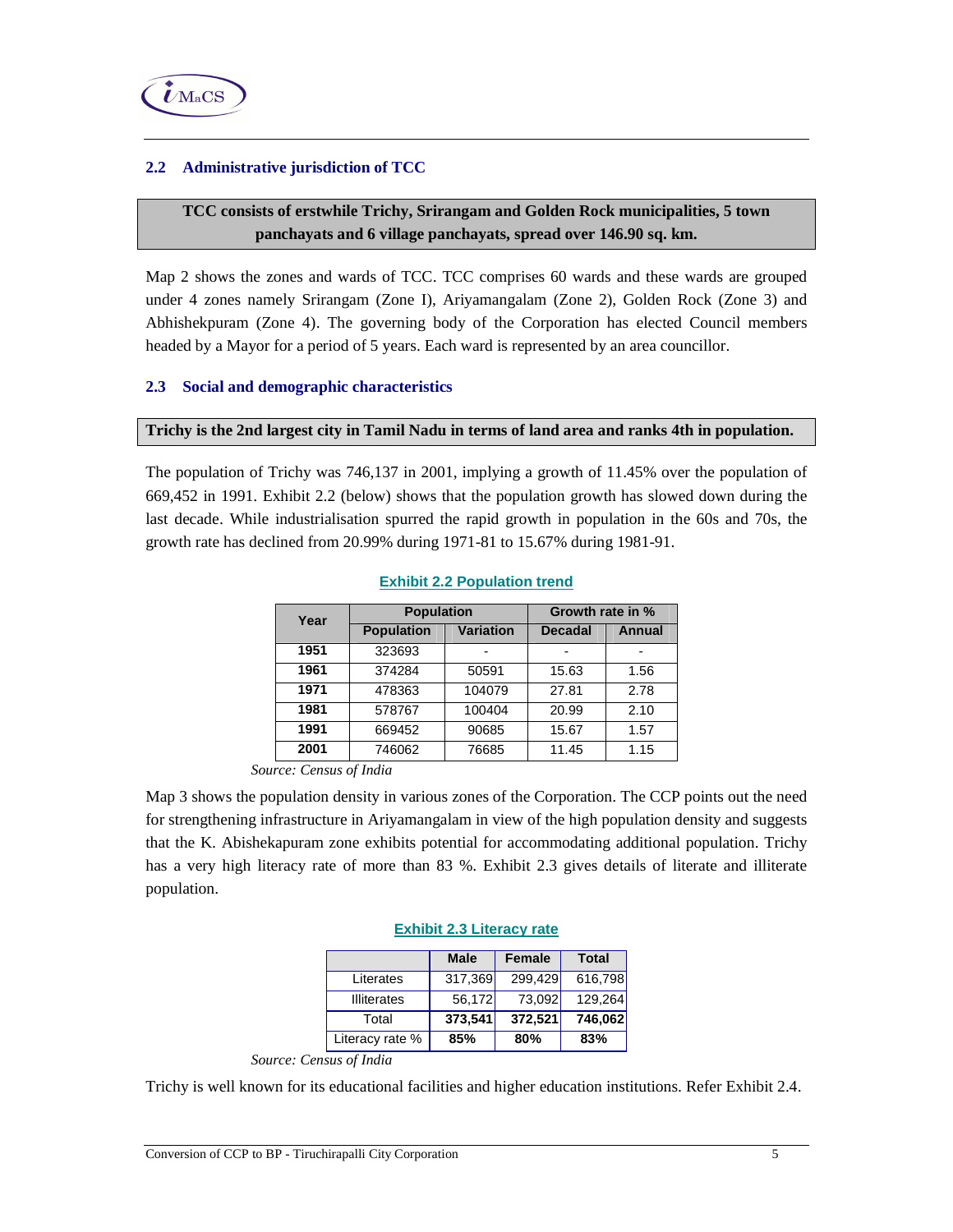## 2.2 Administrative jurisdiction of TCC

**TCC consists of erstwhile Trichy, Srirangam and Golden Rock municipalities, 5 town panchayats and 6 village panchayats, spread over 146.90 sq. km.**

Map 2 shows the zones and wards of TCC. TCC comprises 60 wards and these wards are grouped under 4 zones namely Srirangam (Zone I), Ariyamangalam (Zone 2), Golden Rock (Zone 3) and Abhishekpuram (Zone 4). The governing body of the Corporation has elected Council members headed by a Mayor for a period of 5 years. Each ward is represented by an area councillor.

## 2.3 Social and demographic characteristics

**Trichy is the 2nd largest city in Tamil Nadu in terms of land area and ranks 4th in population.**

The population of Trichy was 746,137 in 2001, implying a growth of 11.45% over the population of 669,452 in 1991. Exhibit 2.2 (below) shows that the population growth has slowed down during the last decade. While industrialisation spurred the rapid growth in population in the 60s and 70s, the growth rate has declined from 20.99% during 1971-81 to 15.67% during 1981-91.

**Exhibit 2.2 Population trend**

| Year | Population | | Growth rate in % | |
|---|---|---|---|---|
| | Population | Variation | Decadal | Annual |
| **1951** | 323693 | - | - | - |
| **1961** | 374284 | 50591 | 15.63 | 1.56 |
| **1971** | 478363 | 104079 | 27.81 | 2.78 |
| **1981** | 578767 | 100404 | 20.99 | 2.10 |
| **1991** | 669452 | 90685 | 15.67 | 1.57 |
| **2001** | 746062 | 76685 | 11.45 | 1.15 |

*Source: Census of India*

Map 3 shows the population density in various zones of the Corporation. The CCP points out the need for strengthening infrastructure in Ariyamangalam in view of the high population density and suggests that the K. Abishekapuram zone exhibits potential for accommodating additional population. Trichy has a very high literacy rate of more than 83 %. Exhibit 2.3 gives details of literate and illiterate population.

**Exhibit 2.3 Literacy rate**

| | Male | Female | Total |
|---|---|---|---|
| Literates | 317,369 | 299,429 | 616,798 |
| Illiterates | 56,172 | 73,092 | 129,264 |
| Total | **373,541** | **372,521** | **746,062** |
| Literacy rate % | **85%** | **80%** | **83%** |

*Source: Census of India*

Trichy is well known for its educational facilities and higher education institutions. Refer Exhibit 2.4.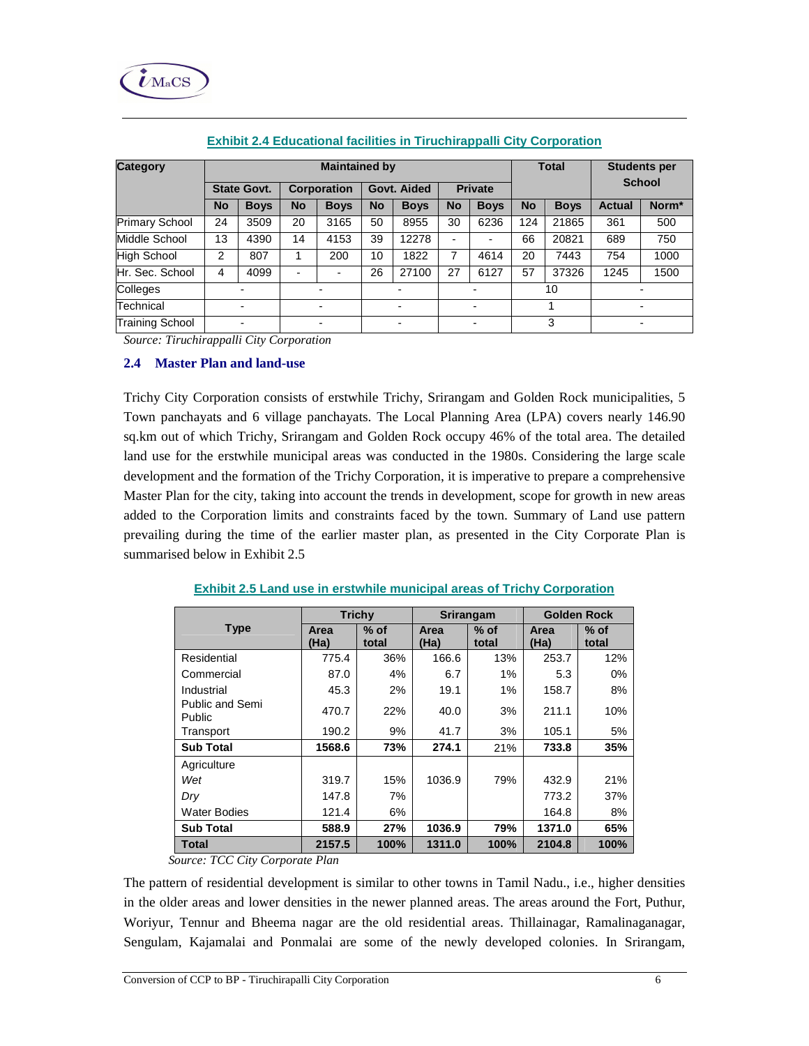**Exhibit 2.4 Educational facilities in Tiruchirappalli City Corporation**

| Category | Maintained by | | | | | | | | Total | | Students per School | |
|---|---|---|---|---|---|---|---|---|---|---|---|---|
| | State Govt. | | Corporation | | Govt. Aided | | Private | | | | | |
| | No | Boys | No | Boys | No | Boys | No | Boys | No | Boys | Actual | Norm* |
| Primary School | 24 | 3509 | 20 | 3165 | 50 | 8955 | 30 | 6236 | 124 | 21865 | 361 | 500 |
| Middle School | 13 | 4390 | 14 | 4153 | 39 | 12278 | - | - | 66 | 20821 | 689 | 750 |
| High School | 2 | 807 | 1 | 200 | 10 | 1822 | 7 | 4614 | 20 | 7443 | 754 | 1000 |
| Hr. Sec. School | 4 | 4099 | - | - | 26 | 27100 | 27 | 6127 | 57 | 37326 | 1245 | 1500 |
| Colleges | - | | - | | - | | - | | 10 | | - | |
| Technical | - | | - | | - | | - | | 1 | | - | |
| Training School | - | | - | | - | | - | | 3 | | - | |

*Source: Tiruchirappalli City Corporation*

## 2.4 Master Plan and land-use

Trichy City Corporation consists of erstwhile Trichy, Srirangam and Golden Rock municipalities, 5 Town panchayats and 6 village panchayats. The Local Planning Area (LPA) covers nearly 146.90 sq.km out of which Trichy, Srirangam and Golden Rock occupy 46% of the total area. The detailed land use for the erstwhile municipal areas was conducted in the 1980s. Considering the large scale development and the formation of the Trichy Corporation, it is imperative to prepare a comprehensive Master Plan for the city, taking into account the trends in development, scope for growth in new areas added to the Corporation limits and constraints faced by the town. Summary of Land use pattern prevailing during the time of the earlier master plan, as presented in the City Corporate Plan is summarised below in Exhibit 2.5

**Exhibit 2.5 Land use in erstwhile municipal areas of Trichy Corporation**

| Type | Trichy | | Srirangam | | Golden Rock | |
|---|---|---|---|---|---|---|
| | Area (Ha) | % of total | Area (Ha) | % of total | Area (Ha) | % of total |
| Residential | 775.4 | 36% | 166.6 | 13% | 253.7 | 12% |
| Commercial | 87.0 | 4% | 6.7 | 1% | 5.3 | 0% |
| Industrial | 45.3 | 2% | 19.1 | 1% | 158.7 | 8% |
| Public and Semi Public | 470.7 | 22% | 40.0 | 3% | 211.1 | 10% |
| Transport | 190.2 | 9% | 41.7 | 3% | 105.1 | 5% |
| **Sub Total** | **1568.6** | **73%** | **274.1** | 21% | **733.8** | **35%** |
| Agriculture | | | | | | |
| *Wet* | 319.7 | 15% | 1036.9 | 79% | 432.9 | 21% |
| *Dry* | 147.8 | 7% | | | 773.2 | 37% |
| Water Bodies | 121.4 | 6% | | | 164.8 | 8% |
| **Sub Total** | **588.9** | **27%** | **1036.9** | **79%** | **1371.0** | **65%** |
| **Total** | **2157.5** | **100%** | **1311.0** | **100%** | **2104.8** | **100%** |

*Source: TCC City Corporate Plan*

The pattern of residential development is similar to other towns in Tamil Nadu., i.e., higher densities in the older areas and lower densities in the newer planned areas. The areas around the Fort, Puthur, Woriyur, Tennur and Bheema nagar are the old residential areas. Thillainagar, Ramalinaganagar, Sengulam, Kajamalai and Ponmalai are some of the newly developed colonies. In Srirangam,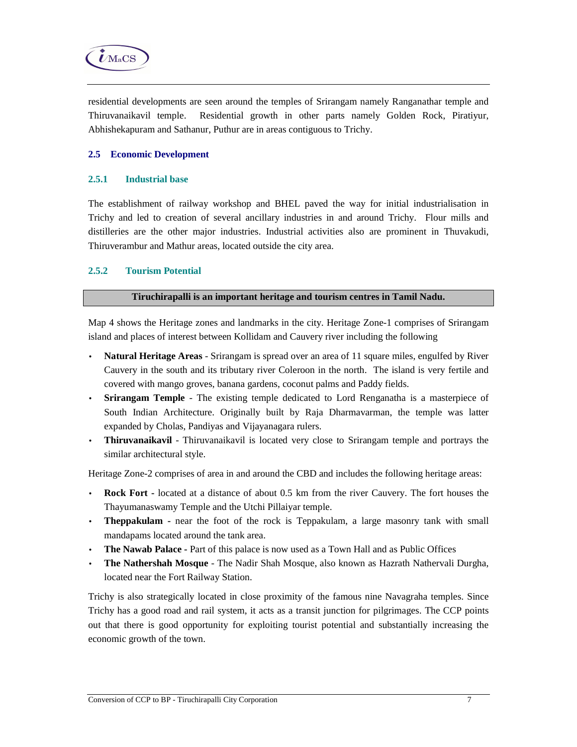residential developments are seen around the temples of Srirangam namely Ranganathar temple and Thiruvanaikavil temple. Residential growth in other parts namely Golden Rock, Piratiyur, Abhishekapuram and Sathanur, Puthur are in areas contiguous to Trichy.

## 2.5 Economic Development

### 2.5.1 Industrial base

The establishment of railway workshop and BHEL paved the way for initial industrialisation in Trichy and led to creation of several ancillary industries in and around Trichy. Flour mills and distilleries are the other major industries. Industrial activities also are prominent in Thuvakudi, Thiruverambur and Mathur areas, located outside the city area.

### 2.5.2 Tourism Potential

**Tiruchirapalli is an important heritage and tourism centres in Tamil Nadu.**

Map 4 shows the Heritage zones and landmarks in the city. Heritage Zone-1 comprises of Srirangam island and places of interest between Kollidam and Cauvery river including the following

- **Natural Heritage Areas** - Srirangam is spread over an area of 11 square miles, engulfed by River Cauvery in the south and its tributary river Coleroon in the north. The island is very fertile and covered with mango groves, banana gardens, coconut palms and Paddy fields.
- **Srirangam Temple** - The existing temple dedicated to Lord Renganatha is a masterpiece of South Indian Architecture. Originally built by Raja Dharmavarman, the temple was latter expanded by Cholas, Pandiyas and Vijayanagara rulers.
- **Thiruvanaikavil** - Thiruvanaikavil is located very close to Srirangam temple and portrays the similar architectural style.

Heritage Zone-2 comprises of area in and around the CBD and includes the following heritage areas:

- **Rock Fort -** located at a distance of about 0.5 km from the river Cauvery. The fort houses the Thayumanaswamy Temple and the Utchi Pillaiyar temple.
- **Theppakulam -** near the foot of the rock is Teppakulam, a large masonry tank with small mandapams located around the tank area.
- **The Nawab Palace -** Part of this palace is now used as a Town Hall and as Public Offices
- **The Nathershah Mosque** - The Nadir Shah Mosque, also known as Hazrath Nathervali Durgha, located near the Fort Railway Station.

Trichy is also strategically located in close proximity of the famous nine Navagraha temples. Since Trichy has a good road and rail system, it acts as a transit junction for pilgrimages. The CCP points out that there is good opportunity for exploiting tourist potential and substantially increasing the economic growth of the town.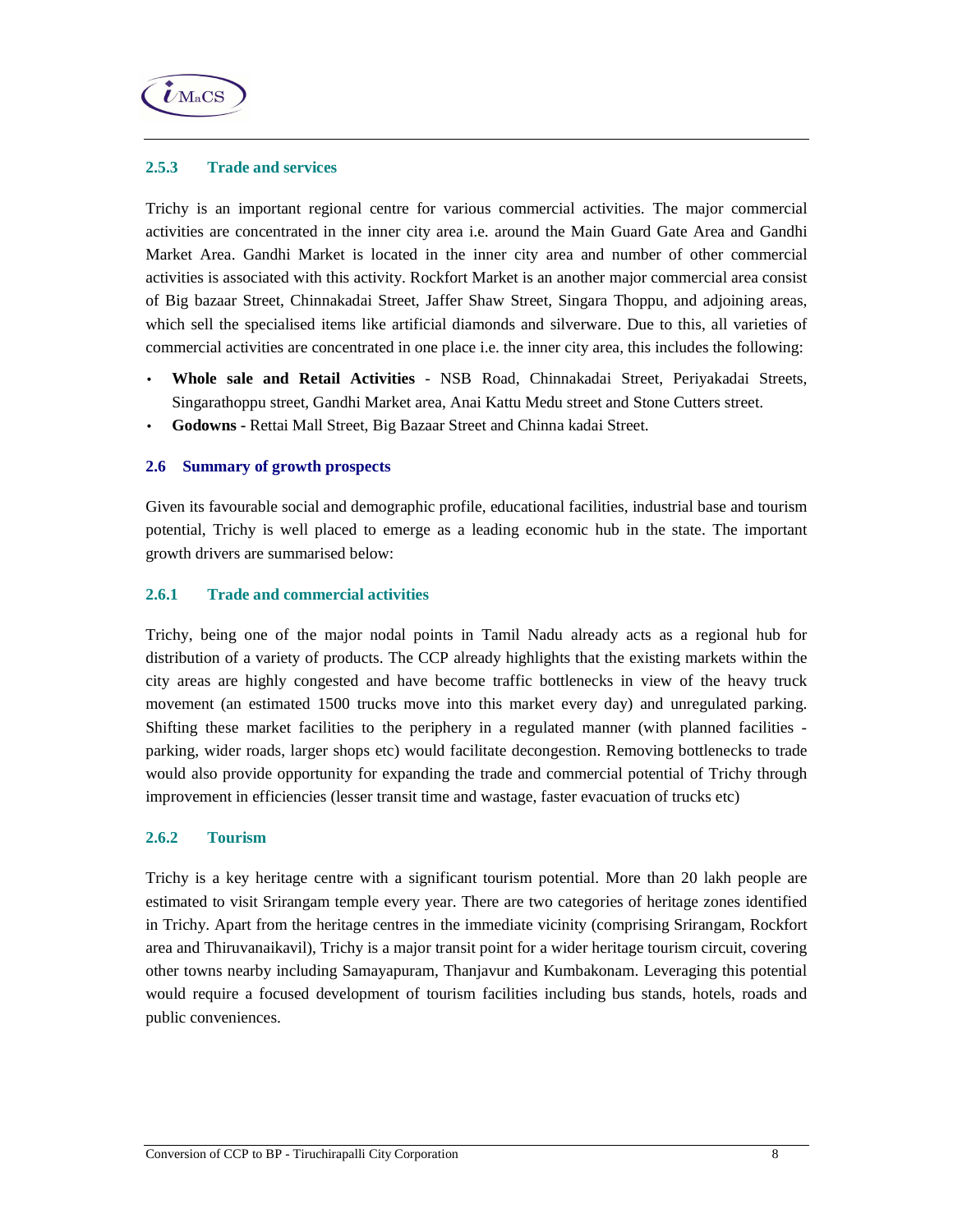### 2.5.3 Trade and services

Trichy is an important regional centre for various commercial activities. The major commercial activities are concentrated in the inner city area i.e. around the Main Guard Gate Area and Gandhi Market Area. Gandhi Market is located in the inner city area and number of other commercial activities is associated with this activity. Rockfort Market is an another major commercial area consist of Big bazaar Street, Chinnakadai Street, Jaffer Shaw Street, Singara Thoppu, and adjoining areas, which sell the specialised items like artificial diamonds and silverware. Due to this, all varieties of commercial activities are concentrated in one place i.e. the inner city area, this includes the following:

- **Whole sale and Retail Activities** - NSB Road, Chinnakadai Street, Periyakadai Streets, Singarathoppu street, Gandhi Market area, Anai Kattu Medu street and Stone Cutters street.
- **Godowns -** Rettai Mall Street, Big Bazaar Street and Chinna kadai Street.

## 2.6 Summary of growth prospects

Given its favourable social and demographic profile, educational facilities, industrial base and tourism potential, Trichy is well placed to emerge as a leading economic hub in the state. The important growth drivers are summarised below:

### 2.6.1 Trade and commercial activities

Trichy, being one of the major nodal points in Tamil Nadu already acts as a regional hub for distribution of a variety of products. The CCP already highlights that the existing markets within the city areas are highly congested and have become traffic bottlenecks in view of the heavy truck movement (an estimated 1500 trucks move into this market every day) and unregulated parking. Shifting these market facilities to the periphery in a regulated manner (with planned facilities - parking, wider roads, larger shops etc) would facilitate decongestion. Removing bottlenecks to trade would also provide opportunity for expanding the trade and commercial potential of Trichy through improvement in efficiencies (lesser transit time and wastage, faster evacuation of trucks etc)

### 2.6.2 Tourism

Trichy is a key heritage centre with a significant tourism potential. More than 20 lakh people are estimated to visit Srirangam temple every year. There are two categories of heritage zones identified in Trichy. Apart from the heritage centres in the immediate vicinity (comprising Srirangam, Rockfort area and Thiruvanaikavil), Trichy is a major transit point for a wider heritage tourism circuit, covering other towns nearby including Samayapuram, Thanjavur and Kumbakonam. Leveraging this potential would require a focused development of tourism facilities including bus stands, hotels, roads and public conveniences.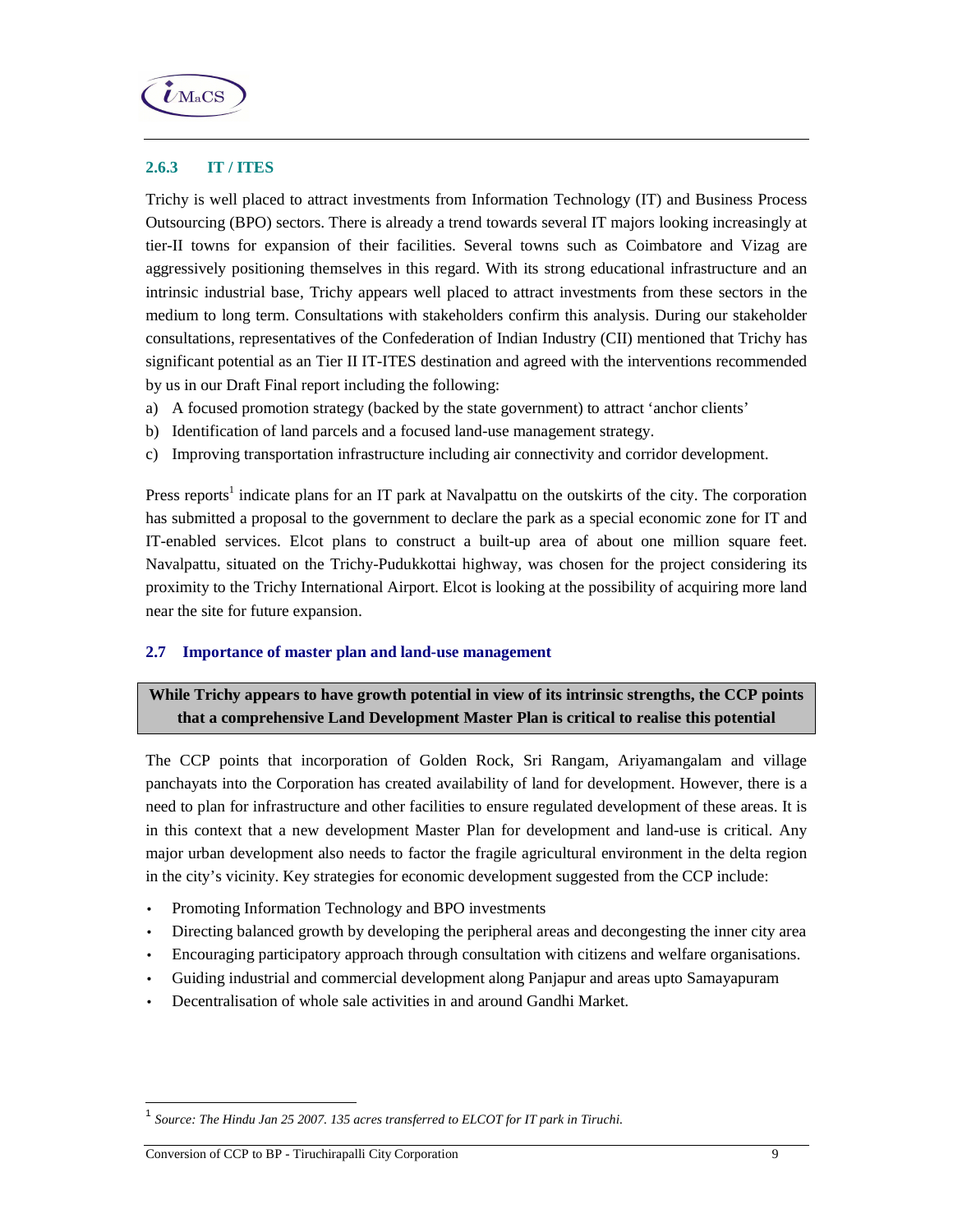### 2.6.3 IT / ITES

Trichy is well placed to attract investments from Information Technology (IT) and Business Process Outsourcing (BPO) sectors. There is already a trend towards several IT majors looking increasingly at tier-II towns for expansion of their facilities. Several towns such as Coimbatore and Vizag are aggressively positioning themselves in this regard. With its strong educational infrastructure and an intrinsic industrial base, Trichy appears well placed to attract investments from these sectors in the medium to long term. Consultations with stakeholders confirm this analysis. During our stakeholder consultations, representatives of the Confederation of Indian Industry (CII) mentioned that Trichy has significant potential as an Tier II IT-ITES destination and agreed with the interventions recommended by us in our Draft Final report including the following:

a) A focused promotion strategy (backed by the state government) to attract 'anchor clients'
b) Identification of land parcels and a focused land-use management strategy.
c) Improving transportation infrastructure including air connectivity and corridor development.

Press reports[1] indicate plans for an IT park at Navalpattu on the outskirts of the city. The corporation has submitted a proposal to the government to declare the park as a special economic zone for IT and IT-enabled services. Elcot plans to construct a built-up area of about one million square feet. Navalpattu, situated on the Trichy-Pudukkottai highway, was chosen for the project considering its proximity to the Trichy International Airport. Elcot is looking at the possibility of acquiring more land near the site for future expansion.

## 2.7 Importance of master plan and land-use management

**While Trichy appears to have growth potential in view of its intrinsic strengths, the CCP points that a comprehensive Land Development Master Plan is critical to realise this potential**

The CCP points that incorporation of Golden Rock, Sri Rangam, Ariyamangalam and village panchayats into the Corporation has created availability of land for development. However, there is a need to plan for infrastructure and other facilities to ensure regulated development of these areas. It is in this context that a new development Master Plan for development and land-use is critical. Any major urban development also needs to factor the fragile agricultural environment in the delta region in the city's vicinity. Key strategies for economic development suggested from the CCP include:

- Promoting Information Technology and BPO investments
- Directing balanced growth by developing the peripheral areas and decongesting the inner city area
- Encouraging participatory approach through consultation with citizens and welfare organisations.
- Guiding industrial and commercial development along Panjapur and areas upto Samayapuram
- Decentralisation of whole sale activities in and around Gandhi Market.

[1] *Source: The Hindu Jan 25 2007. 135 acres transferred to ELCOT for IT park in Tiruchi.*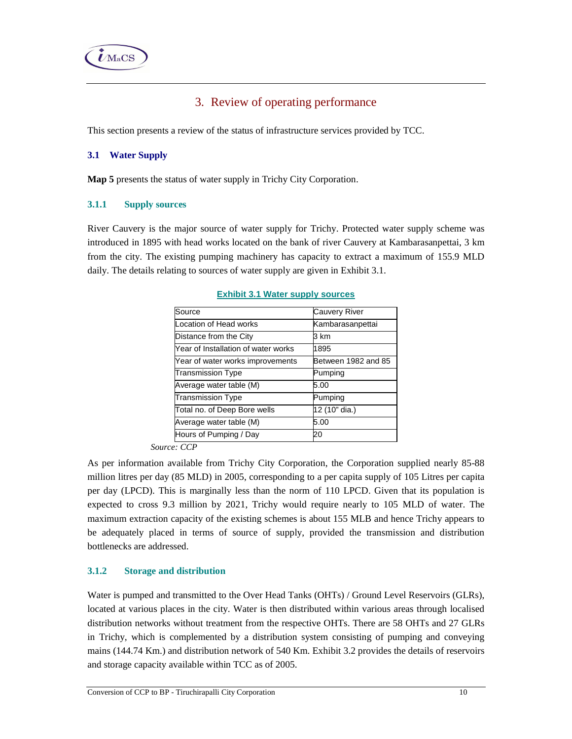# 3. Review of operating performance

This section presents a review of the status of infrastructure services provided by TCC.

## 3.1 Water Supply

**Map 5** presents the status of water supply in Trichy City Corporation.

### 3.1.1 Supply sources

River Cauvery is the major source of water supply for Trichy. Protected water supply scheme was introduced in 1895 with head works located on the bank of river Cauvery at Kambarasanpettai, 3 km from the city. The existing pumping machinery has capacity to extract a maximum of 155.9 MLD daily. The details relating to sources of water supply are given in Exhibit 3.1.

**Exhibit 3.1 Water supply sources**

| Source | Cauvery River |
|---|---|
| Location of Head works | Kambarasanpettai |
| Distance from the City | 3 km |
| Year of Installation of water works | 1895 |
| Year of water works improvements | Between 1982 and 85 |
| Transmission Type | Pumping |
| Average water table (M) | 5.00 |
| Transmission Type | Pumping |
| Total no. of Deep Bore wells | 12 (10" dia.) |
| Average water table (M) | 5.00 |
| Hours of Pumping / Day | 20 |

*Source: CCP*

As per information available from Trichy City Corporation, the Corporation supplied nearly 85-88 million litres per day (85 MLD) in 2005, corresponding to a per capita supply of 105 Litres per capita per day (LPCD). This is marginally less than the norm of 110 LPCD. Given that its population is expected to cross 9.3 million by 2021, Trichy would require nearly to 105 MLD of water. The maximum extraction capacity of the existing schemes is about 155 MLB and hence Trichy appears to be adequately placed in terms of source of supply, provided the transmission and distribution bottlenecks are addressed.

### 3.1.2 Storage and distribution

Water is pumped and transmitted to the Over Head Tanks (OHTs) / Ground Level Reservoirs (GLRs), located at various places in the city. Water is then distributed within various areas through localised distribution networks without treatment from the respective OHTs. There are 58 OHTs and 27 GLRs in Trichy, which is complemented by a distribution system consisting of pumping and conveying mains (144.74 Km.) and distribution network of 540 Km. Exhibit 3.2 provides the details of reservoirs and storage capacity available within TCC as of 2005.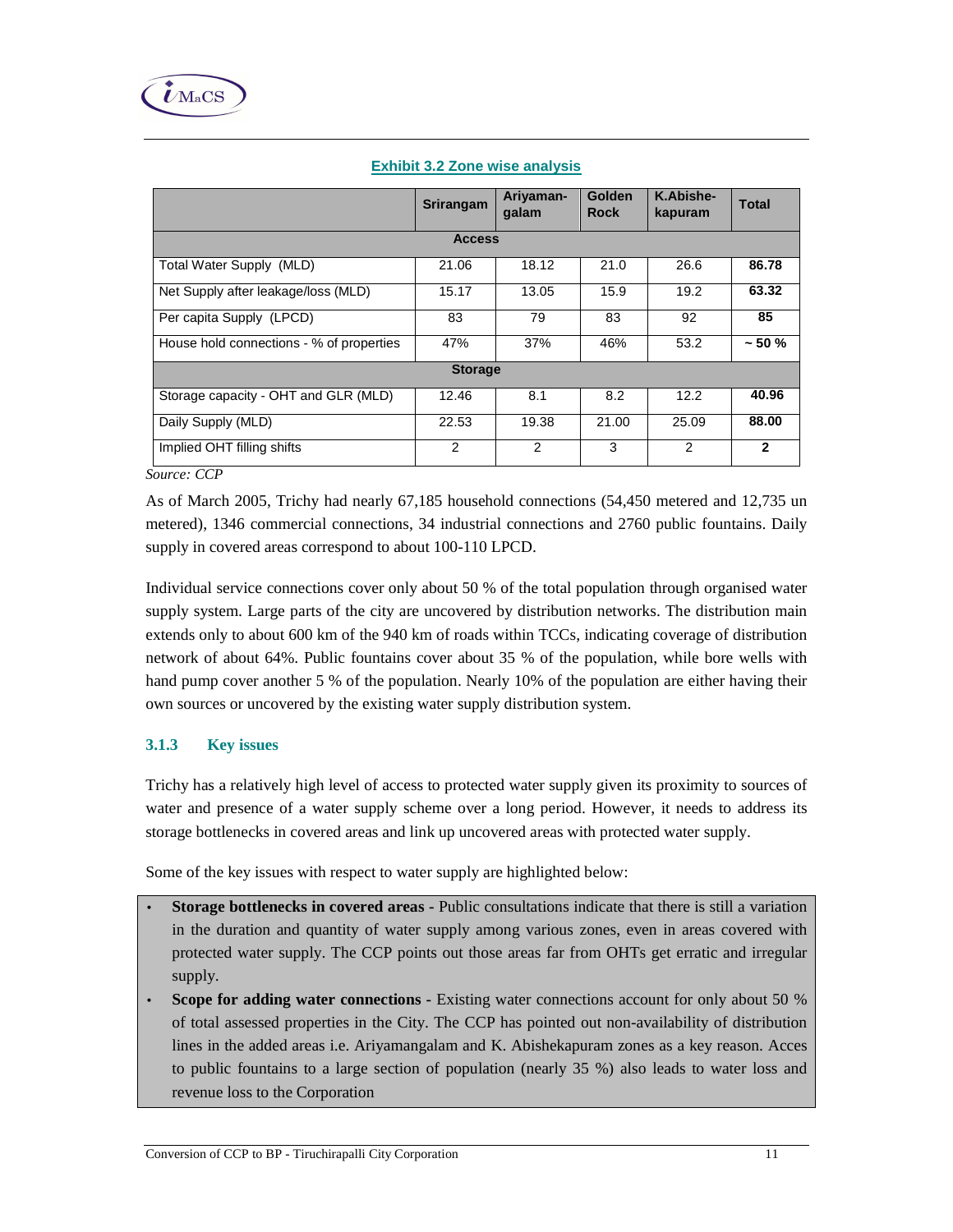**Exhibit 3.2 Zone wise analysis**

| | Srirangam | Ariyaman-galam | Golden Rock | K.Abishe-kapuram | Total |
|---|---|---|---|---|---|
| **Access** | | | | | |
| Total Water Supply (MLD) | 21.06 | 18.12 | 21.0 | 26.6 | **86.78** |
| Net Supply after leakage/loss (MLD) | 15.17 | 13.05 | 15.9 | 19.2 | **63.32** |
| Per capita Supply (LPCD) | 83 | 79 | 83 | 92 | **85** |
| House hold connections - % of properties | 47% | 37% | 46% | 53.2 | **~ 50 %** |
| **Storage** | | | | | |
| Storage capacity - OHT and GLR (MLD) | 12.46 | 8.1 | 8.2 | 12.2 | **40.96** |
| Daily Supply (MLD) | 22.53 | 19.38 | 21.00 | 25.09 | **88.00** |
| Implied OHT filling shifts | 2 | 2 | 3 | 2 | **2** |

*Source: CCP*

As of March 2005, Trichy had nearly 67,185 household connections (54,450 metered and 12,735 un metered), 1346 commercial connections, 34 industrial connections and 2760 public fountains. Daily supply in covered areas correspond to about 100-110 LPCD.

Individual service connections cover only about 50 % of the total population through organised water supply system. Large parts of the city are uncovered by distribution networks. The distribution main extends only to about 600 km of the 940 km of roads within TCCs, indicating coverage of distribution network of about 64%. Public fountains cover about 35 % of the population, while bore wells with hand pump cover another 5 % of the population. Nearly 10% of the population are either having their own sources or uncovered by the existing water supply distribution system.

### 3.1.3 Key issues

Trichy has a relatively high level of access to protected water supply given its proximity to sources of water and presence of a water supply scheme over a long period. However, it needs to address its storage bottlenecks in covered areas and link up uncovered areas with protected water supply.

Some of the key issues with respect to water supply are highlighted below:

- **Storage bottlenecks in covered areas -** Public consultations indicate that there is still a variation in the duration and quantity of water supply among various zones, even in areas covered with protected water supply. The CCP points out those areas far from OHTs get erratic and irregular supply.
- **Scope for adding water connections -** Existing water connections account for only about 50 % of total assessed properties in the City. The CCP has pointed out non-availability of distribution lines in the added areas i.e. Ariyamangalam and K. Abishekapuram zones as a key reason. Acces to public fountains to a large section of population (nearly 35 %) also leads to water loss and revenue loss to the Corporation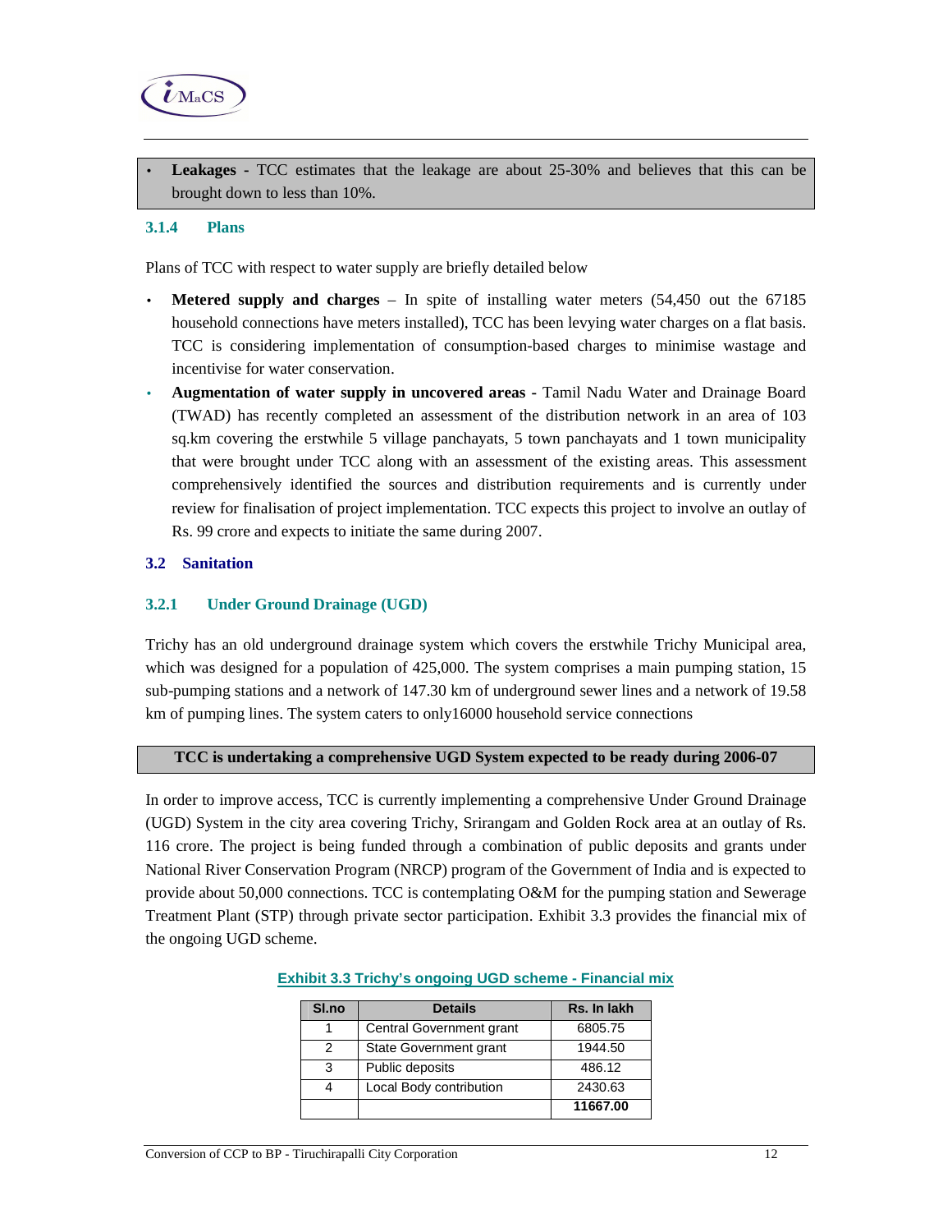- **Leakages** - TCC estimates that the leakage are about 25-30% and believes that this can be brought down to less than 10%.

### 3.1.4 Plans

Plans of TCC with respect to water supply are briefly detailed below

- **Metered supply and charges** – In spite of installing water meters (54,450 out the 67185 household connections have meters installed), TCC has been levying water charges on a flat basis. TCC is considering implementation of consumption-based charges to minimise wastage and incentivise for water conservation.
- **Augmentation of water supply in uncovered areas -** Tamil Nadu Water and Drainage Board (TWAD) has recently completed an assessment of the distribution network in an area of 103 sq.km covering the erstwhile 5 village panchayats, 5 town panchayats and 1 town municipality that were brought under TCC along with an assessment of the existing areas. This assessment comprehensively identified the sources and distribution requirements and is currently under review for finalisation of project implementation. TCC expects this project to involve an outlay of Rs. 99 crore and expects to initiate the same during 2007.

## 3.2 Sanitation

### 3.2.1 Under Ground Drainage (UGD)

Trichy has an old underground drainage system which covers the erstwhile Trichy Municipal area, which was designed for a population of 425,000. The system comprises a main pumping station, 15 sub-pumping stations and a network of 147.30 km of underground sewer lines and a network of 19.58 km of pumping lines. The system caters to only16000 household service connections

**TCC is undertaking a comprehensive UGD System expected to be ready during 2006-07**

In order to improve access, TCC is currently implementing a comprehensive Under Ground Drainage (UGD) System in the city area covering Trichy, Srirangam and Golden Rock area at an outlay of Rs. 116 crore. The project is being funded through a combination of public deposits and grants under National River Conservation Program (NRCP) program of the Government of India and is expected to provide about 50,000 connections. TCC is contemplating O&M for the pumping station and Sewerage Treatment Plant (STP) through private sector participation. Exhibit 3.3 provides the financial mix of the ongoing UGD scheme.

**Exhibit 3.3 Trichy's ongoing UGD scheme - Financial mix**

| Sl.no | Details | Rs. In lakh |
|---|---|---|
| 1 | Central Government grant | 6805.75 |
| 2 | State Government grant | 1944.50 |
| 3 | Public deposits | 486.12 |
| 4 | Local Body contribution | 2430.63 |
| | | **11667.00** |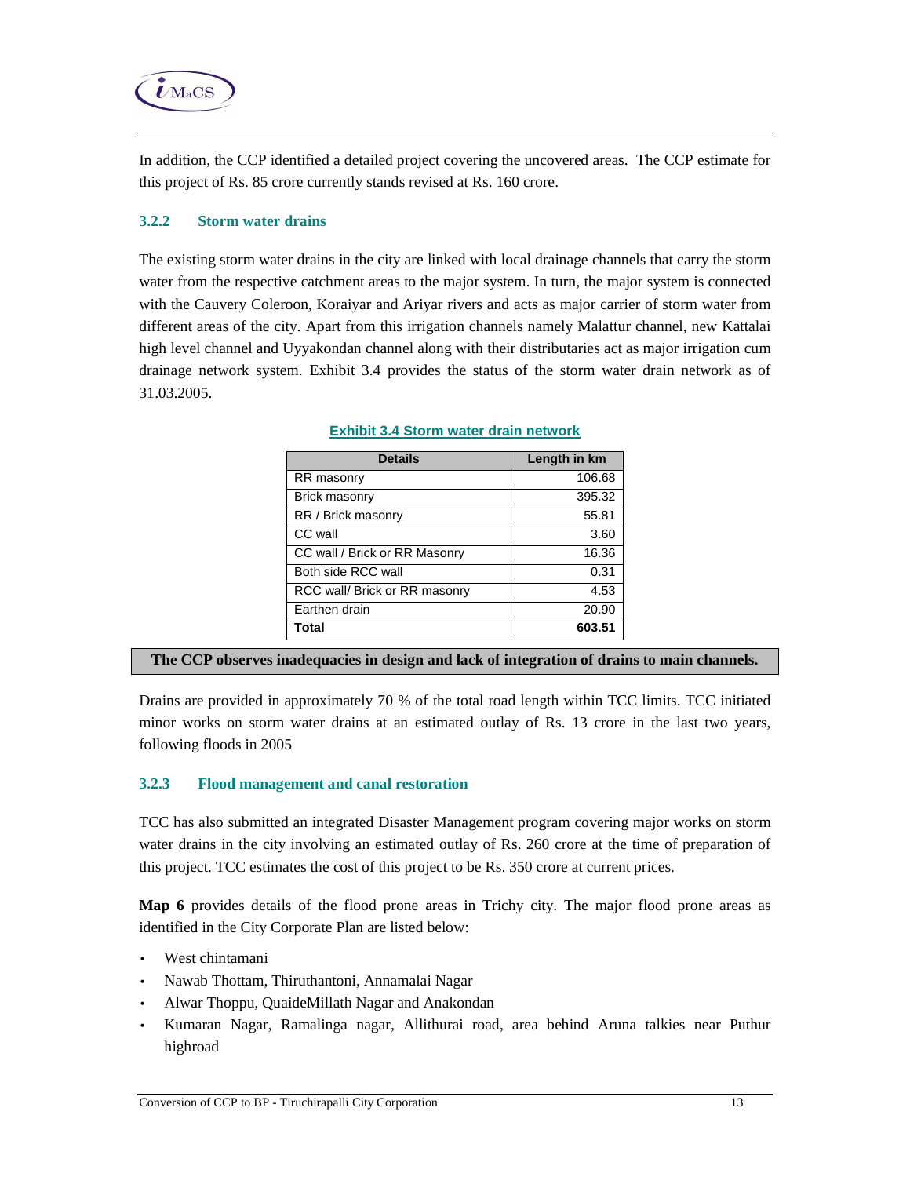In addition, the CCP identified a detailed project covering the uncovered areas. The CCP estimate for this project of Rs. 85 crore currently stands revised at Rs. 160 crore.

### 3.2.2 Storm water drains

The existing storm water drains in the city are linked with local drainage channels that carry the storm water from the respective catchment areas to the major system. In turn, the major system is connected with the Cauvery Coleroon, Koraiyar and Ariyar rivers and acts as major carrier of storm water from different areas of the city. Apart from this irrigation channels namely Malattur channel, new Kattalai high level channel and Uyyakondan channel along with their distributaries act as major irrigation cum drainage network system. Exhibit 3.4 provides the status of the storm water drain network as of 31.03.2005.

**Exhibit 3.4 Storm water drain network**

| Details | Length in km |
|---|---:|
| RR masonry | 106.68 |
| Brick masonry | 395.32 |
| RR / Brick masonry | 55.81 |
| CC wall | 3.60 |
| CC wall / Brick or RR Masonry | 16.36 |
| Both side RCC wall | 0.31 |
| RCC wall/ Brick or RR masonry | 4.53 |
| Earthen drain | 20.90 |
| **Total** | **603.51** |

**The CCP observes inadequacies in design and lack of integration of drains to main channels.**

Drains are provided in approximately 70 % of the total road length within TCC limits. TCC initiated minor works on storm water drains at an estimated outlay of Rs. 13 crore in the last two years, following floods in 2005

### 3.2.3 Flood management and canal restoration

TCC has also submitted an integrated Disaster Management program covering major works on storm water drains in the city involving an estimated outlay of Rs. 260 crore at the time of preparation of this project. TCC estimates the cost of this project to be Rs. 350 crore at current prices.

**Map 6** provides details of the flood prone areas in Trichy city. The major flood prone areas as identified in the City Corporate Plan are listed below:

- West chintamani
- Nawab Thottam, Thiruthantoni, Annamalai Nagar
- Alwar Thoppu, QuaideMillath Nagar and Anakondan
- Kumaran Nagar, Ramalinga nagar, Allithurai road, area behind Aruna talkies near Puthur highroad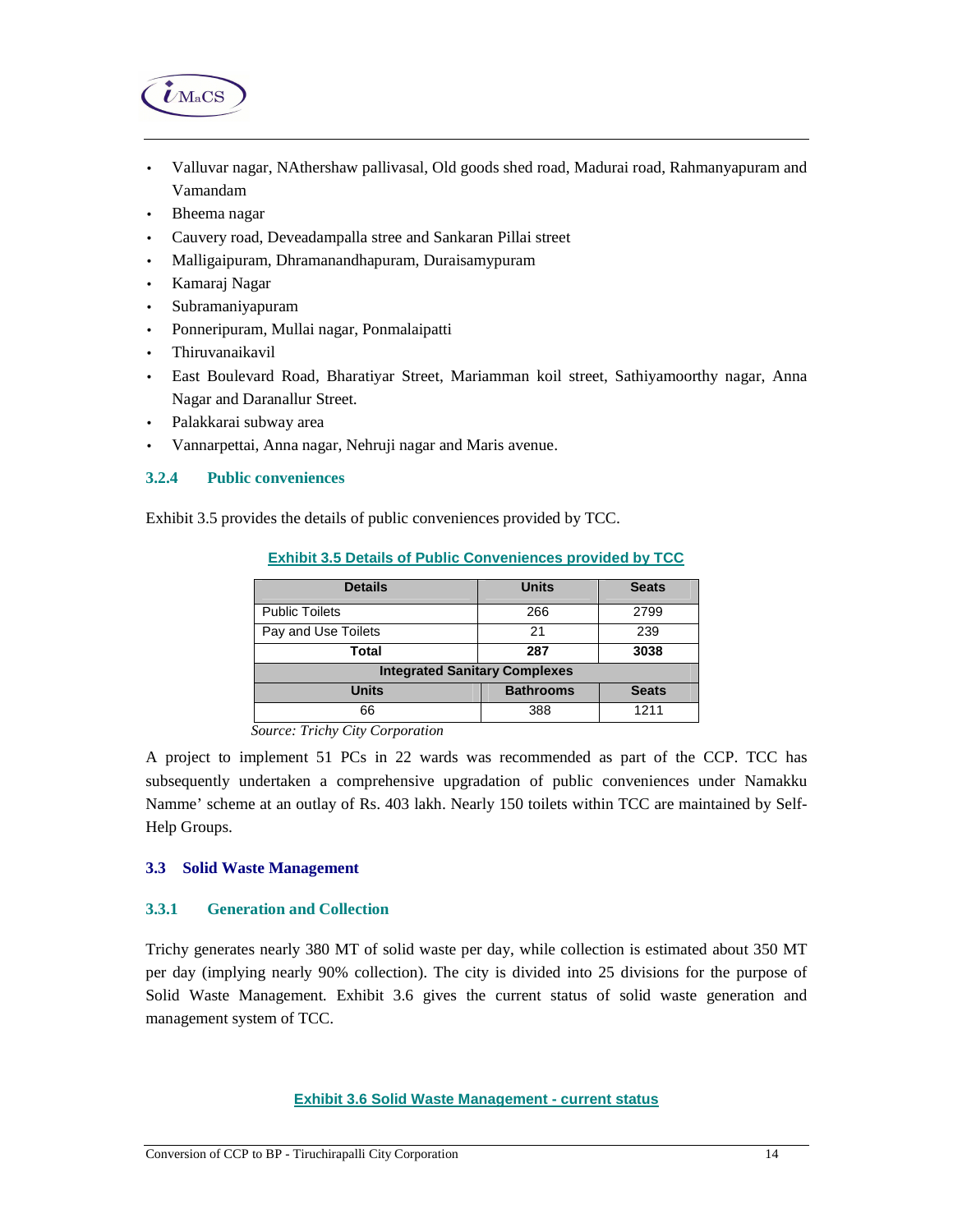- Valluvar nagar, NAthershaw pallivasal, Old goods shed road, Madurai road, Rahmanyapuram and Vamandam
- Bheema nagar
- Cauvery road, Deveadampalla stree and Sankaran Pillai street
- Malligaipuram, Dhramanandhapuram, Duraisamypuram
- Kamaraj Nagar
- Subramaniyapuram
- Ponneripuram, Mullai nagar, Ponmalaipatti
- Thiruvanaikavil
- East Boulevard Road, Bharatiyar Street, Mariamman koil street, Sathiyamoorthy nagar, Anna Nagar and Daranallur Street.
- Palakkarai subway area
- Vannarpettai, Anna nagar, Nehruji nagar and Maris avenue.

### 3.2.4 Public conveniences

Exhibit 3.5 provides the details of public conveniences provided by TCC.

**Exhibit 3.5 Details of Public Conveniences provided by TCC**

| Details | Units | Seats |
|---|---|---|
| Public Toilets | 266 | 2799 |
| Pay and Use Toilets | 21 | 239 |
| **Total** | **287** | **3038** |
| **Integrated Sanitary Complexes** | | |
| **Units** | **Bathrooms** | **Seats** |
| 66 | 388 | 1211 |

*Source: Trichy City Corporation*

A project to implement 51 PCs in 22 wards was recommended as part of the CCP. TCC has subsequently undertaken a comprehensive upgradation of public conveniences under Namakku Namme' scheme at an outlay of Rs. 403 lakh. Nearly 150 toilets within TCC are maintained by Self-Help Groups.

## 3.3 Solid Waste Management

### 3.3.1 Generation and Collection

Trichy generates nearly 380 MT of solid waste per day, while collection is estimated about 350 MT per day (implying nearly 90% collection). The city is divided into 25 divisions for the purpose of Solid Waste Management. Exhibit 3.6 gives the current status of solid waste generation and management system of TCC.

**Exhibit 3.6 Solid Waste Management - current status**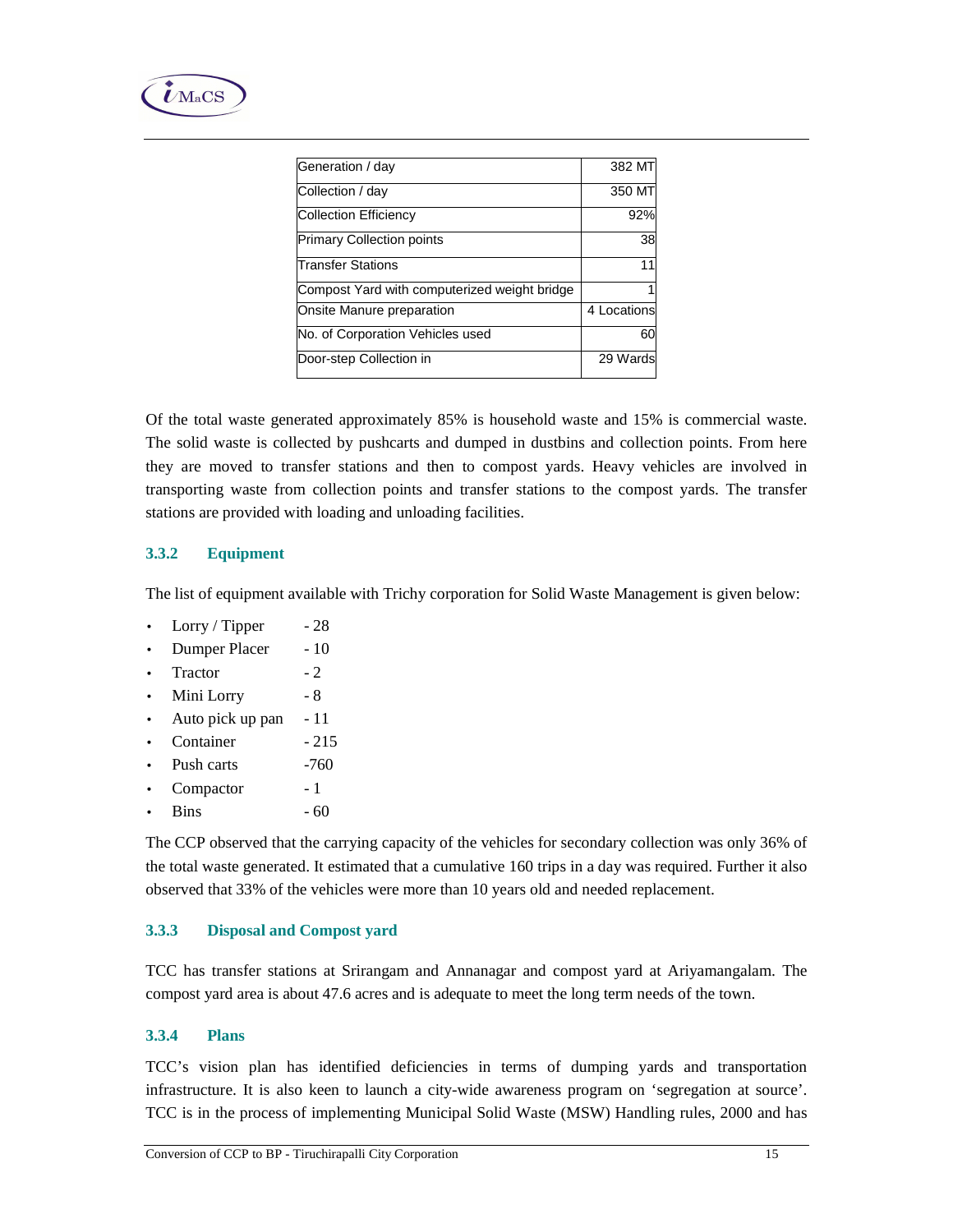| Generation / day | 382 MT |
|---|---|
| Collection / day | 350 MT |
| Collection Efficiency | 92% |
| Primary Collection points | 38 |
| Transfer Stations | 11 |
| Compost Yard with computerized weight bridge | 1 |
| Onsite Manure preparation | 4 Locations |
| No. of Corporation Vehicles used | 60 |
| Door-step Collection in | 29 Wards |

Of the total waste generated approximately 85% is household waste and 15% is commercial waste. The solid waste is collected by pushcarts and dumped in dustbins and collection points. From here they are moved to transfer stations and then to compost yards. Heavy vehicles are involved in transporting waste from collection points and transfer stations to the compost yards. The transfer stations are provided with loading and unloading facilities.

### 3.3.2 Equipment

The list of equipment available with Trichy corporation for Solid Waste Management is given below:

- Lorry / Tipper - 28
- Dumper Placer - 10
- Tractor - 2
- Mini Lorry - 8
- Auto pick up pan - 11
- Container - 215
- Push carts -760
- Compactor - 1
- Bins - 60

The CCP observed that the carrying capacity of the vehicles for secondary collection was only 36% of the total waste generated. It estimated that a cumulative 160 trips in a day was required. Further it also observed that 33% of the vehicles were more than 10 years old and needed replacement.

### 3.3.3 Disposal and Compost yard

TCC has transfer stations at Srirangam and Annanagar and compost yard at Ariyamangalam. The compost yard area is about 47.6 acres and is adequate to meet the long term needs of the town.

### 3.3.4 Plans

TCC's vision plan has identified deficiencies in terms of dumping yards and transportation infrastructure. It is also keen to launch a city-wide awareness program on 'segregation at source'. TCC is in the process of implementing Municipal Solid Waste (MSW) Handling rules, 2000 and has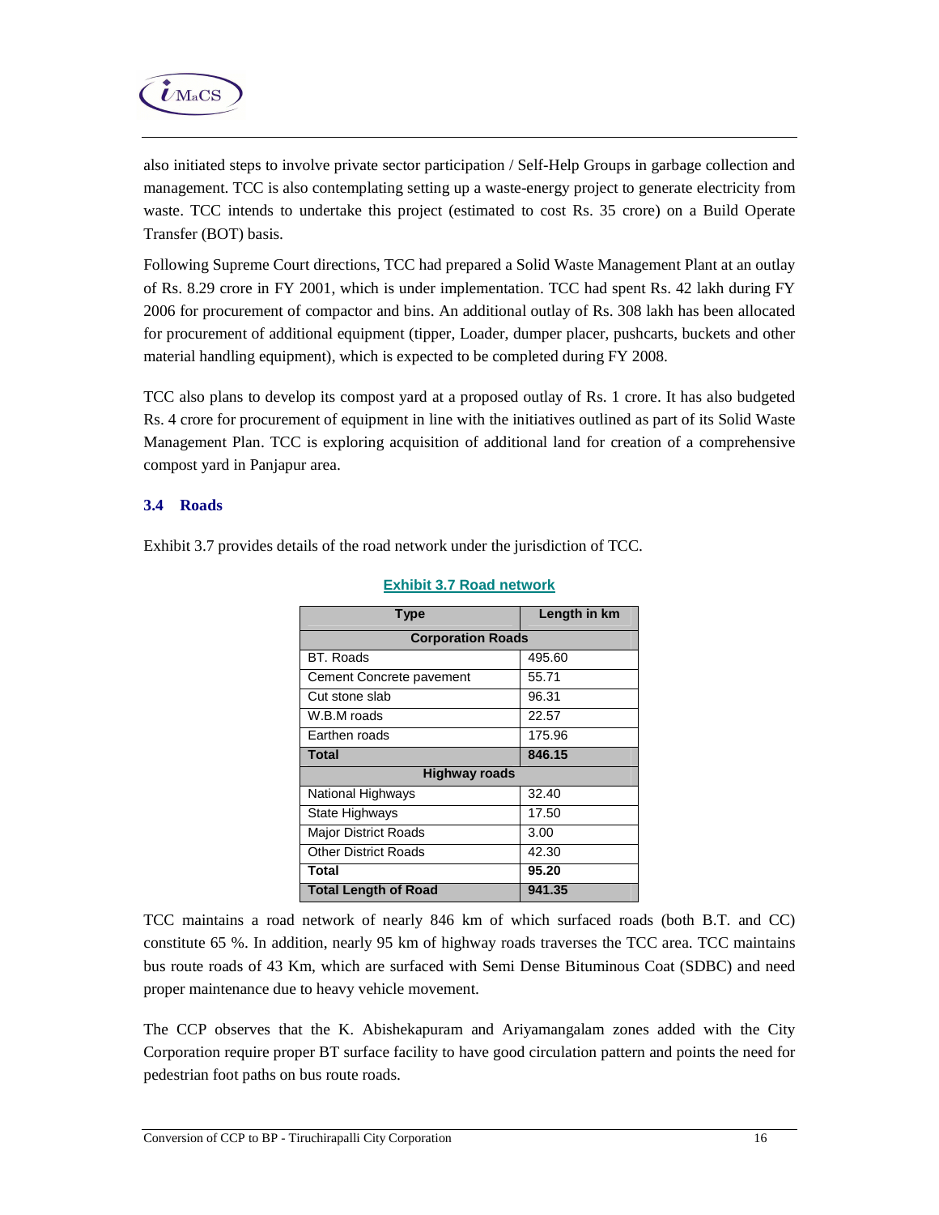also initiated steps to involve private sector participation / Self-Help Groups in garbage collection and management. TCC is also contemplating setting up a waste-energy project to generate electricity from waste. TCC intends to undertake this project (estimated to cost Rs. 35 crore) on a Build Operate Transfer (BOT) basis.

Following Supreme Court directions, TCC had prepared a Solid Waste Management Plant at an outlay of Rs. 8.29 crore in FY 2001, which is under implementation. TCC had spent Rs. 42 lakh during FY 2006 for procurement of compactor and bins. An additional outlay of Rs. 308 lakh has been allocated for procurement of additional equipment (tipper, Loader, dumper placer, pushcarts, buckets and other material handling equipment), which is expected to be completed during FY 2008.

TCC also plans to develop its compost yard at a proposed outlay of Rs. 1 crore. It has also budgeted Rs. 4 crore for procurement of equipment in line with the initiatives outlined as part of its Solid Waste Management Plan. TCC is exploring acquisition of additional land for creation of a comprehensive compost yard in Panjapur area.

### 3.4 Roads

Exhibit 3.7 provides details of the road network under the jurisdiction of TCC.

**Exhibit 3.7 Road network**

| Type | Length in km |
|---|---|
| **Corporation Roads** | |
| BT. Roads | 495.60 |
| Cement Concrete pavement | 55.71 |
| Cut stone slab | 96.31 |
| W.B.M roads | 22.57 |
| Earthen roads | 175.96 |
| **Total** | **846.15** |
| **Highway roads** | |
| National Highways | 32.40 |
| State Highways | 17.50 |
| Major District Roads | 3.00 |
| Other District Roads | 42.30 |
| **Total** | **95.20** |
| **Total Length of Road** | **941.35** |

TCC maintains a road network of nearly 846 km of which surfaced roads (both B.T. and CC) constitute 65 %. In addition, nearly 95 km of highway roads traverses the TCC area. TCC maintains bus route roads of 43 Km, which are surfaced with Semi Dense Bituminous Coat (SDBC) and need proper maintenance due to heavy vehicle movement.

The CCP observes that the K. Abishekapuram and Ariyamangalam zones added with the City Corporation require proper BT surface facility to have good circulation pattern and points the need for pedestrian foot paths on bus route roads.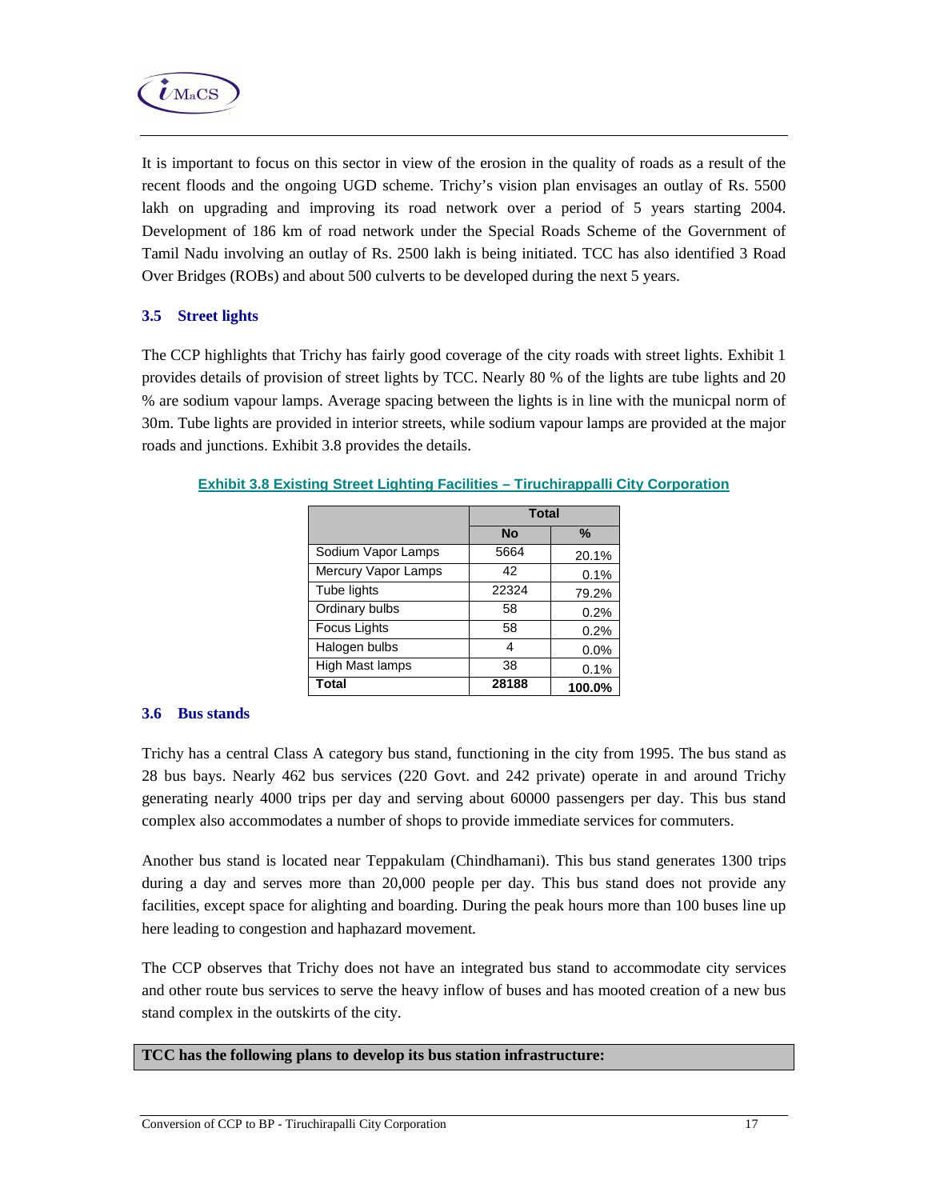It is important to focus on this sector in view of the erosion in the quality of roads as a result of the recent floods and the ongoing UGD scheme. Trichy's vision plan envisages an outlay of Rs. 5500 lakh on upgrading and improving its road network over a period of 5 years starting 2004. Development of 186 km of road network under the Special Roads Scheme of the Government of Tamil Nadu involving an outlay of Rs. 2500 lakh is being initiated. TCC has also identified 3 Road Over Bridges (ROBs) and about 500 culverts to be developed during the next 5 years.

### 3.5 Street lights

The CCP highlights that Trichy has fairly good coverage of the city roads with street lights. Exhibit 1 provides details of provision of street lights by TCC. Nearly 80 % of the lights are tube lights and 20 % are sodium vapour lamps. Average spacing between the lights is in line with the municpal norm of 30m. Tube lights are provided in interior streets, while sodium vapour lamps are provided at the major roads and junctions. Exhibit 3.8 provides the details.

**Exhibit 3.8 Existing Street Lighting Facilities – Tiruchirappalli City Corporation**

| | Total | |
|---|---|---|
| | **No** | **%** |
| Sodium Vapor Lamps | 5664 | 20.1% |
| Mercury Vapor Lamps | 42 | 0.1% |
| Tube lights | 22324 | 79.2% |
| Ordinary bulbs | 58 | 0.2% |
| Focus Lights | 58 | 0.2% |
| Halogen bulbs | 4 | 0.0% |
| High Mast lamps | 38 | 0.1% |
| **Total** | **28188** | **100.0%** |

### 3.6 Bus stands

Trichy has a central Class A category bus stand, functioning in the city from 1995. The bus stand as 28 bus bays. Nearly 462 bus services (220 Govt. and 242 private) operate in and around Trichy generating nearly 4000 trips per day and serving about 60000 passengers per day. This bus stand complex also accommodates a number of shops to provide immediate services for commuters.

Another bus stand is located near Teppakulam (Chindhamani). This bus stand generates 1300 trips during a day and serves more than 20,000 people per day. This bus stand does not provide any facilities, except space for alighting and boarding. During the peak hours more than 100 buses line up here leading to congestion and haphazard movement.

The CCP observes that Trichy does not have an integrated bus stand to accommodate city services and other route bus services to serve the heavy inflow of buses and has mooted creation of a new bus stand complex in the outskirts of the city.

**TCC has the following plans to develop its bus station infrastructure:**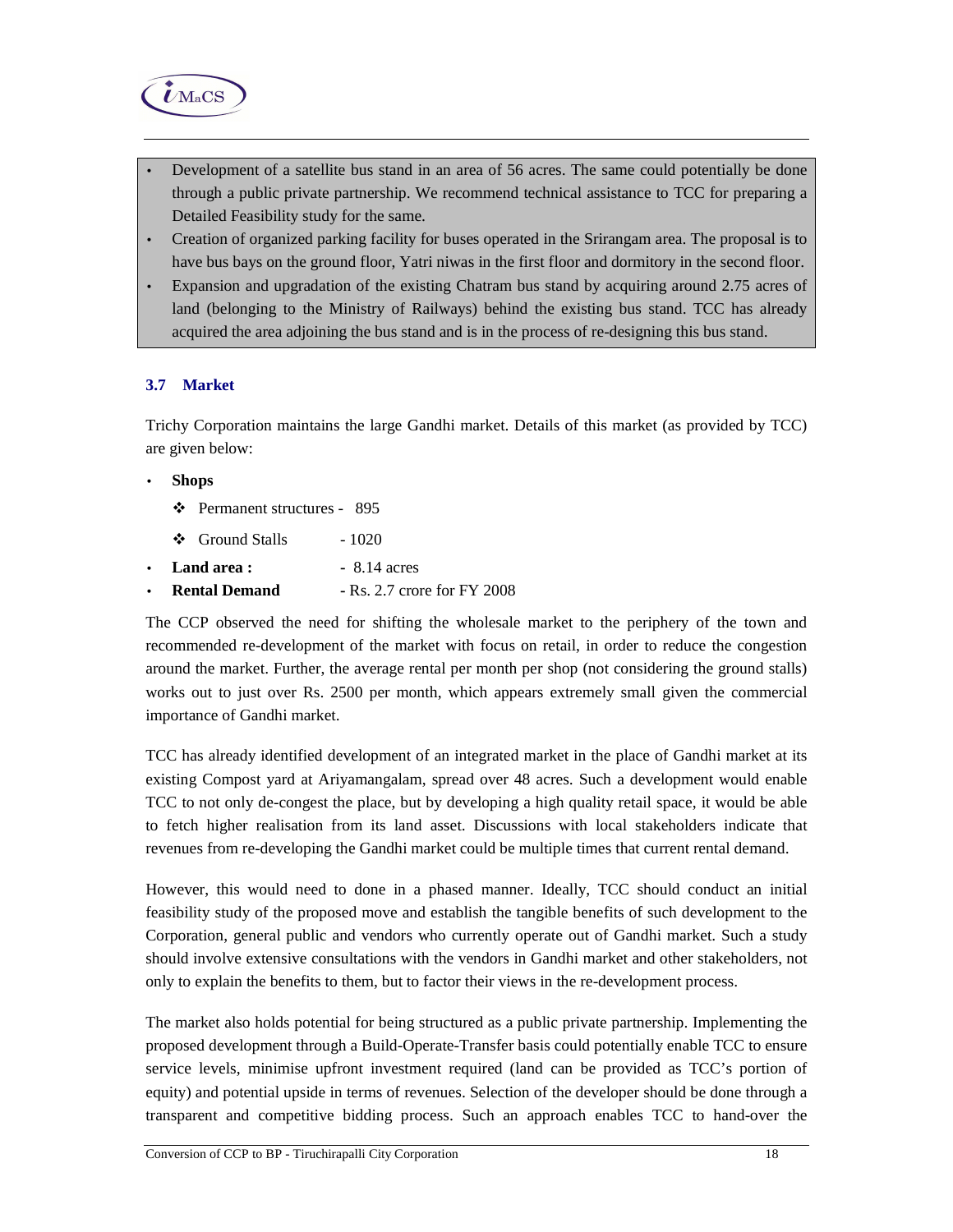- Development of a satellite bus stand in an area of 56 acres. The same could potentially be done through a public private partnership. We recommend technical assistance to TCC for preparing a Detailed Feasibility study for the same.
- Creation of organized parking facility for buses operated in the Srirangam area. The proposal is to have bus bays on the ground floor, Yatri niwas in the first floor and dormitory in the second floor.
- Expansion and upgradation of the existing Chatram bus stand by acquiring around 2.75 acres of land (belonging to the Ministry of Railways) behind the existing bus stand. TCC has already acquired the area adjoining the bus stand and is in the process of re-designing this bus stand.

### 3.7 Market

Trichy Corporation maintains the large Gandhi market. Details of this market (as provided by TCC) are given below:

- **Shops**
  - ❖ Permanent structures - 895
  - ❖ Ground Stalls - 1020
- **Land area :** - 8.14 acres
- **Rental Demand** - Rs. 2.7 crore for FY 2008

The CCP observed the need for shifting the wholesale market to the periphery of the town and recommended re-development of the market with focus on retail, in order to reduce the congestion around the market. Further, the average rental per month per shop (not considering the ground stalls) works out to just over Rs. 2500 per month, which appears extremely small given the commercial importance of Gandhi market.

TCC has already identified development of an integrated market in the place of Gandhi market at its existing Compost yard at Ariyamangalam, spread over 48 acres. Such a development would enable TCC to not only de-congest the place, but by developing a high quality retail space, it would be able to fetch higher realisation from its land asset. Discussions with local stakeholders indicate that revenues from re-developing the Gandhi market could be multiple times that current rental demand.

However, this would need to done in a phased manner. Ideally, TCC should conduct an initial feasibility study of the proposed move and establish the tangible benefits of such development to the Corporation, general public and vendors who currently operate out of Gandhi market. Such a study should involve extensive consultations with the vendors in Gandhi market and other stakeholders, not only to explain the benefits to them, but to factor their views in the re-development process.

The market also holds potential for being structured as a public private partnership. Implementing the proposed development through a Build-Operate-Transfer basis could potentially enable TCC to ensure service levels, minimise upfront investment required (land can be provided as TCC's portion of equity) and potential upside in terms of revenues. Selection of the developer should be done through a transparent and competitive bidding process. Such an approach enables TCC to hand-over the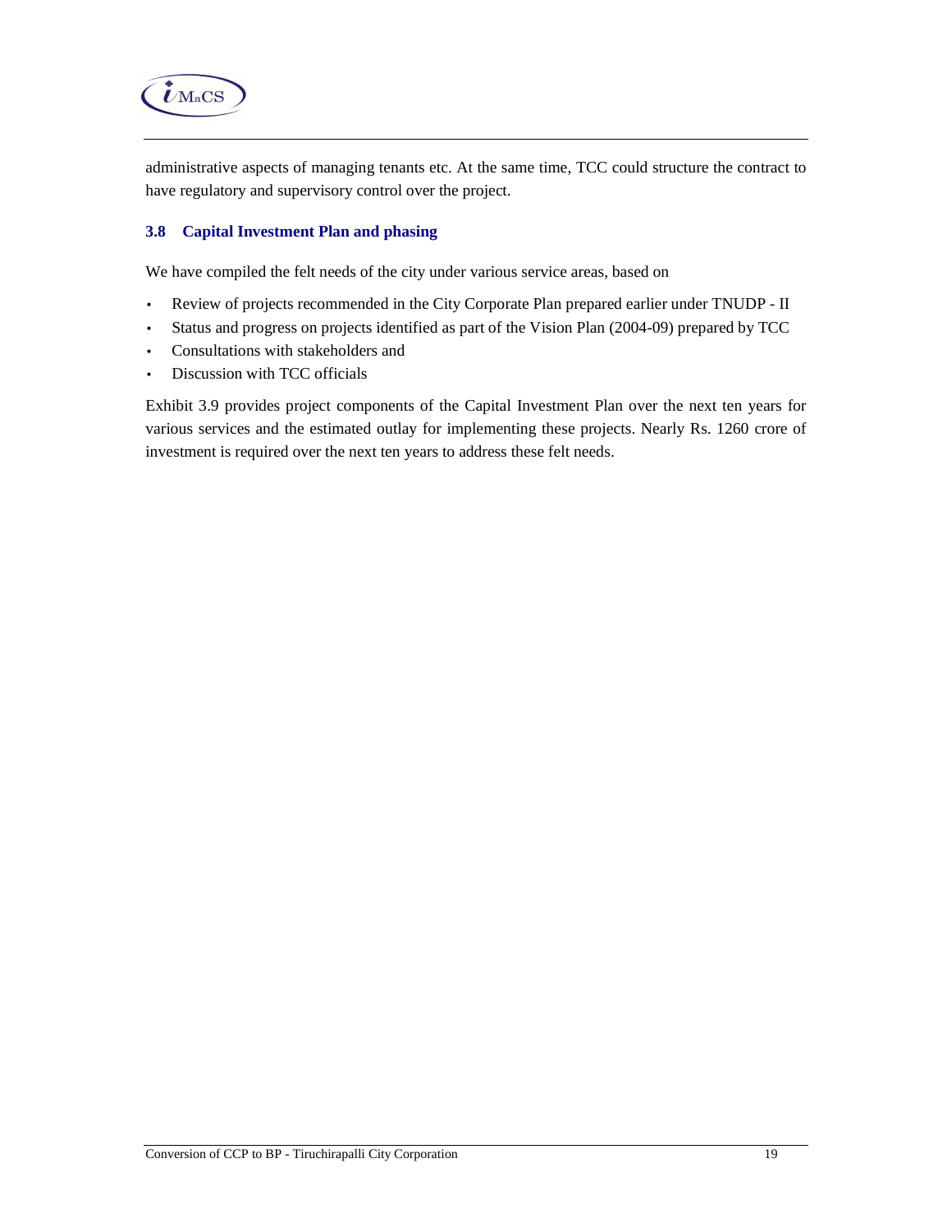administrative aspects of managing tenants etc. At the same time, TCC could structure the contract to have regulatory and supervisory control over the project.

### 3.8 Capital Investment Plan and phasing

We have compiled the felt needs of the city under various service areas, based on

- Review of projects recommended in the City Corporate Plan prepared earlier under TNUDP - II
- Status and progress on projects identified as part of the Vision Plan (2004-09) prepared by TCC
- Consultations with stakeholders and
- Discussion with TCC officials

Exhibit 3.9 provides project components of the Capital Investment Plan over the next ten years for various services and the estimated outlay for implementing these projects. Nearly Rs. 1260 crore of investment is required over the next ten years to address these felt needs.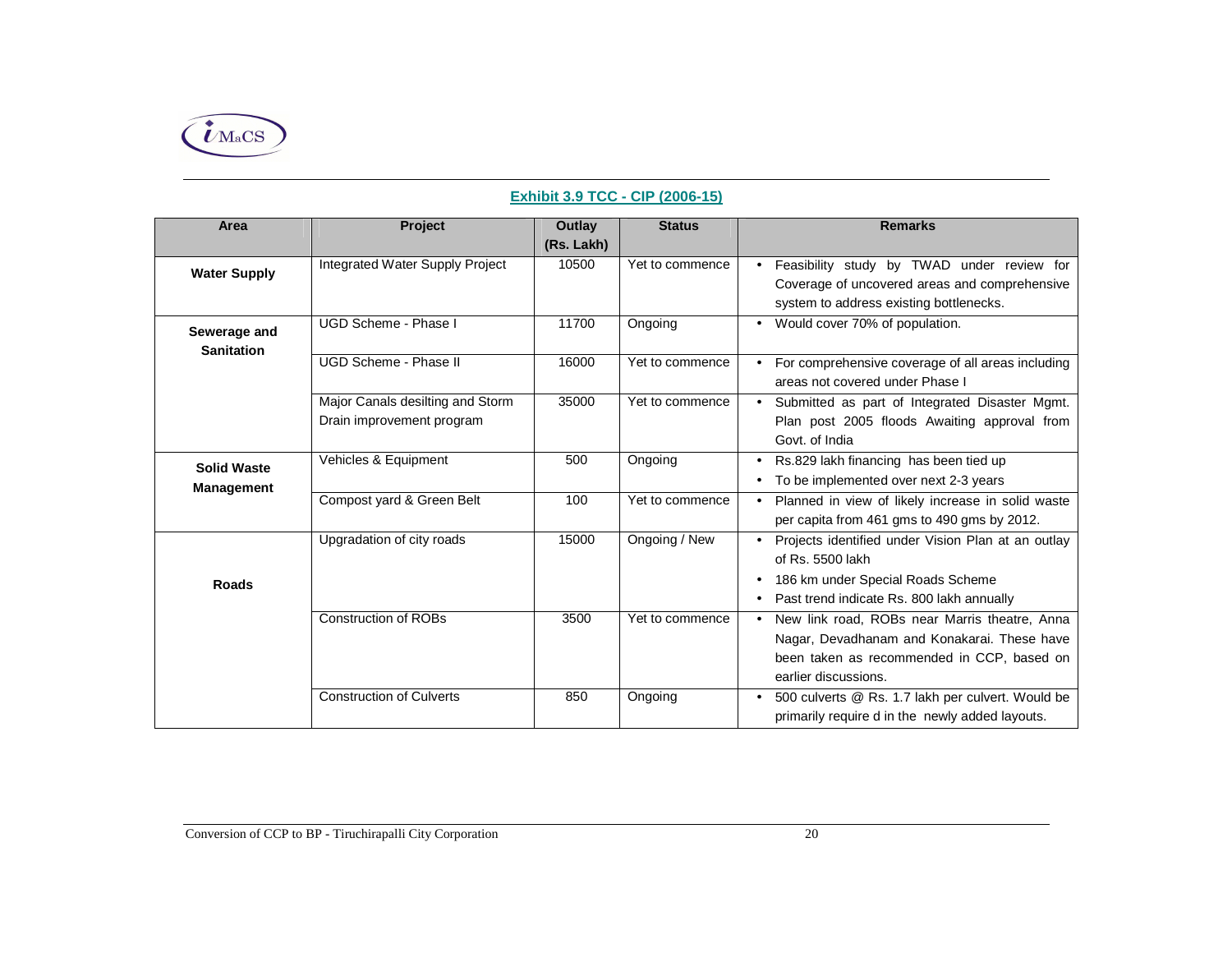**Exhibit 3.9 TCC - CIP (2006-15)**

| Area | Project | Outlay (Rs. Lakh) | Status | Remarks |
|---|---|---|---|---|
| **Water Supply** | Integrated Water Supply Project | 10500 | Yet to commence | • Feasibility study by TWAD under review for Coverage of uncovered areas and comprehensive system to address existing bottlenecks. |
| **Sewerage and Sanitation** | UGD Scheme - Phase I | 11700 | Ongoing | • Would cover 70% of population. |
| | UGD Scheme - Phase II | 16000 | Yet to commence | • For comprehensive coverage of all areas including areas not covered under Phase I |
| | Major Canals desilting and Storm Drain improvement program | 35000 | Yet to commence | • Submitted as part of Integrated Disaster Mgmt. Plan post 2005 floods Awaiting approval from Govt. of India |
| **Solid Waste Management** | Vehicles & Equipment | 500 | Ongoing | • Rs.829 lakh financing has been tied up<br>• To be implemented over next 2-3 years |
| | Compost yard & Green Belt | 100 | Yet to commence | • Planned in view of likely increase in solid waste per capita from 461 gms to 490 gms by 2012. |
| **Roads** | Upgradation of city roads | 15000 | Ongoing / New | • Projects identified under Vision Plan at an outlay of Rs. 5500 lakh<br>• 186 km under Special Roads Scheme<br>• Past trend indicate Rs. 800 lakh annually |
| | Construction of ROBs | 3500 | Yet to commence | • New link road, ROBs near Marris theatre, Anna Nagar, Devadhanam and Konakarai. These have been taken as recommended in CCP, based on earlier discussions. |
| | Construction of Culverts | 850 | Ongoing | • 500 culverts @ Rs. 1.7 lakh per culvert. Would be primarily require d in the newly added layouts. |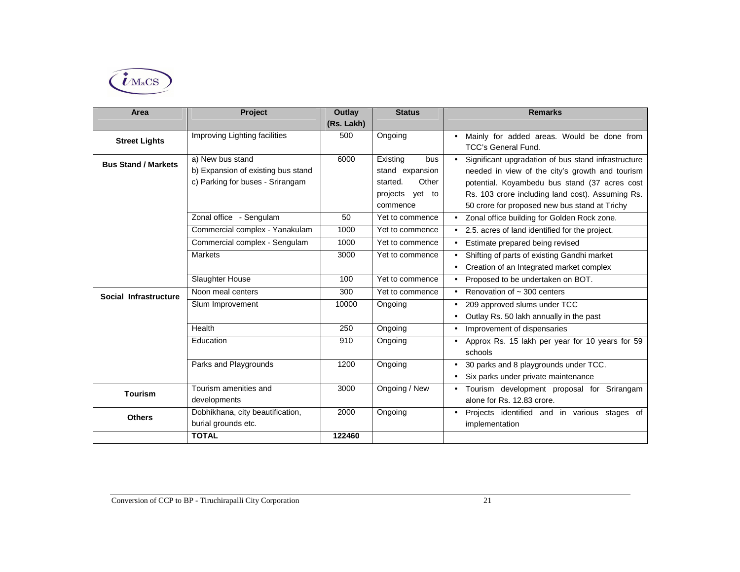| Area | Project | Outlay (Rs. Lakh) | Status | Remarks |
|---|---|---|---|---|
| **Street Lights** | Improving Lighting facilities | 500 | Ongoing | • Mainly for added areas. Would be done from TCC's General Fund. |
| **Bus Stand / Markets** | a) New bus stand<br>b) Expansion of existing bus stand<br>c) Parking for buses - Srirangam | 6000 | Existing bus stand expansion started. Other projects yet to commence | • Significant upgradation of bus stand infrastructure needed in view of the city's growth and tourism potential. Koyambedu bus stand (37 acres cost Rs. 103 crore including land cost). Assuming Rs. 50 crore for proposed new bus stand at Trichy |
| | Zonal office - Sengulam | 50 | Yet to commence | • Zonal office building for Golden Rock zone. |
| | Commercial complex - Yanakulam | 1000 | Yet to commence | • 2.5. acres of land identified for the project. |
| | Commercial complex - Sengulam | 1000 | Yet to commence | • Estimate prepared being revised |
| | Markets | 3000 | Yet to commence | • Shifting of parts of existing Gandhi market<br>• Creation of an Integrated market complex |
| | Slaughter House | 100 | Yet to commence | • Proposed to be undertaken on BOT. |
| **Social Infrastructure** | Noon meal centers | 300 | Yet to commence | • Renovation of ~ 300 centers |
| | Slum Improvement | 10000 | Ongoing | • 209 approved slums under TCC<br>• Outlay Rs. 50 lakh annually in the past |
| | Health | 250 | Ongoing | • Improvement of dispensaries |
| | Education | 910 | Ongoing | • Approx Rs. 15 lakh per year for 10 years for 59 schools |
| | Parks and Playgrounds | 1200 | Ongoing | • 30 parks and 8 playgrounds under TCC.<br>• Six parks under private maintenance |
| **Tourism** | Tourism amenities and developments | 3000 | Ongoing / New | • Tourism development proposal for Srirangam alone for Rs. 12.83 crore. |
| **Others** | Dobhikhana, city beautification, burial grounds etc. | 2000 | Ongoing | • Projects identified and in various stages of implementation |
| | **TOTAL** | **122460** | | |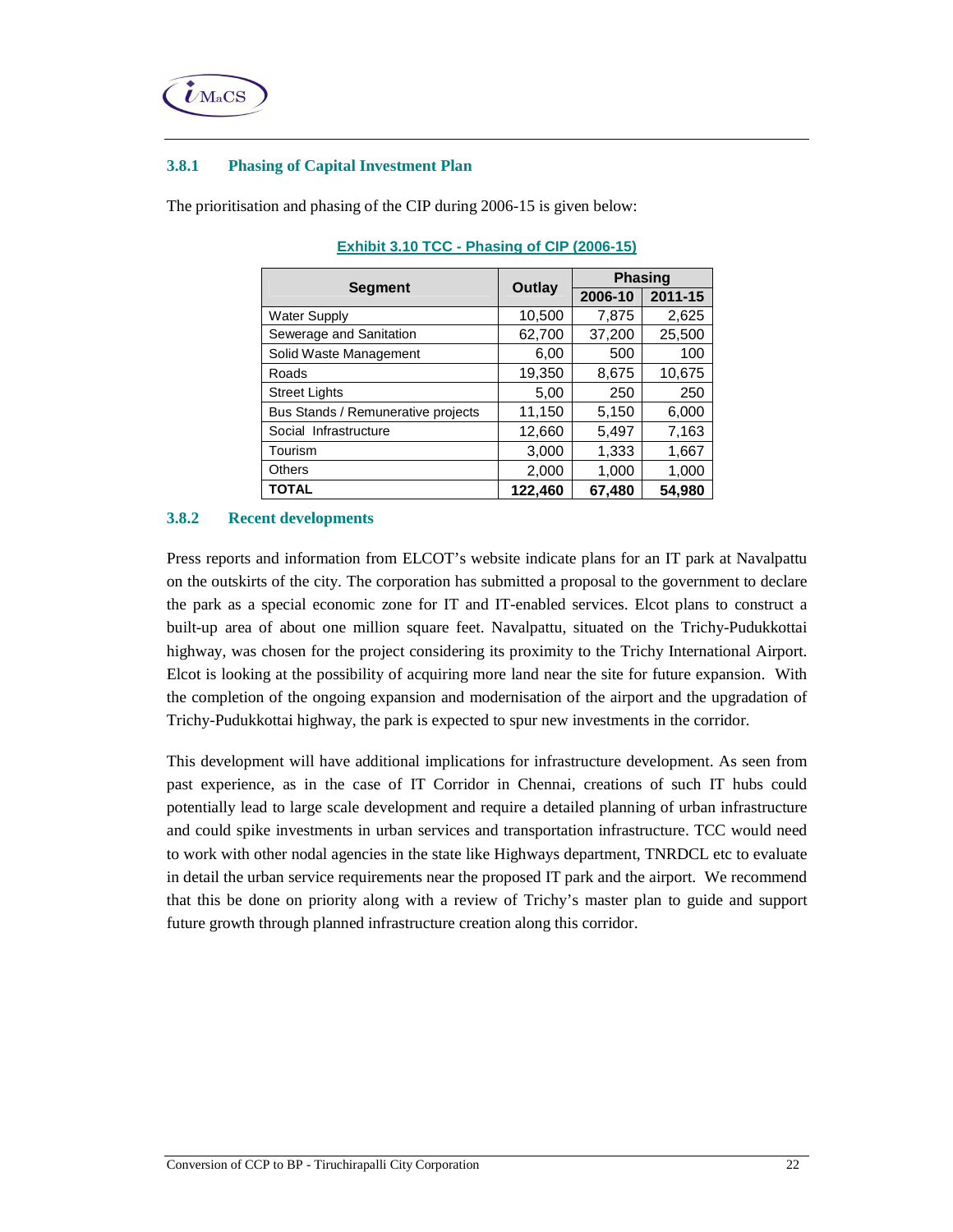### 3.8.1 Phasing of Capital Investment Plan

The prioritisation and phasing of the CIP during 2006-15 is given below:

**Exhibit 3.10 TCC - Phasing of CIP (2006-15)**

| Segment | Outlay | Phasing | |
|---|---|---|---|
| | | 2006-10 | 2011-15 |
| Water Supply | 10,500 | 7,875 | 2,625 |
| Sewerage and Sanitation | 62,700 | 37,200 | 25,500 |
| Solid Waste Management | 6,00 | 500 | 100 |
| Roads | 19,350 | 8,675 | 10,675 |
| Street Lights | 5,00 | 250 | 250 |
| Bus Stands / Remunerative projects | 11,150 | 5,150 | 6,000 |
| Social Infrastructure | 12,660 | 5,497 | 7,163 |
| Tourism | 3,000 | 1,333 | 1,667 |
| Others | 2,000 | 1,000 | 1,000 |
| **TOTAL** | **122,460** | **67,480** | **54,980** |

### 3.8.2 Recent developments

Press reports and information from ELCOT's website indicate plans for an IT park at Navalpattu on the outskirts of the city. The corporation has submitted a proposal to the government to declare the park as a special economic zone for IT and IT-enabled services. Elcot plans to construct a built-up area of about one million square feet. Navalpattu, situated on the Trichy-Pudukkottai highway, was chosen for the project considering its proximity to the Trichy International Airport. Elcot is looking at the possibility of acquiring more land near the site for future expansion. With the completion of the ongoing expansion and modernisation of the airport and the upgradation of Trichy-Pudukkottai highway, the park is expected to spur new investments in the corridor.

This development will have additional implications for infrastructure development. As seen from past experience, as in the case of IT Corridor in Chennai, creations of such IT hubs could potentially lead to large scale development and require a detailed planning of urban infrastructure and could spike investments in urban services and transportation infrastructure. TCC would need to work with other nodal agencies in the state like Highways department, TNRDCL etc to evaluate in detail the urban service requirements near the proposed IT park and the airport. We recommend that this be done on priority along with a review of Trichy's master plan to guide and support future growth through planned infrastructure creation along this corridor.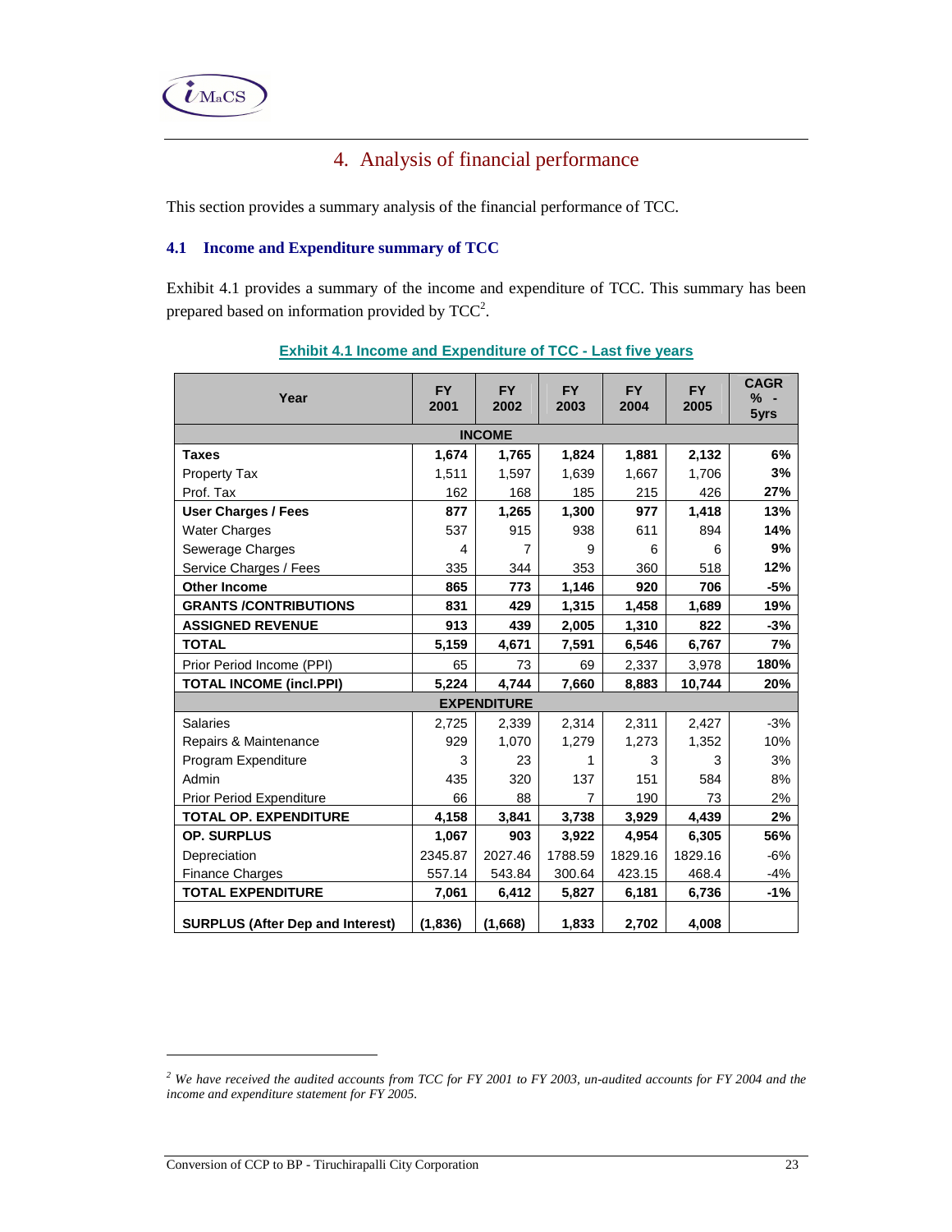# 4. Analysis of financial performance

This section provides a summary analysis of the financial performance of TCC.

## 4.1 Income and Expenditure summary of TCC

Exhibit 4.1 provides a summary of the income and expenditure of TCC. This summary has been prepared based on information provided by TCC[2].

**Exhibit 4.1 Income and Expenditure of TCC - Last five years**

| Year | FY 2001 | FY 2002 | FY 2003 | FY 2004 | FY 2005 | CAGR % - 5yrs |
|---|---|---|---|---|---|---|
| **INCOME** | | | | | | |
| **Taxes** | **1,674** | **1,765** | **1,824** | **1,881** | **2,132** | **6%** |
| Property Tax | 1,511 | 1,597 | 1,639 | 1,667 | 1,706 | **3%** |
| Prof. Tax | 162 | 168 | 185 | 215 | 426 | **27%** |
| **User Charges / Fees** | **877** | **1,265** | **1,300** | **977** | **1,418** | **13%** |
| Water Charges | 537 | 915 | 938 | 611 | 894 | **14%** |
| Sewerage Charges | 4 | 7 | 9 | 6 | 6 | **9%** |
| Service Charges / Fees | 335 | 344 | 353 | 360 | 518 | **12%** |
| **Other Income** | **865** | **773** | **1,146** | **920** | **706** | **-5%** |
| **GRANTS /CONTRIBUTIONS** | **831** | **429** | **1,315** | **1,458** | **1,689** | **19%** |
| **ASSIGNED REVENUE** | **913** | **439** | **2,005** | **1,310** | **822** | **-3%** |
| **TOTAL** | **5,159** | **4,671** | **7,591** | **6,546** | **6,767** | **7%** |
| Prior Period Income (PPI) | 65 | 73 | 69 | 2,337 | 3,978 | **180%** |
| **TOTAL INCOME (incl.PPI)** | **5,224** | **4,744** | **7,660** | **8,883** | **10,744** | **20%** |
| **EXPENDITURE** | | | | | | |
| Salaries | 2,725 | 2,339 | 2,314 | 2,311 | 2,427 | -3% |
| Repairs & Maintenance | 929 | 1,070 | 1,279 | 1,273 | 1,352 | 10% |
| Program Expenditure | 3 | 23 | 1 | 3 | 3 | 3% |
| Admin | 435 | 320 | 137 | 151 | 584 | 8% |
| Prior Period Expenditure | 66 | 88 | 7 | 190 | 73 | 2% |
| **TOTAL OP. EXPENDITURE** | **4,158** | **3,841** | **3,738** | **3,929** | **4,439** | **2%** |
| **OP. SURPLUS** | **1,067** | **903** | **3,922** | **4,954** | **6,305** | **56%** |
| Depreciation | 2345.87 | 2027.46 | 1788.59 | 1829.16 | 1829.16 | -6% |
| Finance Charges | 557.14 | 543.84 | 300.64 | 423.15 | 468.4 | -4% |
| **TOTAL EXPENDITURE** | **7,061** | **6,412** | **5,827** | **6,181** | **6,736** | **-1%** |
| **SURPLUS (After Dep and Interest)** | **(1,836)** | **(1,668)** | **1,833** | **2,702** | **4,008** | |

[2] *We have received the audited accounts from TCC for FY 2001 to FY 2003, un-audited accounts for FY 2004 and the income and expenditure statement for FY 2005.*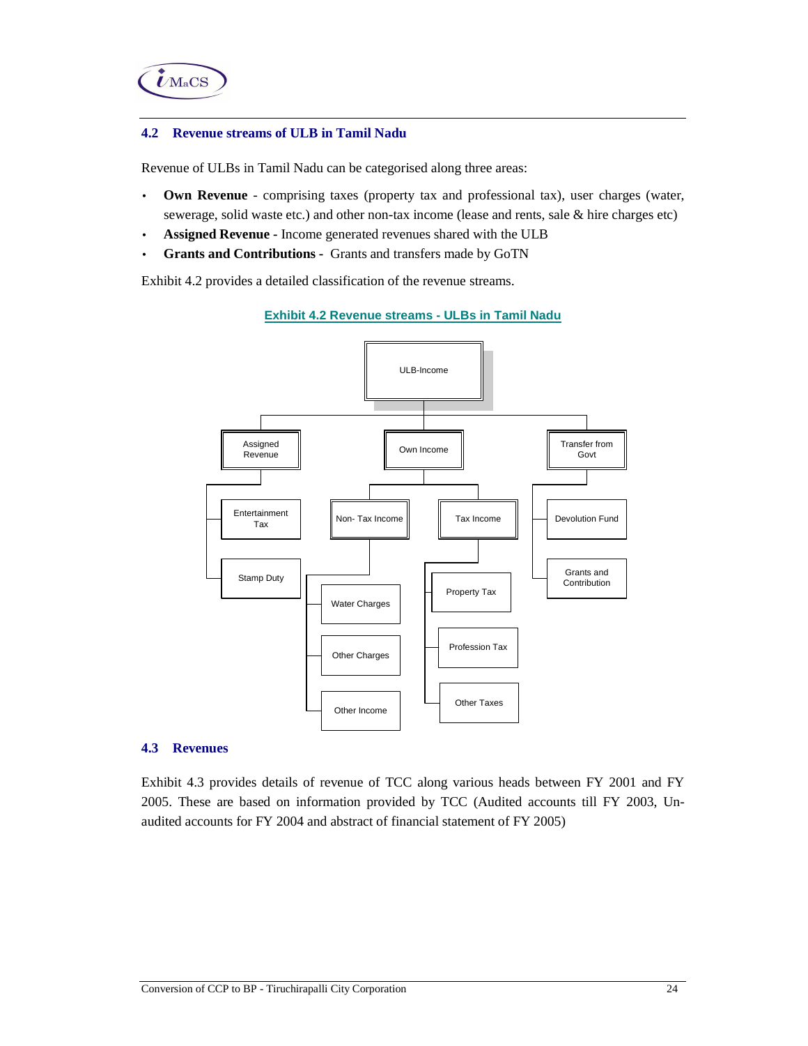## 4.2 Revenue streams of ULB in Tamil Nadu

Revenue of ULBs in Tamil Nadu can be categorised along three areas:

- **Own Revenue** - comprising taxes (property tax and professional tax), user charges (water, sewerage, solid waste etc.) and other non-tax income (lease and rents, sale & hire charges etc)
- **Assigned Revenue -** Income generated revenues shared with the ULB
- **Grants and Contributions -** Grants and transfers made by GoTN

Exhibit 4.2 provides a detailed classification of the revenue streams.

**Exhibit 4.2 Revenue streams - ULBs in Tamil Nadu**

- ULB-Income
  - Assigned Revenue
    - Entertainment Tax
    - Stamp Duty
  - Own Income
    - Non- Tax Income
      - Water Charges
      - Other Charges
      - Other Income
    - Tax Income
      - Property Tax
      - Profession Tax
      - Other Taxes
  - Transfer from Govt
    - Devolution Fund
    - Grants and Contribution

## 4.3 Revenues

Exhibit 4.3 provides details of revenue of TCC along various heads between FY 2001 and FY 2005. These are based on information provided by TCC (Audited accounts till FY 2003, Un-audited accounts for FY 2004 and abstract of financial statement of FY 2005)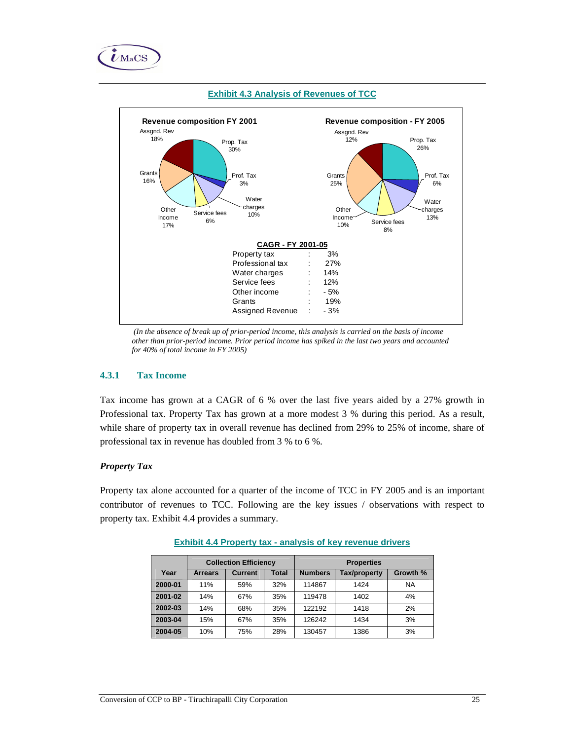**Exhibit 4.3 Analysis of Revenues of TCC**

**Revenue composition FY 2001**

Assgnd. Rev 18%, Prop. Tax 30%, Prof. Tax 3%, Water charges 10%, Service fees 6%, Other Income 17%, Grants 16%

**Revenue composition - FY 2005**

Assgnd. Rev 12%, Prop. Tax 26%, Prof. Tax 6%, Water charges 13%, Service fees 8%, Other Income 10%, Grants 25%

**CAGR - FY 2001-05**

| | | |
|---|---|---|
| Property tax | : | 3% |
| Professional tax | : | 27% |
| Water charges | : | 14% |
| Service fees | : | 12% |
| Other income | : | - 5% |
| Grants | : | 19% |
| Assigned Revenue | : | - 3% |

*(In the absence of break up of prior-period income, this analysis is carried on the basis of income other than prior-period income. Prior period income has spiked in the last two years and accounted for 40% of total income in FY 2005)*

### 4.3.1 Tax Income

Tax income has grown at a CAGR of 6 % over the last five years aided by a 27% growth in Professional tax. Property Tax has grown at a more modest 3 % during this period. As a result, while share of property tax in overall revenue has declined from 29% to 25% of income, share of professional tax in revenue has doubled from 3 % to 6 %.

***Property Tax***

Property tax alone accounted for a quarter of the income of TCC in FY 2005 and is an important contributor of revenues to TCC. Following are the key issues / observations with respect to property tax. Exhibit 4.4 provides a summary.

**Exhibit 4.4 Property tax - analysis of key revenue drivers**

| | Collection Efficiency | | | Properties | | |
|---|---|---|---|---|---|---|
| **Year** | **Arrears** | **Current** | **Total** | **Numbers** | **Tax/property** | **Growth %** |
| **2000-01** | 11% | 59% | 32% | 114867 | 1424 | NA |
| **2001-02** | 14% | 67% | 35% | 119478 | 1402 | 4% |
| **2002-03** | 14% | 68% | 35% | 122192 | 1418 | 2% |
| **2003-04** | 15% | 67% | 35% | 126242 | 1434 | 3% |
| **2004-05** | 10% | 75% | 28% | 130457 | 1386 | 3% |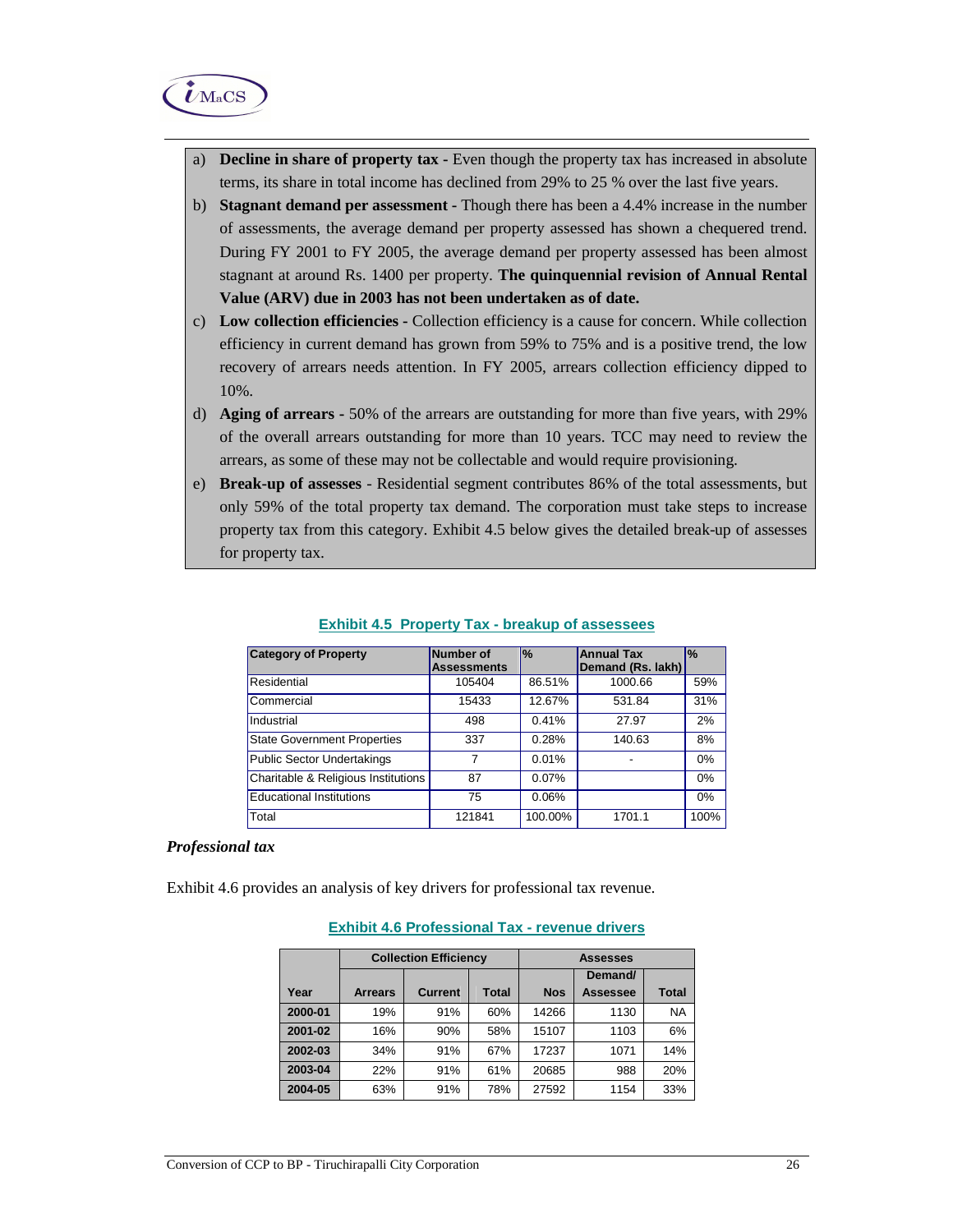a) **Decline in share of property tax -** Even though the property tax has increased in absolute terms, its share in total income has declined from 29% to 25 % over the last five years.

b) **Stagnant demand per assessment -** Though there has been a 4.4% increase in the number of assessments, the average demand per property assessed has shown a chequered trend. During FY 2001 to FY 2005, the average demand per property assessed has been almost stagnant at around Rs. 1400 per property. **The quinquennial revision of Annual Rental Value (ARV) due in 2003 has not been undertaken as of date.**

c) **Low collection efficiencies -** Collection efficiency is a cause for concern. While collection efficiency in current demand has grown from 59% to 75% and is a positive trend, the low recovery of arrears needs attention. In FY 2005, arrears collection efficiency dipped to 10%.

d) **Aging of arrears -** 50% of the arrears are outstanding for more than five years, with 29% of the overall arrears outstanding for more than 10 years. TCC may need to review the arrears, as some of these may not be collectable and would require provisioning.

e) **Break-up of assesses -** Residential segment contributes 86% of the total assessments, but only 59% of the total property tax demand. The corporation must take steps to increase property tax from this category. Exhibit 4.5 below gives the detailed break-up of assesses for property tax.

**Exhibit 4.5 Property Tax - breakup of assessees**

| Category of Property | Number of Assessments | % | Annual Tax Demand (Rs. lakh) | % |
|---|---|---|---|---|
| Residential | 105404 | 86.51% | 1000.66 | 59% |
| Commercial | 15433 | 12.67% | 531.84 | 31% |
| Industrial | 498 | 0.41% | 27.97 | 2% |
| State Government Properties | 337 | 0.28% | 140.63 | 8% |
| Public Sector Undertakings | 7 | 0.01% | - | 0% |
| Charitable & Religious Institutions | 87 | 0.07% | | 0% |
| Educational Institutions | 75 | 0.06% | | 0% |
| Total | 121841 | 100.00% | 1701.1 | 100% |

### *Professional tax*

Exhibit 4.6 provides an analysis of key drivers for professional tax revenue.

**Exhibit 4.6 Professional Tax - revenue drivers**

| | Collection Efficiency | | | Assesses | | |
|---|---|---|---|---|---|---|
| Year | Arrears | Current | Total | Nos | Demand/ Assessee | Total |
| 2000-01 | 19% | 91% | 60% | 14266 | 1130 | NA |
| 2001-02 | 16% | 90% | 58% | 15107 | 1103 | 6% |
| 2002-03 | 34% | 91% | 67% | 17237 | 1071 | 14% |
| 2003-04 | 22% | 91% | 61% | 20685 | 988 | 20% |
| 2004-05 | 63% | 91% | 78% | 27592 | 1154 | 33% |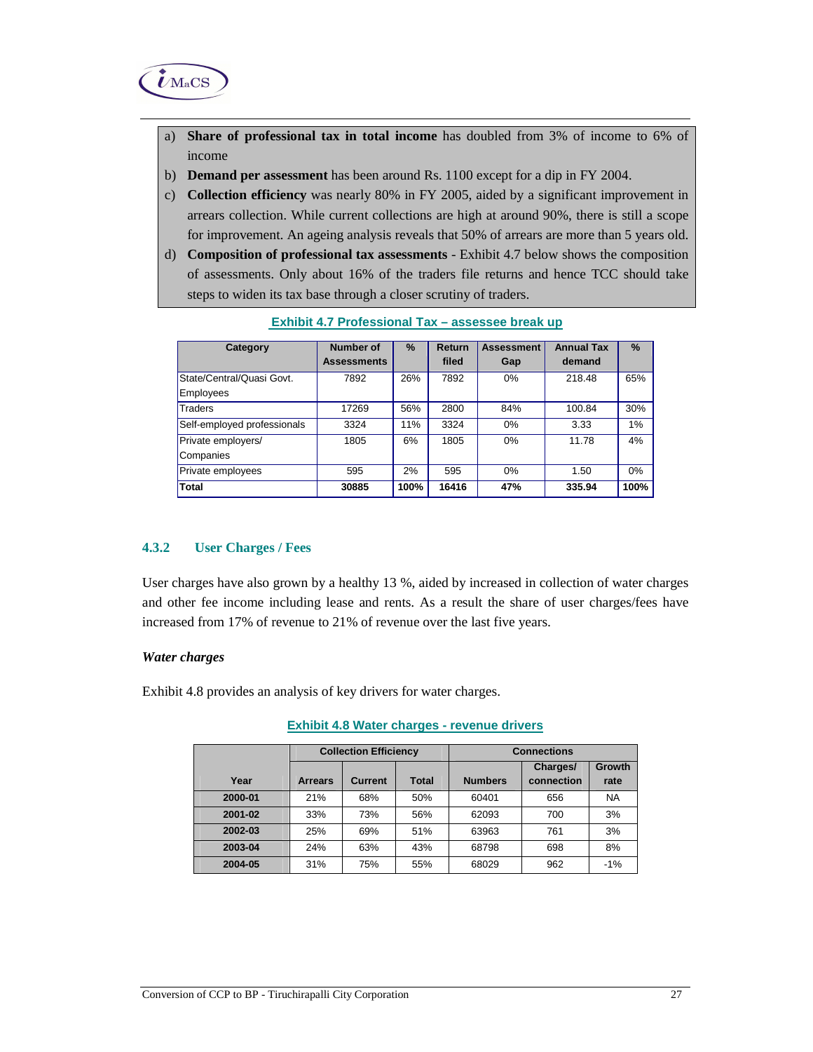a) **Share of professional tax in total income** has doubled from 3% of income to 6% of income
b) **Demand per assessment** has been around Rs. 1100 except for a dip in FY 2004.
c) **Collection efficiency** was nearly 80% in FY 2005, aided by a significant improvement in arrears collection. While current collections are high at around 90%, there is still a scope for improvement. An ageing analysis reveals that 50% of arrears are more than 5 years old.
d) **Composition of professional tax assessments** - Exhibit 4.7 below shows the composition of assessments. Only about 16% of the traders file returns and hence TCC should take steps to widen its tax base through a closer scrutiny of traders.

**Exhibit 4.7 Professional Tax – assessee break up**

| Category | Number of Assessments | % | Return filed | Assessment Gap | Annual Tax demand | % |
|---|---|---|---|---|---|---|
| State/Central/Quasi Govt. Employees | 7892 | 26% | 7892 | 0% | 218.48 | 65% |
| Traders | 17269 | 56% | 2800 | 84% | 100.84 | 30% |
| Self-employed professionals | 3324 | 11% | 3324 | 0% | 3.33 | 1% |
| Private employers/ Companies | 1805 | 6% | 1805 | 0% | 11.78 | 4% |
| Private employees | 595 | 2% | 595 | 0% | 1.50 | 0% |
| **Total** | **30885** | **100%** | **16416** | **47%** | **335.94** | **100%** |

### 4.3.2 User Charges / Fees

User charges have also grown by a healthy 13 %, aided by increased in collection of water charges and other fee income including lease and rents. As a result the share of user charges/fees have increased from 17% of revenue to 21% of revenue over the last five years.

*Water charges*

Exhibit 4.8 provides an analysis of key drivers for water charges.

**Exhibit 4.8 Water charges - revenue drivers**

| | Collection Efficiency | | | Connections | | |
|---|---|---|---|---|---|---|
| Year | Arrears | Current | Total | Numbers | Charges/ connection | Growth rate |
| 2000-01 | 21% | 68% | 50% | 60401 | 656 | NA |
| 2001-02 | 33% | 73% | 56% | 62093 | 700 | 3% |
| 2002-03 | 25% | 69% | 51% | 63963 | 761 | 3% |
| 2003-04 | 24% | 63% | 43% | 68798 | 698 | 8% |
| 2004-05 | 31% | 75% | 55% | 68029 | 962 | -1% |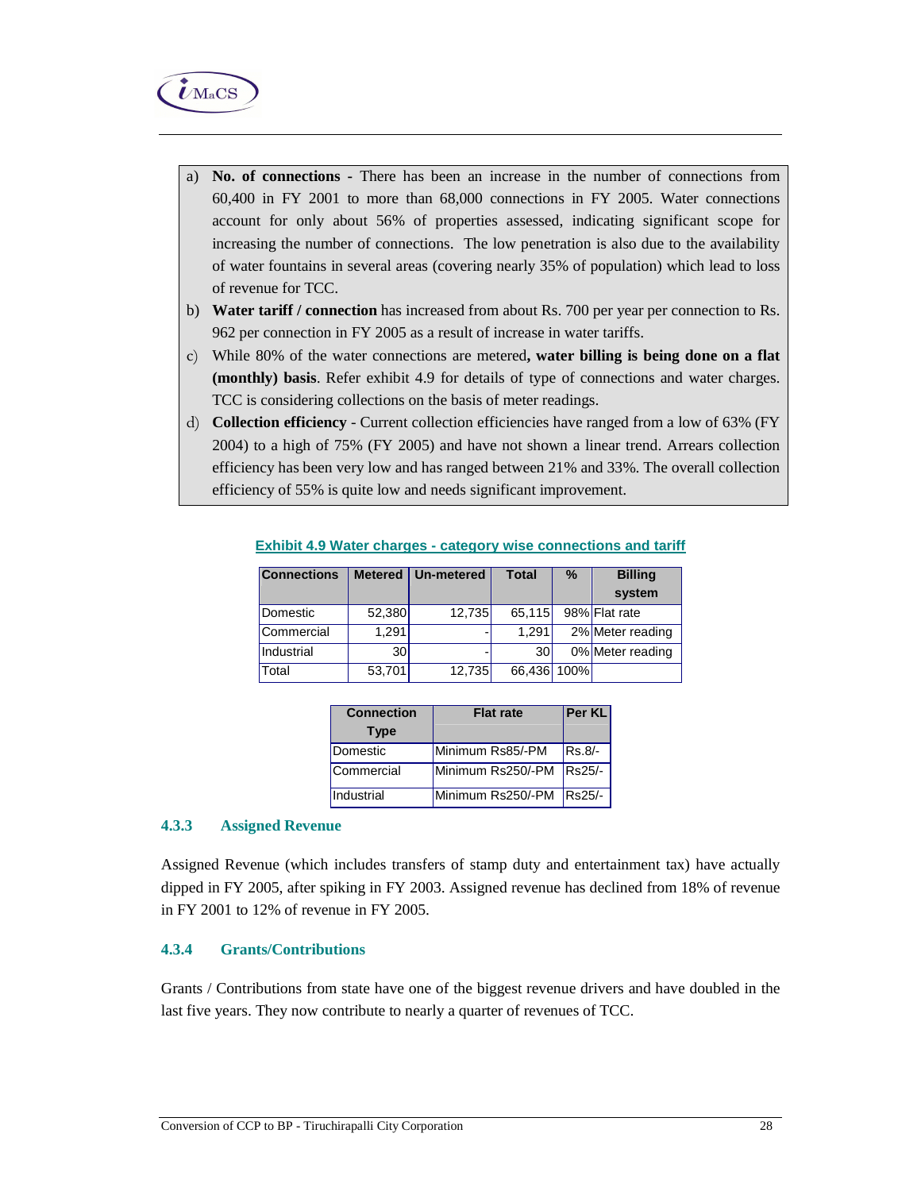a) **No. of connections -** There has been an increase in the number of connections from 60,400 in FY 2001 to more than 68,000 connections in FY 2005. Water connections account for only about 56% of properties assessed, indicating significant scope for increasing the number of connections. The low penetration is also due to the availability of water fountains in several areas (covering nearly 35% of population) which lead to loss of revenue for TCC.

b) **Water tariff / connection** has increased from about Rs. 700 per year per connection to Rs. 962 per connection in FY 2005 as a result of increase in water tariffs.

c) While 80% of the water connections are metered**, water billing is being done on a flat (monthly) basis**. Refer exhibit 4.9 for details of type of connections and water charges. TCC is considering collections on the basis of meter readings.

d) **Collection efficiency** - Current collection efficiencies have ranged from a low of 63% (FY 2004) to a high of 75% (FY 2005) and have not shown a linear trend. Arrears collection efficiency has been very low and has ranged between 21% and 33%. The overall collection efficiency of 55% is quite low and needs significant improvement.

**Exhibit 4.9 Water charges - category wise connections and tariff**

| Connections | Metered | Un-metered | Total | % | Billing system |
|---|---|---|---|---|---|
| Domestic | 52,380 | 12,735 | 65,115 | 98% | Flat rate |
| Commercial | 1,291 | - | 1,291 | 2% | Meter reading |
| Industrial | 30 | - | 30 | 0% | Meter reading |
| Total | 53,701 | 12,735 | 66,436 | 100% | |

| Connection Type | Flat rate | Per KL |
|---|---|---|
| Domestic | Minimum Rs85/-PM | Rs.8/- |
| Commercial | Minimum Rs250/-PM | Rs25/- |
| Industrial | Minimum Rs250/-PM | Rs25/- |

### 4.3.3 Assigned Revenue

Assigned Revenue (which includes transfers of stamp duty and entertainment tax) have actually dipped in FY 2005, after spiking in FY 2003. Assigned revenue has declined from 18% of revenue in FY 2001 to 12% of revenue in FY 2005.

### 4.3.4 Grants/Contributions

Grants / Contributions from state have one of the biggest revenue drivers and have doubled in the last five years. They now contribute to nearly a quarter of revenues of TCC.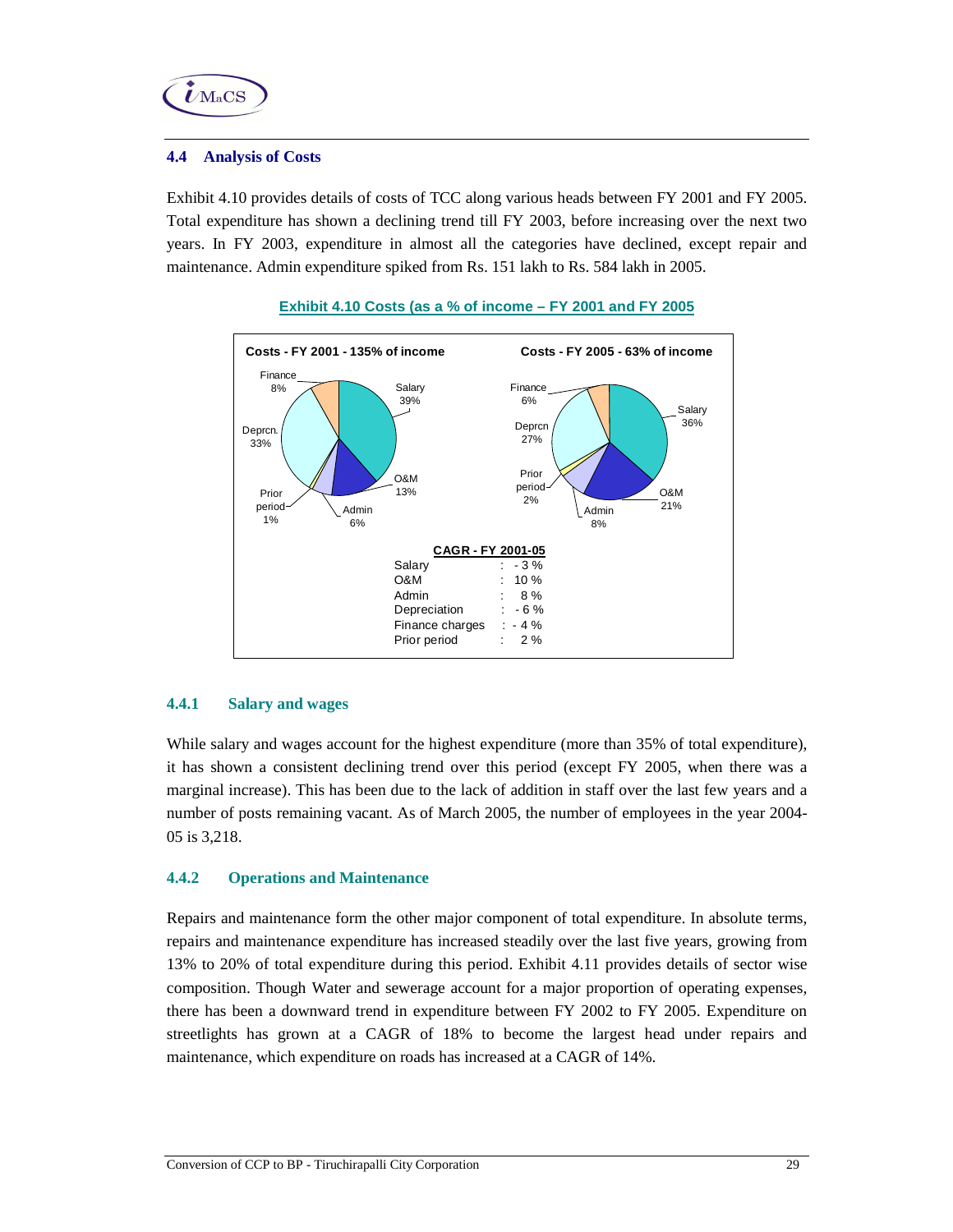## 4.4 Analysis of Costs

Exhibit 4.10 provides details of costs of TCC along various heads between FY 2001 and FY 2005. Total expenditure has shown a declining trend till FY 2003, before increasing over the next two years. In FY 2003, expenditure in almost all the categories have declined, except repair and maintenance. Admin expenditure spiked from Rs. 151 lakh to Rs. 584 lakh in 2005.

**Exhibit 4.10 Costs (as a % of income – FY 2001 and FY 2005**

**Costs - FY 2001 - 135% of income**

| Head | % |
|---|---|
| Salary | 39% |
| O&M | 13% |
| Admin | 6% |
| Prior period | 1% |
| Deprcn. | 33% |
| Finance | 8% |

**Costs - FY 2005 - 63% of income**

| Head | % |
|---|---|
| Salary | 36% |
| O&M | 21% |
| Admin | 8% |
| Prior period | 2% |
| Deprcn | 27% |
| Finance | 6% |

**CAGR - FY 2001-05**

| Head | CAGR |
|---|---|
| Salary | - 3 % |
| O&M | 10 % |
| Admin | 8 % |
| Depreciation | - 6 % |
| Finance charges | - 4 % |
| Prior period | 2 % |

### 4.4.1 Salary and wages

While salary and wages account for the highest expenditure (more than 35% of total expenditure), it has shown a consistent declining trend over this period (except FY 2005, when there was a marginal increase). This has been due to the lack of addition in staff over the last few years and a number of posts remaining vacant. As of March 2005, the number of employees in the year 2004-05 is 3,218.

### 4.4.2 Operations and Maintenance

Repairs and maintenance form the other major component of total expenditure. In absolute terms, repairs and maintenance expenditure has increased steadily over the last five years, growing from 13% to 20% of total expenditure during this period. Exhibit 4.11 provides details of sector wise composition. Though Water and sewerage account for a major proportion of operating expenses, there has been a downward trend in expenditure between FY 2002 to FY 2005. Expenditure on streetlights has grown at a CAGR of 18% to become the largest head under repairs and maintenance, which expenditure on roads has increased at a CAGR of 14%.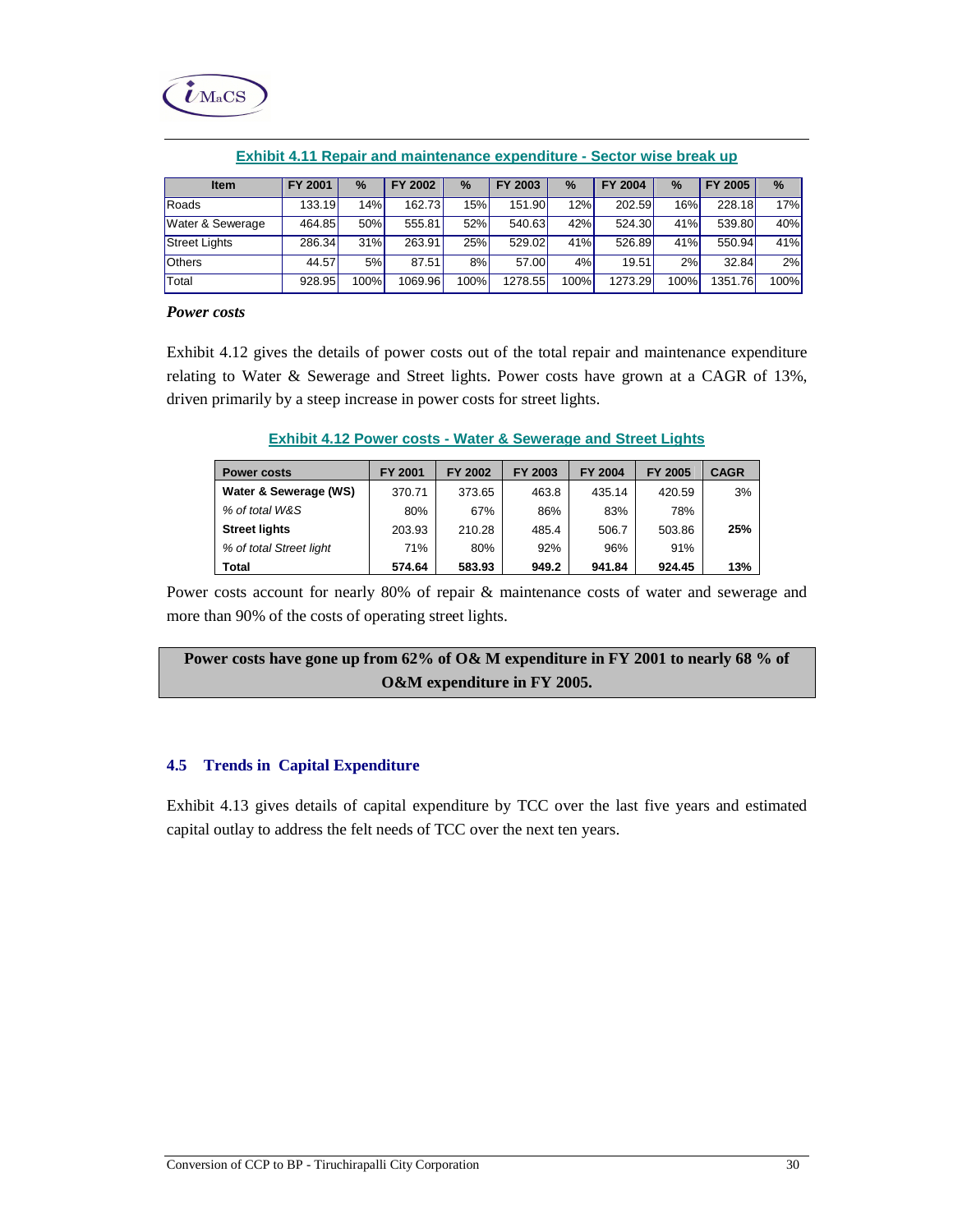**Exhibit 4.11 Repair and maintenance expenditure - Sector wise break up**

| Item | FY 2001 | % | FY 2002 | % | FY 2003 | % | FY 2004 | % | FY 2005 | % |
|---|---|---|---|---|---|---|---|---|---|---|
| Roads | 133.19 | 14% | 162.73 | 15% | 151.90 | 12% | 202.59 | 16% | 228.18 | 17% |
| Water & Sewerage | 464.85 | 50% | 555.81 | 52% | 540.63 | 42% | 524.30 | 41% | 539.80 | 40% |
| Street Lights | 286.34 | 31% | 263.91 | 25% | 529.02 | 41% | 526.89 | 41% | 550.94 | 41% |
| Others | 44.57 | 5% | 87.51 | 8% | 57.00 | 4% | 19.51 | 2% | 32.84 | 2% |
| Total | 928.95 | 100% | 1069.96 | 100% | 1278.55 | 100% | 1273.29 | 100% | 1351.76 | 100% |

***Power costs***

Exhibit 4.12 gives the details of power costs out of the total repair and maintenance expenditure relating to Water & Sewerage and Street lights. Power costs have grown at a CAGR of 13%, driven primarily by a steep increase in power costs for street lights.

**Exhibit 4.12 Power costs - Water & Sewerage and Street Lights**

| Power costs | FY 2001 | FY 2002 | FY 2003 | FY 2004 | FY 2005 | CAGR |
|---|---|---|---|---|---|---|
| **Water & Sewerage (WS)** | 370.71 | 373.65 | 463.8 | 435.14 | 420.59 | 3% |
| *% of total W&S* | 80% | 67% | 86% | 83% | 78% | |
| **Street lights** | 203.93 | 210.28 | 485.4 | 506.7 | 503.86 | **25%** |
| *% of total Street light* | 71% | 80% | 92% | 96% | 91% | |
| **Total** | **574.64** | **583.93** | **949.2** | **941.84** | **924.45** | **13%** |

Power costs account for nearly 80% of repair & maintenance costs of water and sewerage and more than 90% of the costs of operating street lights.

**Power costs have gone up from 62% of O& M expenditure in FY 2001 to nearly 68 % of O&M expenditure in FY 2005.**

## 4.5 Trends in Capital Expenditure

Exhibit 4.13 gives details of capital expenditure by TCC over the last five years and estimated capital outlay to address the felt needs of TCC over the next ten years.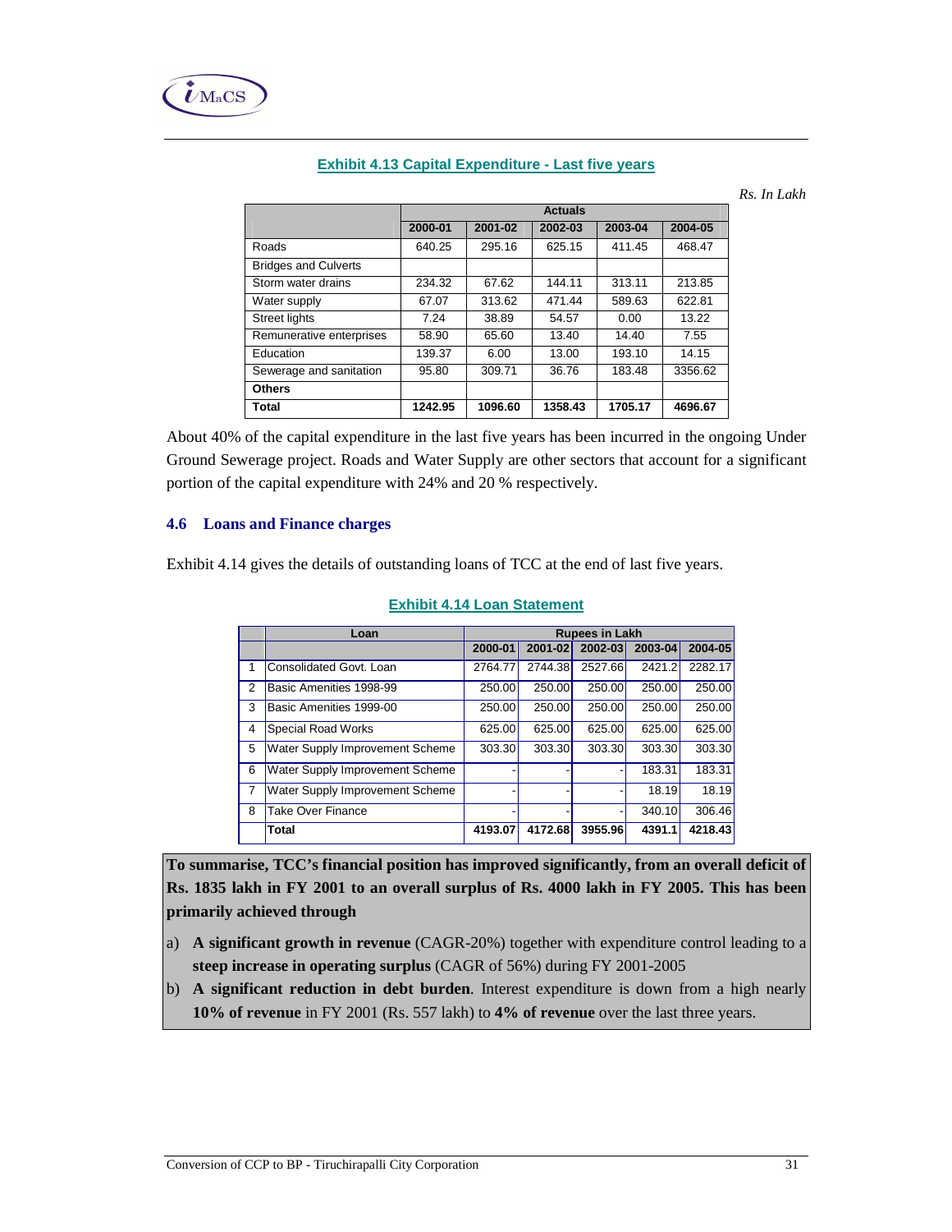**Exhibit 4.13 Capital Expenditure - Last five years**

*Rs. In Lakh*

| | Actuals | | | | |
|---|---|---|---|---|---|
| | 2000-01 | 2001-02 | 2002-03 | 2003-04 | 2004-05 |
| Roads | 640.25 | 295.16 | 625.15 | 411.45 | 468.47 |
| Bridges and Culverts | | | | | |
| Storm water drains | 234.32 | 67.62 | 144.11 | 313.11 | 213.85 |
| Water supply | 67.07 | 313.62 | 471.44 | 589.63 | 622.81 |
| Street lights | 7.24 | 38.89 | 54.57 | 0.00 | 13.22 |
| Remunerative enterprises | 58.90 | 65.60 | 13.40 | 14.40 | 7.55 |
| Education | 139.37 | 6.00 | 13.00 | 193.10 | 14.15 |
| Sewerage and sanitation | 95.80 | 309.71 | 36.76 | 183.48 | 3356.62 |
| **Others** | | | | | |
| **Total** | **1242.95** | **1096.60** | **1358.43** | **1705.17** | **4696.67** |

About 40% of the capital expenditure in the last five years has been incurred in the ongoing Under Ground Sewerage project. Roads and Water Supply are other sectors that account for a significant portion of the capital expenditure with 24% and 20 % respectively.

### 4.6 Loans and Finance charges

Exhibit 4.14 gives the details of outstanding loans of TCC at the end of last five years.

**Exhibit 4.14 Loan Statement**

| | Loan | Rupees in Lakh | | | | |
|---|---|---|---|---|---|---|
| | | 2000-01 | 2001-02 | 2002-03 | 2003-04 | 2004-05 |
| 1 | Consolidated Govt. Loan | 2764.77 | 2744.38 | 2527.66 | 2421.2 | 2282.17 |
| 2 | Basic Amenities 1998-99 | 250.00 | 250.00 | 250.00 | 250.00 | 250.00 |
| 3 | Basic Amenities 1999-00 | 250.00 | 250.00 | 250.00 | 250.00 | 250.00 |
| 4 | Special Road Works | 625.00 | 625.00 | 625.00 | 625.00 | 625.00 |
| 5 | Water Supply Improvement Scheme | 303.30 | 303.30 | 303.30 | 303.30 | 303.30 |
| 6 | Water Supply Improvement Scheme | - | - | - | 183.31 | 183.31 |
| 7 | Water Supply Improvement Scheme | - | - | - | 18.19 | 18.19 |
| 8 | Take Over Finance | - | - | - | 340.10 | 306.46 |
| | **Total** | **4193.07** | **4172.68** | **3955.96** | **4391.1** | **4218.43** |

**To summarise, TCC's financial position has improved significantly, from an overall deficit of Rs. 1835 lakh in FY 2001 to an overall surplus of Rs. 4000 lakh in FY 2005. This has been primarily achieved through**

a) **A significant growth in revenue** (CAGR-20%) together with expenditure control leading to a **steep increase in operating surplus** (CAGR of 56%) during FY 2001-2005

b) **A significant reduction in debt burden**. Interest expenditure is down from a high nearly **10% of revenue** in FY 2001 (Rs. 557 lakh) to **4% of revenue** over the last three years.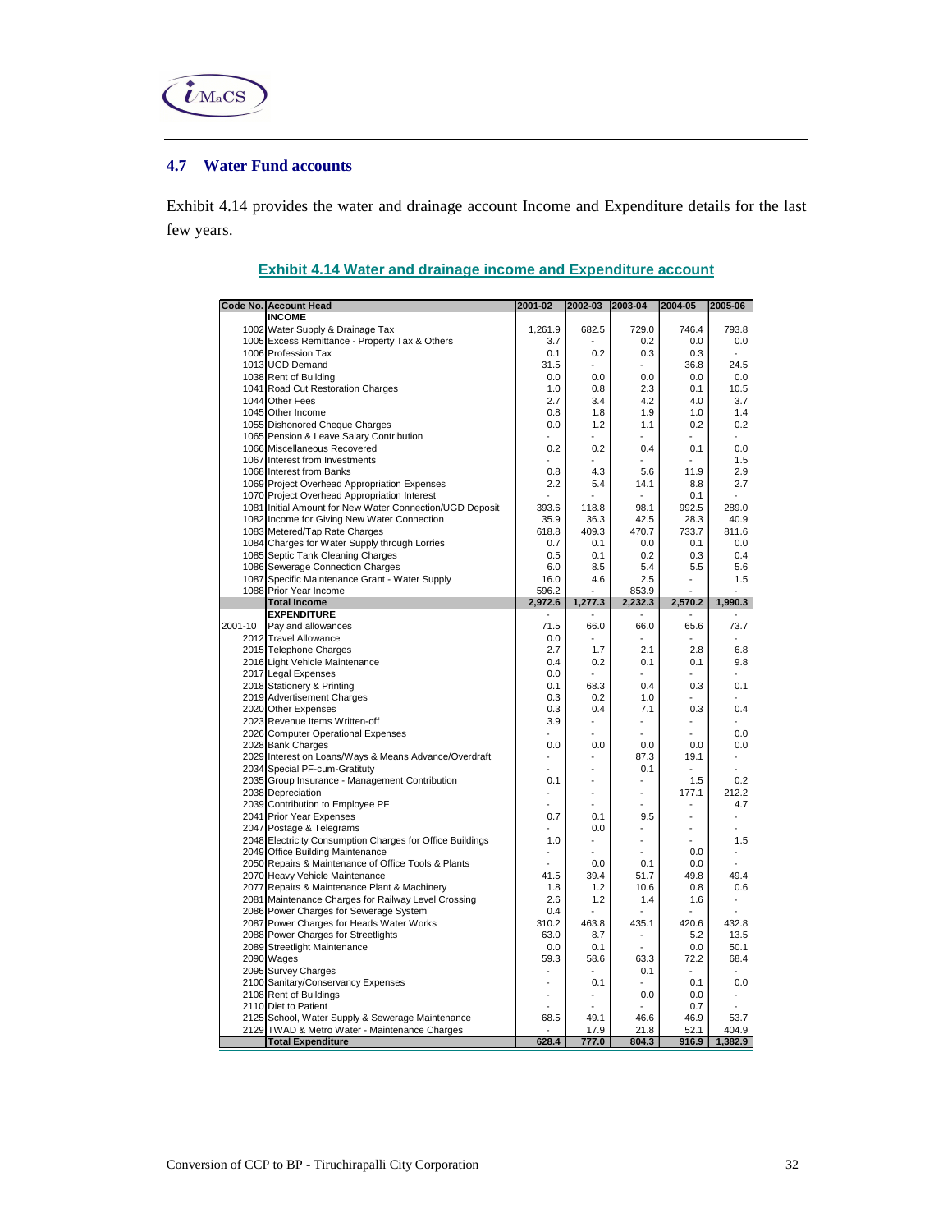## 4.7 Water Fund accounts

Exhibit 4.14 provides the water and drainage account Income and Expenditure details for the last few years.

**Exhibit 4.14 Water and drainage income and Expenditure account**

| Code No. | Account Head | 2001-02 | 2002-03 | 2003-04 | 2004-05 | 2005-06 |
|---|---|---|---|---|---|---|
| | **INCOME** | | | | | |
| 1002 | Water Supply & Drainage Tax | 1,261.9 | 682.5 | 729.0 | 746.4 | 793.8 |
| 1005 | Excess Remittance - Property Tax & Others | 3.7 | - | 0.2 | 0.0 | 0.0 |
| 1006 | Profession Tax | 0.1 | 0.2 | 0.3 | 0.3 | - |
| 1013 | UGD Demand | 31.5 | - | - | 36.8 | 24.5 |
| 1038 | Rent of Building | 0.0 | 0.0 | 0.0 | 0.0 | 0.0 |
| 1041 | Road Cut Restoration Charges | 1.0 | 0.8 | 2.3 | 0.1 | 10.5 |
| 1044 | Other Fees | 2.7 | 3.4 | 4.2 | 4.0 | 3.7 |
| 1045 | Other Income | 0.8 | 1.8 | 1.9 | 1.0 | 1.4 |
| 1055 | Dishonored Cheque Charges | 0.0 | 1.2 | 1.1 | 0.2 | 0.2 |
| 1065 | Pension & Leave Salary Contribution | - | - | - | - | - |
| 1066 | Miscellaneous Recovered | 0.2 | 0.2 | 0.4 | 0.1 | 0.0 |
| 1067 | Interest from Investments | - | - | - | - | 1.5 |
| 1068 | Interest from Banks | 0.8 | 4.3 | 5.6 | 11.9 | 2.9 |
| 1069 | Project Overhead Appropriation Expenses | 2.2 | 5.4 | 14.1 | 8.8 | 2.7 |
| 1070 | Project Overhead Appropriation Interest | - | - | - | 0.1 | - |
| 1081 | Initial Amount for New Water Connection/UGD Deposit | 393.6 | 118.8 | 98.1 | 992.5 | 289.0 |
| 1082 | Income for Giving New Water Connection | 35.9 | 36.3 | 42.5 | 28.3 | 40.9 |
| 1083 | Metered/Tap Rate Charges | 618.8 | 409.3 | 470.7 | 733.7 | 811.6 |
| 1084 | Charges for Water Supply through Lorries | 0.7 | 0.1 | 0.0 | 0.1 | 0.0 |
| 1085 | Septic Tank Cleaning Charges | 0.5 | 0.1 | 0.2 | 0.3 | 0.4 |
| 1086 | Sewerage Connection Charges | 6.0 | 8.5 | 5.4 | 5.5 | 5.6 |
| 1087 | Specific Maintenance Grant - Water Supply | 16.0 | 4.6 | 2.5 | - | 1.5 |
| 1088 | Prior Year Income | 596.2 | - | 853.9 | - | - |
| | **Total Income** | **2,972.6** | **1,277.3** | **2,232.3** | **2,570.2** | **1,990.3** |
| | **EXPENDITURE** | - | - | - | - | - |
| 2001-10 | Pay and allowances | 71.5 | 66.0 | 66.0 | 65.6 | 73.7 |
| 2012 | Travel Allowance | 0.0 | - | - | - | - |
| 2015 | Telephone Charges | 2.7 | 1.7 | 2.1 | 2.8 | 6.8 |
| 2016 | Light Vehicle Maintenance | 0.4 | 0.2 | 0.1 | 0.1 | 9.8 |
| 2017 | Legal Expenses | 0.0 | - | - | - | - |
| 2018 | Stationery & Printing | 0.1 | 68.3 | 0.4 | 0.3 | 0.1 |
| 2019 | Advertisement Charges | 0.3 | 0.2 | 1.0 | - | - |
| 2020 | Other Expenses | 0.3 | 0.4 | 7.1 | 0.3 | 0.4 |
| 2023 | Revenue Items Written-off | 3.9 | - | - | - | - |
| 2026 | Computer Operational Expenses | - | - | - | - | 0.0 |
| 2028 | Bank Charges | 0.0 | 0.0 | 0.0 | 0.0 | 0.0 |
| 2029 | Interest on Loans/Ways & Means Advance/Overdraft | - | - | 87.3 | 19.1 | - |
| 2034 | Special PF-cum-Gratituty | - | - | 0.1 | - | - |
| 2035 | Group Insurance - Management Contribution | 0.1 | - | - | 1.5 | 0.2 |
| 2038 | Depreciation | - | - | - | 177.1 | 212.2 |
| 2039 | Contribution to Employee PF | - | - | - | - | 4.7 |
| 2041 | Prior Year Expenses | 0.7 | 0.1 | 9.5 | - | - |
| 2047 | Postage & Telegrams | - | 0.0 | - | - | - |
| 2048 | Electricity Consumption Charges for Office Buildings | 1.0 | - | - | - | 1.5 |
| 2049 | Office Building Maintenance | - | - | - | 0.0 | - |
| 2050 | Repairs & Maintenance of Office Tools & Plants | - | 0.0 | 0.1 | 0.0 | - |
| 2070 | Heavy Vehicle Maintenance | 41.5 | 39.4 | 51.7 | 49.8 | 49.4 |
| 2077 | Repairs & Maintenance Plant & Machinery | 1.8 | 1.2 | 10.6 | 0.8 | 0.6 |
| 2081 | Maintenance Charges for Railway Level Crossing | 2.6 | 1.2 | 1.4 | 1.6 | - |
| 2086 | Power Charges for Sewerage System | 0.4 | - | - | - | - |
| 2087 | Power Charges for Heads Water Works | 310.2 | 463.8 | 435.1 | 420.6 | 432.8 |
| 2088 | Power Charges for Streetlights | 63.0 | 8.7 | - | 5.2 | 13.5 |
| 2089 | Streetlight Maintenance | 0.0 | 0.1 | - | 0.0 | 50.1 |
| 2090 | Wages | 59.3 | 58.6 | 63.3 | 72.2 | 68.4 |
| 2095 | Survey Charges | - | - | 0.1 | - | - |
| 2100 | Sanitary/Conservancy Expenses | - | 0.1 | - | 0.1 | 0.0 |
| 2108 | Rent of Buildings | - | - | 0.0 | 0.0 | - |
| 2110 | Diet to Patient | - | - | - | 0.7 | - |
| 2125 | School, Water Supply & Sewerage Maintenance | 68.5 | 49.1 | 46.6 | 46.9 | 53.7 |
| 2129 | TWAD & Metro Water - Maintenance Charges | - | 17.9 | 21.8 | 52.1 | 404.9 |
| | **Total Expenditure** | **628.4** | **777.0** | **804.3** | **916.9** | **1,382.9** |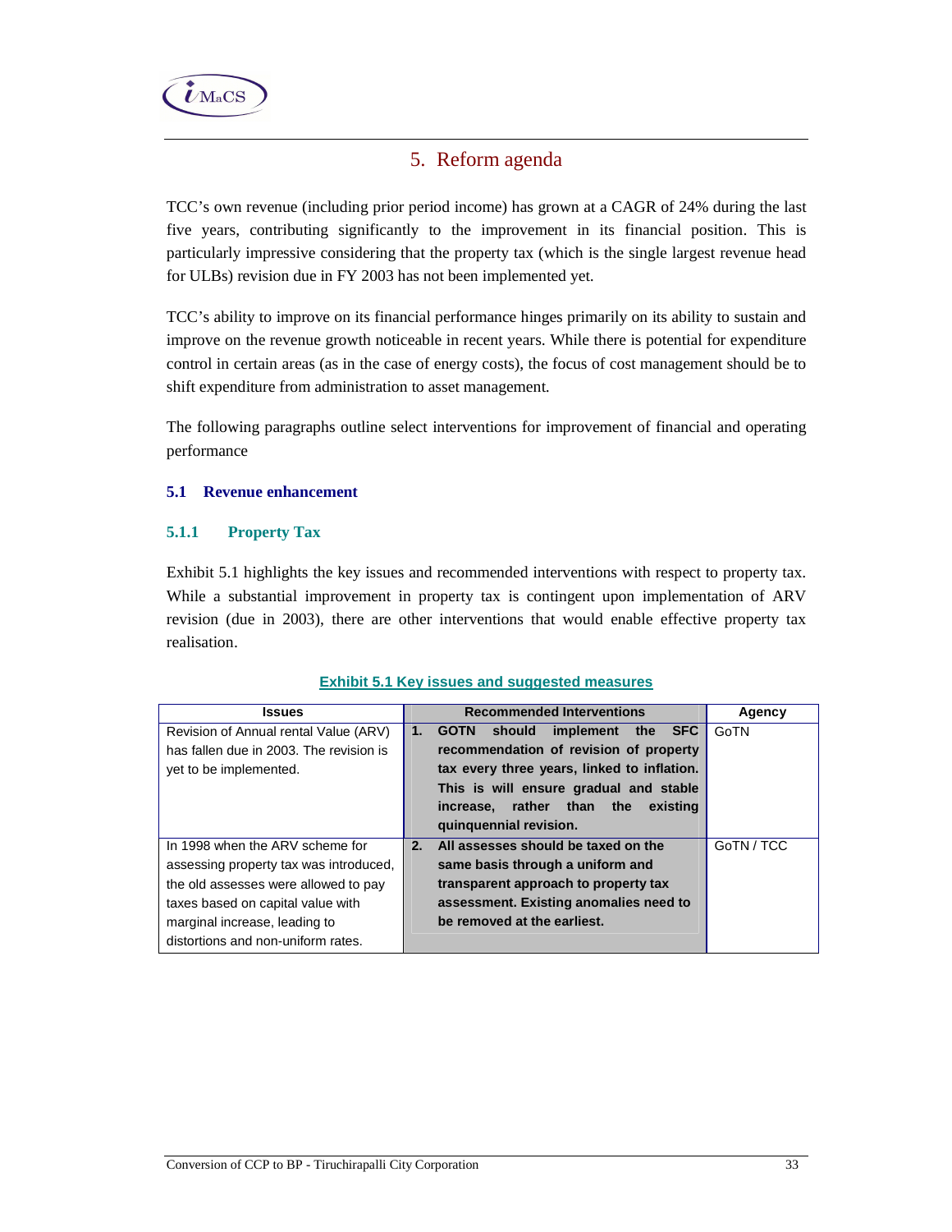# 5. Reform agenda

TCC's own revenue (including prior period income) has grown at a CAGR of 24% during the last five years, contributing significantly to the improvement in its financial position. This is particularly impressive considering that the property tax (which is the single largest revenue head for ULBs) revision due in FY 2003 has not been implemented yet.

TCC's ability to improve on its financial performance hinges primarily on its ability to sustain and improve on the revenue growth noticeable in recent years. While there is potential for expenditure control in certain areas (as in the case of energy costs), the focus of cost management should be to shift expenditure from administration to asset management.

The following paragraphs outline select interventions for improvement of financial and operating performance

## 5.1 Revenue enhancement

### 5.1.1 Property Tax

Exhibit 5.1 highlights the key issues and recommended interventions with respect to property tax. While a substantial improvement in property tax is contingent upon implementation of ARV revision (due in 2003), there are other interventions that would enable effective property tax realisation.

**Exhibit 5.1 Key issues and suggested measures**

| Issues | Recommended Interventions | Agency |
|---|---|---|
| Revision of Annual rental Value (ARV) has fallen due in 2003. The revision is yet to be implemented. | **1. GOTN should implement the SFC recommendation of revision of property tax every three years, linked to inflation. This is will ensure gradual and stable increase, rather than the existing quinquennial revision.** | GoTN |
| In 1998 when the ARV scheme for assessing property tax was introduced, the old assesses were allowed to pay taxes based on capital value with marginal increase, leading to distortions and non-uniform rates. | **2. All assesses should be taxed on the same basis through a uniform and transparent approach to property tax assessment. Existing anomalies need to be removed at the earliest.** | GoTN / TCC |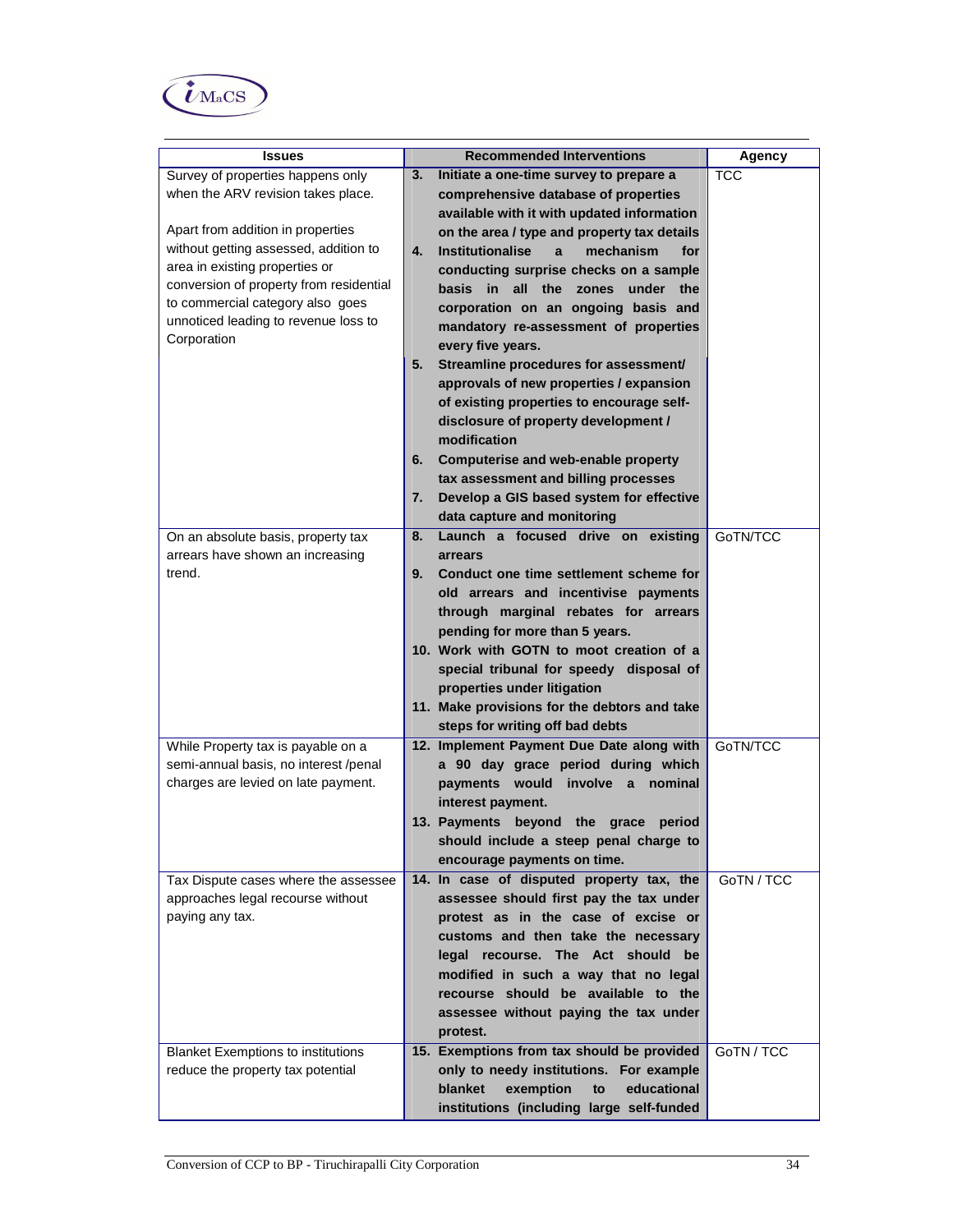| Issues | Recommended Interventions | Agency |
|---|---|---|
| Survey of properties happens only when the ARV revision takes place.<br><br>Apart from addition in properties without getting assessed, addition to area in existing properties or conversion of property from residential to commercial category also goes unnoticed leading to revenue loss to Corporation | **3. Initiate a one-time survey to prepare a comprehensive database of properties available with it with updated information on the area / type and property tax details**<br>**4. Institutionalise a mechanism for conducting surprise checks on a sample basis in all the zones under the corporation on an ongoing basis and mandatory re-assessment of properties every five years.**<br>**5. Streamline procedures for assessment/ approvals of new properties / expansion of existing properties to encourage self-disclosure of property development / modification**<br>**6. Computerise and web-enable property tax assessment and billing processes**<br>**7. Develop a GIS based system for effective data capture and monitoring** | TCC |
| On an absolute basis, property tax arrears have shown an increasing trend. | **8. Launch a focused drive on existing arrears**<br>**9. Conduct one time settlement scheme for old arrears and incentivise payments through marginal rebates for arrears pending for more than 5 years.**<br>**10. Work with GOTN to moot creation of a special tribunal for speedy disposal of properties under litigation**<br>**11. Make provisions for the debtors and take steps for writing off bad debts** | GoTN/TCC |
| While Property tax is payable on a semi-annual basis, no interest /penal charges are levied on late payment. | **12. Implement Payment Due Date along with a 90 day grace period during which payments would involve a nominal interest payment.**<br>**13. Payments beyond the grace period should include a steep penal charge to encourage payments on time.** | GoTN/TCC |
| Tax Dispute cases where the assessee approaches legal recourse without paying any tax. | **14. In case of disputed property tax, the assessee should first pay the tax under protest as in the case of excise or customs and then take the necessary legal recourse. The Act should be modified in such a way that no legal recourse should be available to the assessee without paying the tax under protest.** | GoTN / TCC |
| Blanket Exemptions to institutions reduce the property tax potential | **15. Exemptions from tax should be provided only to needy institutions. For example blanket exemption to educational institutions (including large self-funded** | GoTN / TCC |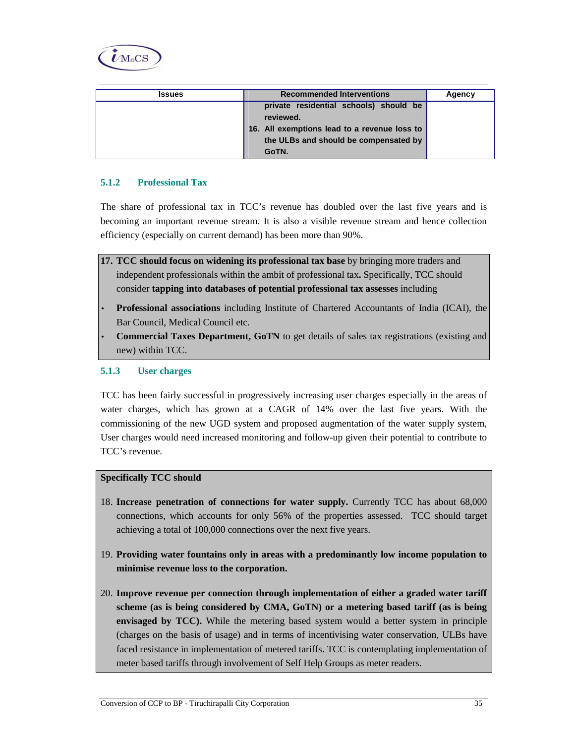| Issues | Recommended Interventions | Agency |
|---|---|---|
| | **private residential schools) should be reviewed.**<br>**16. All exemptions lead to a revenue loss to the ULBs and should be compensated by GoTN.** | |

### 5.1.2 Professional Tax

The share of professional tax in TCC's revenue has doubled over the last five years and is becoming an important revenue stream. It is also a visible revenue stream and hence collection efficiency (especially on current demand) has been more than 90%.

17. **TCC should focus on widening its professional tax base** by bringing more traders and independent professionals within the ambit of professional tax**.** Specifically, TCC should consider **tapping into databases of potential professional tax assesses** including

- **Professional associations** including Institute of Chartered Accountants of India (ICAI), the Bar Council, Medical Council etc.
- **Commercial Taxes Department, GoTN** to get details of sales tax registrations (existing and new) within TCC.

### 5.1.3 User charges

TCC has been fairly successful in progressively increasing user charges especially in the areas of water charges, which has grown at a CAGR of 14% over the last five years. With the commissioning of the new UGD system and proposed augmentation of the water supply system, User charges would need increased monitoring and follow-up given their potential to contribute to TCC's revenue.

**Specifically TCC should**

18. **Increase penetration of connections for water supply.** Currently TCC has about 68,000 connections, which accounts for only 56% of the properties assessed. TCC should target achieving a total of 100,000 connections over the next five years.

19. **Providing water fountains only in areas with a predominantly low income population to minimise revenue loss to the corporation.**

20. **Improve revenue per connection through implementation of either a graded water tariff scheme (as is being considered by CMA, GoTN) or a metering based tariff (as is being envisaged by TCC).** While the metering based system would a better system in principle (charges on the basis of usage) and in terms of incentivising water conservation, ULBs have faced resistance in implementation of metered tariffs. TCC is contemplating implementation of meter based tariffs through involvement of Self Help Groups as meter readers.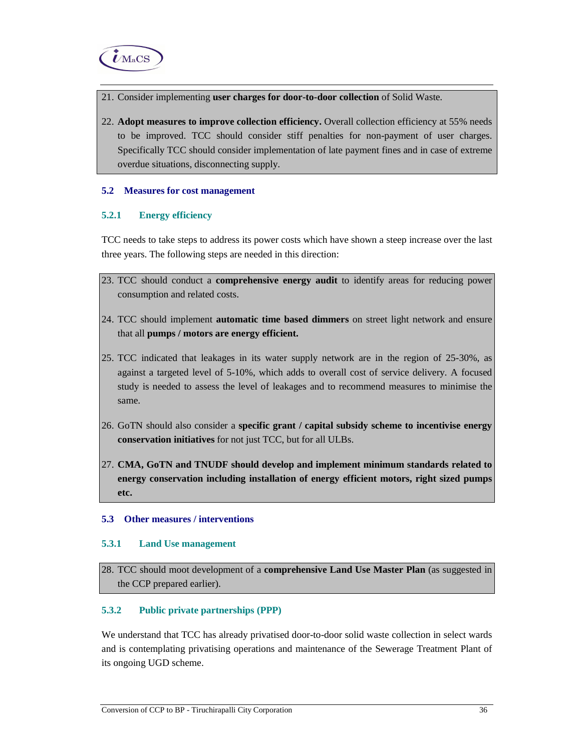21. Consider implementing **user charges for door-to-door collection** of Solid Waste.

22. **Adopt measures to improve collection efficiency.** Overall collection efficiency at 55% needs to be improved. TCC should consider stiff penalties for non-payment of user charges. Specifically TCC should consider implementation of late payment fines and in case of extreme overdue situations, disconnecting supply.

## 5.2 Measures for cost management

### 5.2.1 Energy efficiency

TCC needs to take steps to address its power costs which have shown a steep increase over the last three years. The following steps are needed in this direction:

23. TCC should conduct a **comprehensive energy audit** to identify areas for reducing power consumption and related costs.

24. TCC should implement **automatic time based dimmers** on street light network and ensure that all **pumps / motors are energy efficient.**

25. TCC indicated that leakages in its water supply network are in the region of 25-30%, as against a targeted level of 5-10%, which adds to overall cost of service delivery. A focused study is needed to assess the level of leakages and to recommend measures to minimise the same.

26. GoTN should also consider a **specific grant / capital subsidy scheme to incentivise energy conservation initiatives** for not just TCC, but for all ULBs.

27. **CMA, GoTN and TNUDF should develop and implement minimum standards related to energy conservation including installation of energy efficient motors, right sized pumps etc.**

## 5.3 Other measures / interventions

### 5.3.1 Land Use management

28. TCC should moot development of a **comprehensive Land Use Master Plan** (as suggested in the CCP prepared earlier).

### 5.3.2 Public private partnerships (PPP)

We understand that TCC has already privatised door-to-door solid waste collection in select wards and is contemplating privatising operations and maintenance of the Sewerage Treatment Plant of its ongoing UGD scheme.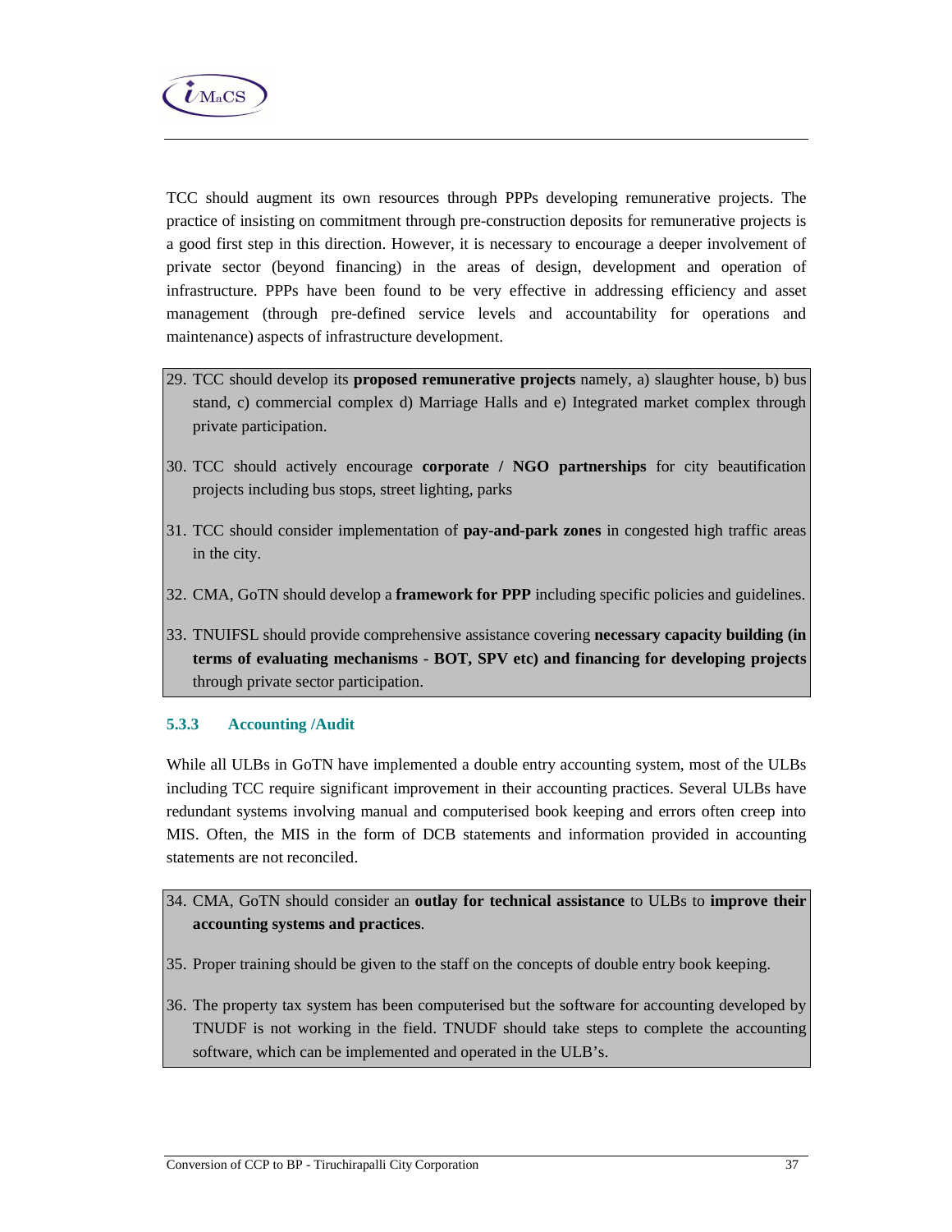TCC should augment its own resources through PPPs developing remunerative projects. The practice of insisting on commitment through pre-construction deposits for remunerative projects is a good first step in this direction. However, it is necessary to encourage a deeper involvement of private sector (beyond financing) in the areas of design, development and operation of infrastructure. PPPs have been found to be very effective in addressing efficiency and asset management (through pre-defined service levels and accountability for operations and maintenance) aspects of infrastructure development.

29. TCC should develop its **proposed remunerative projects** namely, a) slaughter house, b) bus stand, c) commercial complex d) Marriage Halls and e) Integrated market complex through private participation.

30. TCC should actively encourage **corporate / NGO partnerships** for city beautification projects including bus stops, street lighting, parks

31. TCC should consider implementation of **pay-and-park zones** in congested high traffic areas in the city.

32. CMA, GoTN should develop a **framework for PPP** including specific policies and guidelines.

33. TNUIFSL should provide comprehensive assistance covering **necessary capacity building (in terms of evaluating mechanisms - BOT, SPV etc) and financing for developing projects** through private sector participation.

### 5.3.3 Accounting /Audit

While all ULBs in GoTN have implemented a double entry accounting system, most of the ULBs including TCC require significant improvement in their accounting practices. Several ULBs have redundant systems involving manual and computerised book keeping and errors often creep into MIS. Often, the MIS in the form of DCB statements and information provided in accounting statements are not reconciled.

34. CMA, GoTN should consider an **outlay for technical assistance** to ULBs to **improve their accounting systems and practices**.

35. Proper training should be given to the staff on the concepts of double entry book keeping.

36. The property tax system has been computerised but the software for accounting developed by TNUDF is not working in the field. TNUDF should take steps to complete the accounting software, which can be implemented and operated in the ULB's.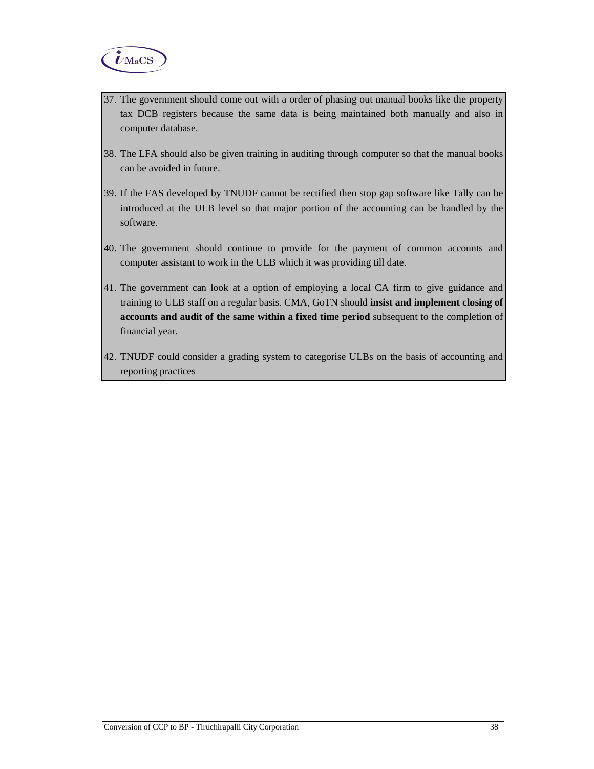37. The government should come out with a order of phasing out manual books like the property tax DCB registers because the same data is being maintained both manually and also in computer database.

38. The LFA should also be given training in auditing through computer so that the manual books can be avoided in future.

39. If the FAS developed by TNUDF cannot be rectified then stop gap software like Tally can be introduced at the ULB level so that major portion of the accounting can be handled by the software.

40. The government should continue to provide for the payment of common accounts and computer assistant to work in the ULB which it was providing till date.

41. The government can look at a option of employing a local CA firm to give guidance and training to ULB staff on a regular basis. CMA, GoTN should **insist and implement closing of accounts and audit of the same within a fixed time period** subsequent to the completion of financial year.

42. TNUDF could consider a grading system to categorise ULBs on the basis of accounting and reporting practices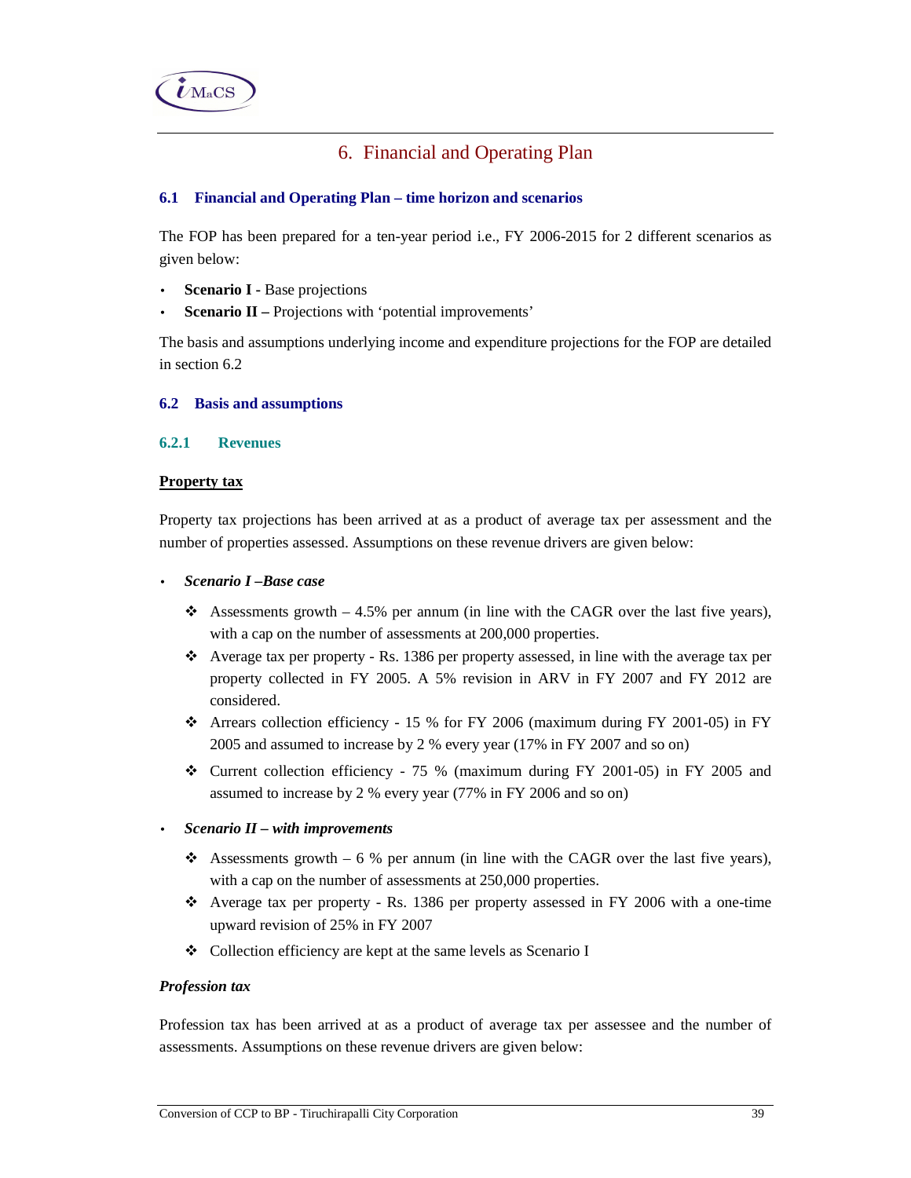# 6. Financial and Operating Plan

### 6.1 Financial and Operating Plan – time horizon and scenarios

The FOP has been prepared for a ten-year period i.e., FY 2006-2015 for 2 different scenarios as given below:

- **Scenario I -** Base projections
- **Scenario II –** Projections with 'potential improvements'

The basis and assumptions underlying income and expenditure projections for the FOP are detailed in section 6.2

### 6.2 Basis and assumptions

#### 6.2.1 Revenues

**Property tax**

Property tax projections has been arrived at as a product of average tax per assessment and the number of properties assessed. Assumptions on these revenue drivers are given below:

- ***Scenario I –Base case***
  - ❖ Assessments growth – 4.5% per annum (in line with the CAGR over the last five years), with a cap on the number of assessments at 200,000 properties.
  - ❖ Average tax per property - Rs. 1386 per property assessed, in line with the average tax per property collected in FY 2005. A 5% revision in ARV in FY 2007 and FY 2012 are considered.
  - ❖ Arrears collection efficiency - 15 % for FY 2006 (maximum during FY 2001-05) in FY 2005 and assumed to increase by 2 % every year (17% in FY 2007 and so on)
  - ❖ Current collection efficiency - 75 % (maximum during FY 2001-05) in FY 2005 and assumed to increase by 2 % every year (77% in FY 2006 and so on)
- ***Scenario II – with improvements***
  - ❖ Assessments growth – 6 % per annum (in line with the CAGR over the last five years), with a cap on the number of assessments at 250,000 properties.
  - ❖ Average tax per property - Rs. 1386 per property assessed in FY 2006 with a one-time upward revision of 25% in FY 2007
  - ❖ Collection efficiency are kept at the same levels as Scenario I

***Profession tax***

Profession tax has been arrived at as a product of average tax per assessee and the number of assessments. Assumptions on these revenue drivers are given below: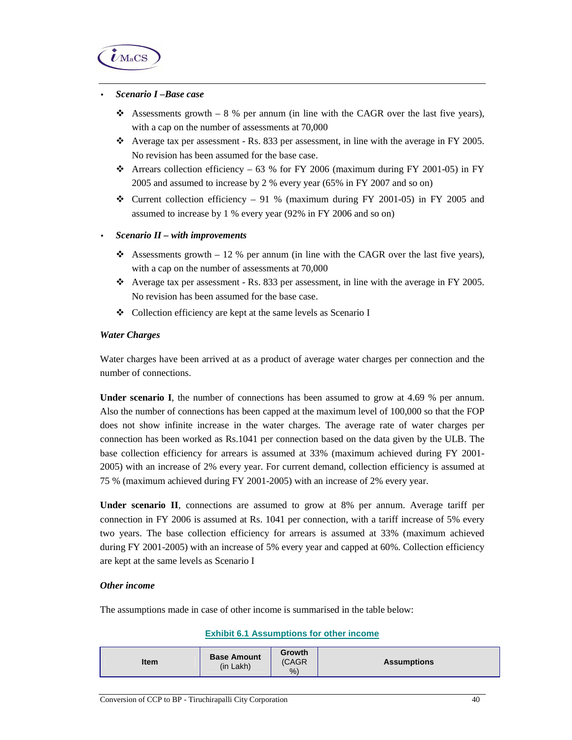- ***Scenario I –Base case***

  - Assessments growth – 8 % per annum (in line with the CAGR over the last five years), with a cap on the number of assessments at 70,000
  - Average tax per assessment - Rs. 833 per assessment, in line with the average in FY 2005. No revision has been assumed for the base case.
  - Arrears collection efficiency – 63 % for FY 2006 (maximum during FY 2001-05) in FY 2005 and assumed to increase by 2 % every year (65% in FY 2007 and so on)
  - Current collection efficiency – 91 % (maximum during FY 2001-05) in FY 2005 and assumed to increase by 1 % every year (92% in FY 2006 and so on)

- ***Scenario II – with improvements***

  - Assessments growth – 12 % per annum (in line with the CAGR over the last five years), with a cap on the number of assessments at 70,000
  - Average tax per assessment - Rs. 833 per assessment, in line with the average in FY 2005. No revision has been assumed for the base case.
  - Collection efficiency are kept at the same levels as Scenario I

***Water Charges***

Water charges have been arrived at as a product of average water charges per connection and the number of connections.

**Under scenario I**, the number of connections has been assumed to grow at 4.69 % per annum. Also the number of connections has been capped at the maximum level of 100,000 so that the FOP does not show infinite increase in the water charges. The average rate of water charges per connection has been worked as Rs.1041 per connection based on the data given by the ULB. The base collection efficiency for arrears is assumed at 33% (maximum achieved during FY 2001-2005) with an increase of 2% every year. For current demand, collection efficiency is assumed at 75 % (maximum achieved during FY 2001-2005) with an increase of 2% every year.

**Under scenario II**, connections are assumed to grow at 8% per annum. Average tariff per connection in FY 2006 is assumed at Rs. 1041 per connection, with a tariff increase of 5% every two years. The base collection efficiency for arrears is assumed at 33% (maximum achieved during FY 2001-2005) with an increase of 5% every year and capped at 60%. Collection efficiency are kept at the same levels as Scenario I

***Other income***

The assumptions made in case of other income is summarised in the table below:

**Exhibit 6.1 Assumptions for other income**

| Item | Base Amount (in Lakh) | Growth (CAGR %) | Assumptions |
|---|---|---|---|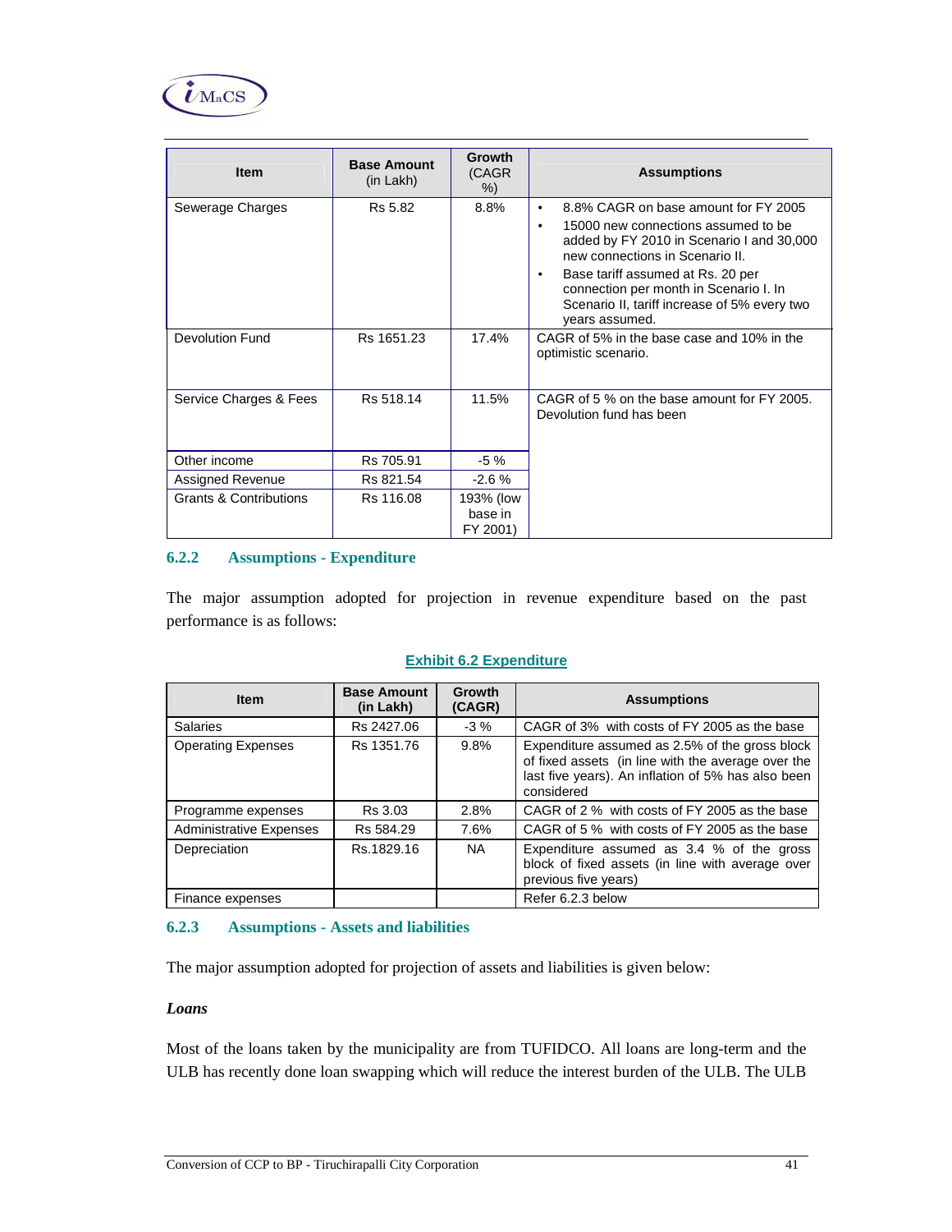| Item | Base Amount (in Lakh) | Growth (CAGR %) | Assumptions |
|---|---|---|---|
| Sewerage Charges | Rs 5.82 | 8.8% | • 8.8% CAGR on base amount for FY 2005<br>• 15000 new connections assumed to be added by FY 2010 in Scenario I and 30,000 new connections in Scenario II.<br>• Base tariff assumed at Rs. 20 per connection per month in Scenario I. In Scenario II, tariff increase of 5% every two years assumed. |
| Devolution Fund | Rs 1651.23 | 17.4% | CAGR of 5% in the base case and 10% in the optimistic scenario. |
| Service Charges & Fees | Rs 518.14 | 11.5% | CAGR of 5 % on the base amount for FY 2005. Devolution fund has been |
| Other income | Rs 705.91 | -5 % | |
| Assigned Revenue | Rs 821.54 | -2.6 % | |
| Grants & Contributions | Rs 116.08 | 193% (low base in FY 2001) | |

### 6.2.2 Assumptions - Expenditure

The major assumption adopted for projection in revenue expenditure based on the past performance is as follows:

**Exhibit 6.2 Expenditure**

| Item | Base Amount (in Lakh) | Growth (CAGR) | Assumptions |
|---|---|---|---|
| Salaries | Rs 2427.06 | -3 % | CAGR of 3% with costs of FY 2005 as the base |
| Operating Expenses | Rs 1351.76 | 9.8% | Expenditure assumed as 2.5% of the gross block of fixed assets (in line with the average over the last five years). An inflation of 5% has also been considered |
| Programme expenses | Rs 3.03 | 2.8% | CAGR of 2 % with costs of FY 2005 as the base |
| Administrative Expenses | Rs 584.29 | 7.6% | CAGR of 5 % with costs of FY 2005 as the base |
| Depreciation | Rs.1829.16 | NA | Expenditure assumed as 3.4 % of the gross block of fixed assets (in line with average over previous five years) |
| Finance expenses | | | Refer 6.2.3 below |

### 6.2.3 Assumptions - Assets and liabilities

The major assumption adopted for projection of assets and liabilities is given below:

***Loans***

Most of the loans taken by the municipality are from TUFIDCO. All loans are long-term and the ULB has recently done loan swapping which will reduce the interest burden of the ULB. The ULB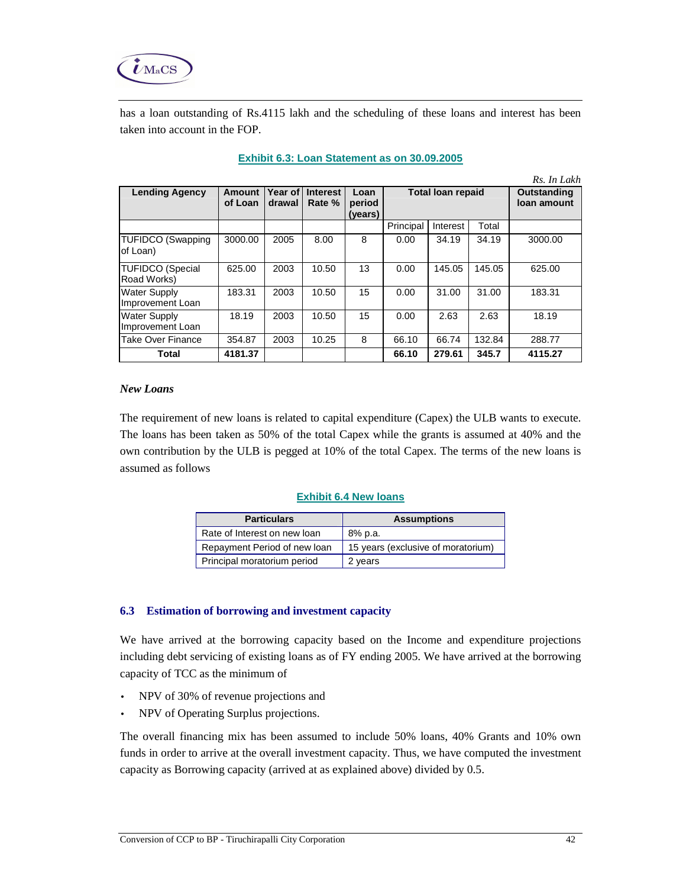has a loan outstanding of Rs.4115 lakh and the scheduling of these loans and interest has been taken into account in the FOP.

**Exhibit 6.3: Loan Statement as on 30.09.2005**

*Rs. In Lakh*

| Lending Agency | Amount of Loan | Year of drawal | Interest Rate % | Loan period (years) | Total loan repaid | | | Outstanding loan amount |
|---|---|---|---|---|---|---|---|---|
| | | | | | Principal | Interest | Total | |
| TUFIDCO (Swapping of Loan) | 3000.00 | 2005 | 8.00 | 8 | 0.00 | 34.19 | 34.19 | 3000.00 |
| TUFIDCO (Special Road Works) | 625.00 | 2003 | 10.50 | 13 | 0.00 | 145.05 | 145.05 | 625.00 |
| Water Supply Improvement Loan | 183.31 | 2003 | 10.50 | 15 | 0.00 | 31.00 | 31.00 | 183.31 |
| Water Supply Improvement Loan | 18.19 | 2003 | 10.50 | 15 | 0.00 | 2.63 | 2.63 | 18.19 |
| Take Over Finance | 354.87 | 2003 | 10.25 | 8 | 66.10 | 66.74 | 132.84 | 288.77 |
| **Total** | **4181.37** | | | | **66.10** | **279.61** | **345.7** | **4115.27** |

*New Loans*

The requirement of new loans is related to capital expenditure (Capex) the ULB wants to execute. The loans has been taken as 50% of the total Capex while the grants is assumed at 40% and the own contribution by the ULB is pegged at 10% of the total Capex. The terms of the new loans is assumed as follows

**Exhibit 6.4 New loans**

| Particulars | Assumptions |
|---|---|
| Rate of Interest on new loan | 8% p.a. |
| Repayment Period of new loan | 15 years (exclusive of moratorium) |
| Principal moratorium period | 2 years |

### 6.3 Estimation of borrowing and investment capacity

We have arrived at the borrowing capacity based on the Income and expenditure projections including debt servicing of existing loans as of FY ending 2005. We have arrived at the borrowing capacity of TCC as the minimum of

- NPV of 30% of revenue projections and
- NPV of Operating Surplus projections.

The overall financing mix has been assumed to include 50% loans, 40% Grants and 10% own funds in order to arrive at the overall investment capacity. Thus, we have computed the investment capacity as Borrowing capacity (arrived at as explained above) divided by 0.5.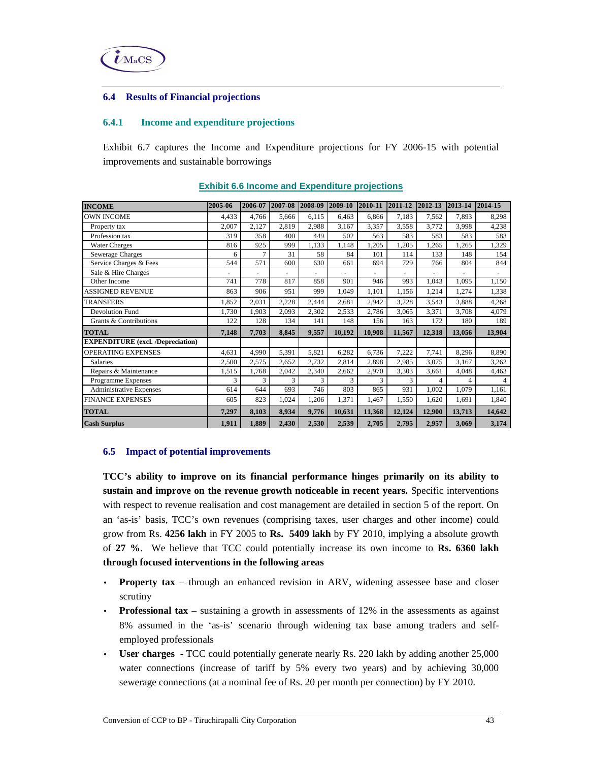### 6.4 Results of Financial projections

#### 6.4.1 Income and expenditure projections

Exhibit 6.7 captures the Income and Expenditure projections for FY 2006-15 with potential improvements and sustainable borrowings

**Exhibit 6.6 Income and Expenditure projections**

| INCOME | 2005-06 | 2006-07 | 2007-08 | 2008-09 | 2009-10 | 2010-11 | 2011-12 | 2012-13 | 2013-14 | 2014-15 |
|---|---|---|---|---|---|---|---|---|---|---|
| OWN INCOME | 4,433 | 4,766 | 5,666 | 6,115 | 6,463 | 6,866 | 7,183 | 7,562 | 7,893 | 8,298 |
| Property tax | 2,007 | 2,127 | 2,819 | 2,988 | 3,167 | 3,357 | 3,558 | 3,772 | 3,998 | 4,238 |
| Profession tax | 319 | 358 | 400 | 449 | 502 | 563 | 583 | 583 | 583 | 583 |
| Water Charges | 816 | 925 | 999 | 1,133 | 1,148 | 1,205 | 1,205 | 1,265 | 1,265 | 1,329 |
| Sewerage Charges | 6 | 7 | 31 | 58 | 84 | 101 | 114 | 133 | 148 | 154 |
| Service Charges & Fees | 544 | 571 | 600 | 630 | 661 | 694 | 729 | 766 | 804 | 844 |
| Sale & Hire Charges | - | - | - | - | - | - | - | - | - | - |
| Other Income | 741 | 778 | 817 | 858 | 901 | 946 | 993 | 1,043 | 1,095 | 1,150 |
| ASSIGNED REVENUE | 863 | 906 | 951 | 999 | 1,049 | 1,101 | 1,156 | 1,214 | 1,274 | 1,338 |
| TRANSFERS | 1,852 | 2,031 | 2,228 | 2,444 | 2,681 | 2,942 | 3,228 | 3,543 | 3,888 | 4,268 |
| Devolution Fund | 1,730 | 1,903 | 2,093 | 2,302 | 2,533 | 2,786 | 3,065 | 3,371 | 3,708 | 4,079 |
| Grants & Contributions | 122 | 128 | 134 | 141 | 148 | 156 | 163 | 172 | 180 | 189 |
| **TOTAL** | **7,148** | **7,703** | **8,845** | **9,557** | **10,192** | **10,908** | **11,567** | **12,318** | **13,056** | **13,904** |
| **EXPENDITURE (excl. /Depreciation)** | | | | | | | | | | |
| OPERATING EXPENSES | 4,631 | 4,990 | 5,391 | 5,821 | 6,282 | 6,736 | 7,222 | 7,741 | 8,296 | 8,890 |
| Salaries | 2,500 | 2,575 | 2,652 | 2,732 | 2,814 | 2,898 | 2,985 | 3,075 | 3,167 | 3,262 |
| Repairs & Maintenance | 1,515 | 1,768 | 2,042 | 2,340 | 2,662 | 2,970 | 3,303 | 3,661 | 4,048 | 4,463 |
| Programme Expenses | 3 | 3 | 3 | 3 | 3 | 3 | 3 | 4 | 4 | 4 |
| Administrative Expenses | 614 | 644 | 693 | 746 | 803 | 865 | 931 | 1,002 | 1,079 | 1,161 |
| FINANCE EXPENSES | 605 | 823 | 1,024 | 1,206 | 1,371 | 1,467 | 1,550 | 1,620 | 1,691 | 1,840 |
| **TOTAL** | **7,297** | **8,103** | **8,934** | **9,776** | **10,631** | **11,368** | **12,124** | **12,900** | **13,713** | **14,642** |
| **Cash Surplus** | **1,911** | **1,889** | **2,430** | **2,530** | **2,539** | **2,705** | **2,795** | **2,957** | **3,069** | **3,174** |

### 6.5 Impact of potential improvements

**TCC's ability to improve on its financial performance hinges primarily on its ability to sustain and improve on the revenue growth noticeable in recent years.** Specific interventions with respect to revenue realisation and cost management are detailed in section 5 of the report. On an 'as-is' basis, TCC's own revenues (comprising taxes, user charges and other income) could grow from Rs. **4256 lakh** in FY 2005 to **Rs. 5409 lakh** by FY 2010, implying a absolute growth of **27 %**. We believe that TCC could potentially increase its own income to **Rs. 6360 lakh through focused interventions in the following areas**

- **Property tax** – through an enhanced revision in ARV, widening assessee base and closer scrutiny
- **Professional tax** – sustaining a growth in assessments of 12% in the assessments as against 8% assumed in the 'as-is' scenario through widening tax base among traders and self-employed professionals
- **User charges** - TCC could potentially generate nearly Rs. 220 lakh by adding another 25,000 water connections (increase of tariff by 5% every two years) and by achieving 30,000 sewerage connections (at a nominal fee of Rs. 20 per month per connection) by FY 2010.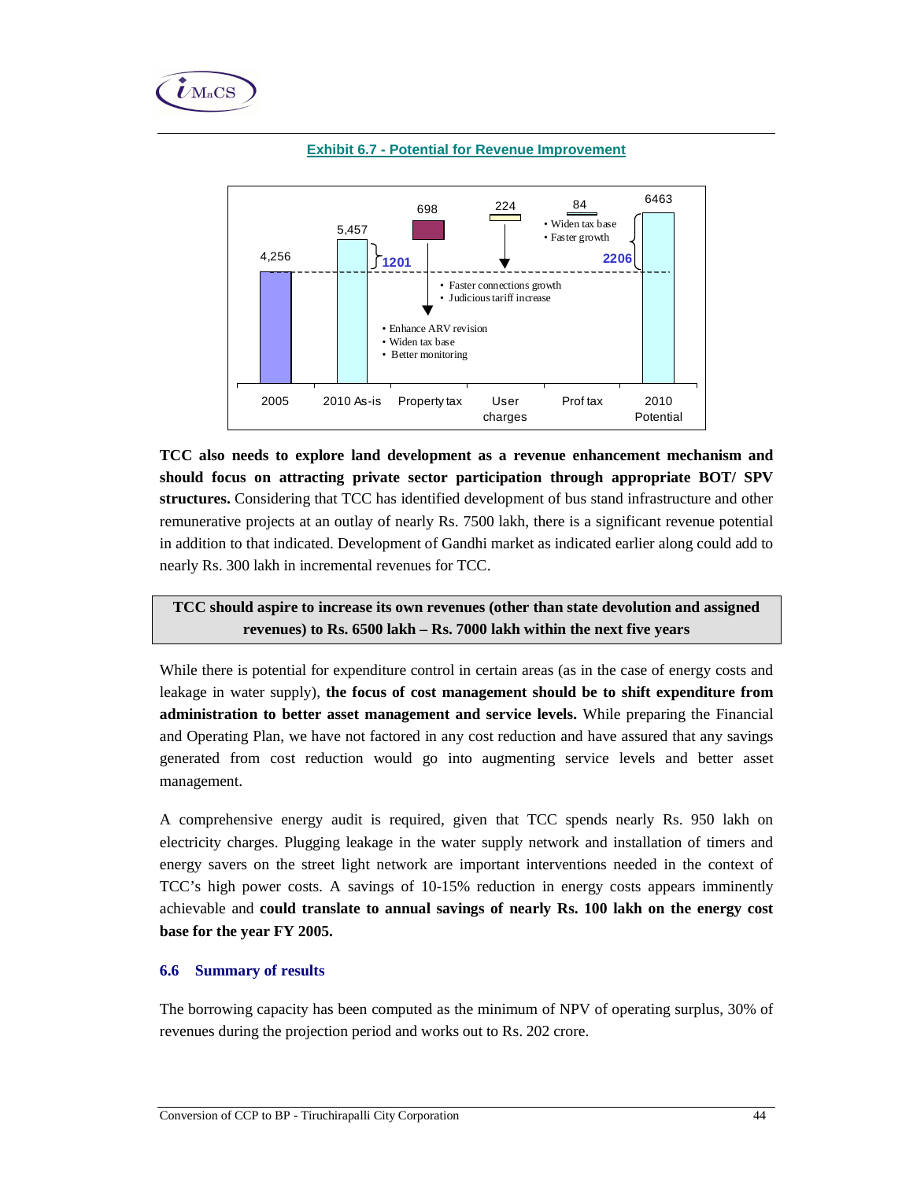**Exhibit 6.7 - Potential for Revenue Improvement**

| | 2005 | 2010 As-is | Property tax | User charges | Prof tax | 2010 Potential |
|---|---|---|---|---|---|---|
| Value | 4,256 | 5,457 | 698 | 224 | 84 | 6463 |

- 2005 to 2010 As-is: 1201
- 2005 to 2010 Potential: 2206
- Property tax: • Enhance ARV revision • Widen tax base • Better monitoring
- User charges: • Faster connections growth • Judicious tariff increase
- Prof tax: • Widen tax base • Faster growth

**TCC also needs to explore land development as a revenue enhancement mechanism and should focus on attracting private sector participation through appropriate BOT/ SPV structures.** Considering that TCC has identified development of bus stand infrastructure and other remunerative projects at an outlay of nearly Rs. 7500 lakh, there is a significant revenue potential in addition to that indicated. Development of Gandhi market as indicated earlier along could add to nearly Rs. 300 lakh in incremental revenues for TCC.

**TCC should aspire to increase its own revenues (other than state devolution and assigned revenues) to Rs. 6500 lakh – Rs. 7000 lakh within the next five years**

While there is potential for expenditure control in certain areas (as in the case of energy costs and leakage in water supply), **the focus of cost management should be to shift expenditure from administration to better asset management and service levels.** While preparing the Financial and Operating Plan, we have not factored in any cost reduction and have assured that any savings generated from cost reduction would go into augmenting service levels and better asset management.

A comprehensive energy audit is required, given that TCC spends nearly Rs. 950 lakh on electricity charges. Plugging leakage in the water supply network and installation of timers and energy savers on the street light network are important interventions needed in the context of TCC's high power costs. A savings of 10-15% reduction in energy costs appears imminently achievable and **could translate to annual savings of nearly Rs. 100 lakh on the energy cost base for the year FY 2005.**

### 6.6 Summary of results

The borrowing capacity has been computed as the minimum of NPV of operating surplus, 30% of revenues during the projection period and works out to Rs. 202 crore.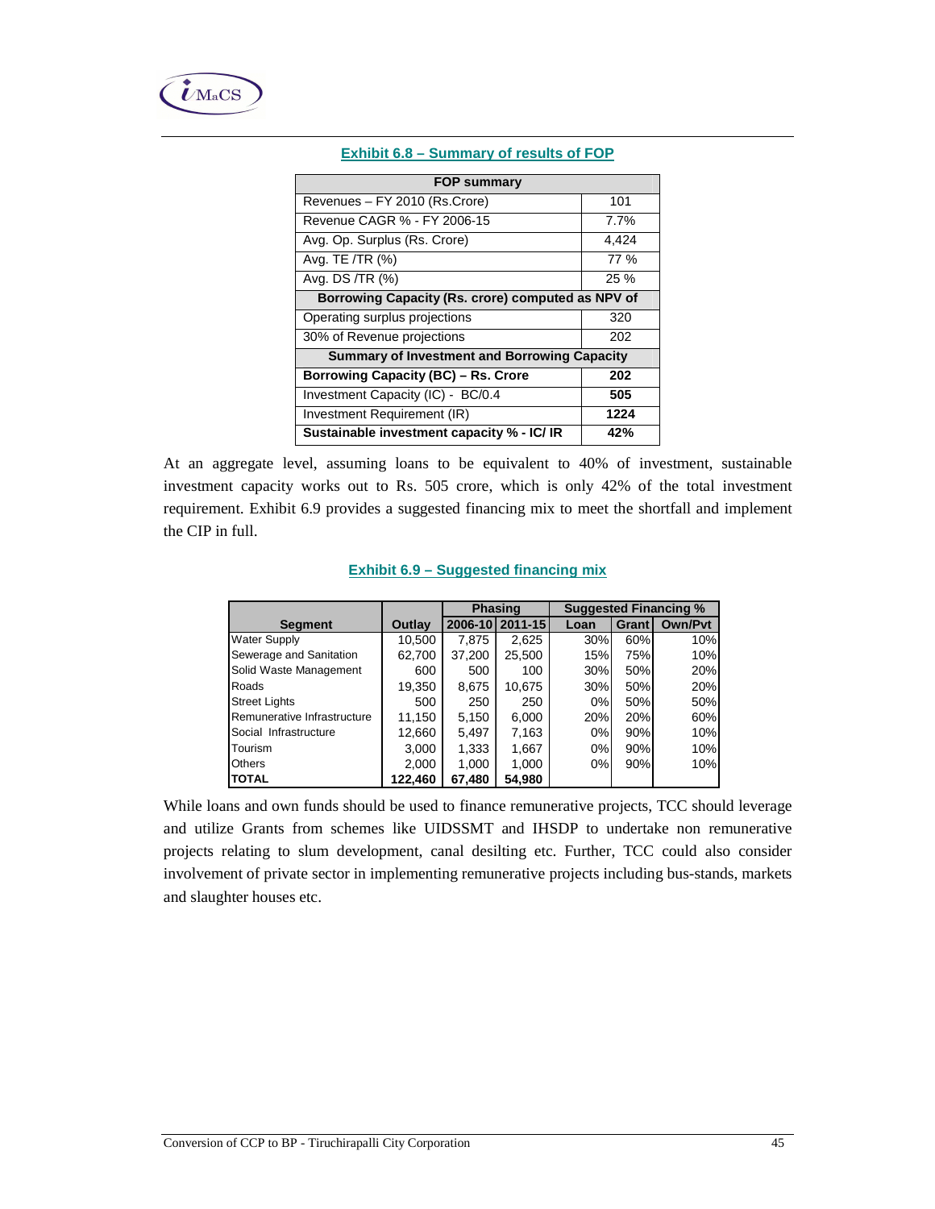**Exhibit 6.8 – Summary of results of FOP**

| FOP summary | |
|---|---|
| Revenues – FY 2010 (Rs.Crore) | 101 |
| Revenue CAGR % - FY 2006-15 | 7.7% |
| Avg. Op. Surplus (Rs. Crore) | 4,424 |
| Avg. TE /TR (%) | 77 % |
| Avg. DS /TR (%) | 25 % |
| **Borrowing Capacity (Rs. crore) computed as NPV of** | |
| Operating surplus projections | 320 |
| 30% of Revenue projections | 202 |
| **Summary of Investment and Borrowing Capacity** | |
| **Borrowing Capacity (BC) – Rs. Crore** | **202** |
| Investment Capacity (IC) - BC/0.4 | **505** |
| Investment Requirement (IR) | **1224** |
| **Sustainable investment capacity % - IC/ IR** | **42%** |

At an aggregate level, assuming loans to be equivalent to 40% of investment, sustainable investment capacity works out to Rs. 505 crore, which is only 42% of the total investment requirement. Exhibit 6.9 provides a suggested financing mix to meet the shortfall and implement the CIP in full.

**Exhibit 6.9 – Suggested financing mix**

| Segment | Outlay | Phasing | | Suggested Financing % | | |
|---|---|---|---|---|---|---|
| | | 2006-10 | 2011-15 | Loan | Grant | Own/Pvt |
| Water Supply | 10,500 | 7,875 | 2,625 | 30% | 60% | 10% |
| Sewerage and Sanitation | 62,700 | 37,200 | 25,500 | 15% | 75% | 10% |
| Solid Waste Management | 600 | 500 | 100 | 30% | 50% | 20% |
| Roads | 19,350 | 8,675 | 10,675 | 30% | 50% | 20% |
| Street Lights | 500 | 250 | 250 | 0% | 50% | 50% |
| Remunerative Infrastructure | 11,150 | 5,150 | 6,000 | 20% | 20% | 60% |
| Social Infrastructure | 12,660 | 5,497 | 7,163 | 0% | 90% | 10% |
| Tourism | 3,000 | 1,333 | 1,667 | 0% | 90% | 10% |
| Others | 2,000 | 1,000 | 1,000 | 0% | 90% | 10% |
| **TOTAL** | **122,460** | **67,480** | **54,980** | | | |

While loans and own funds should be used to finance remunerative projects, TCC should leverage and utilize Grants from schemes like UIDSSMT and IHSDP to undertake non remunerative projects relating to slum development, canal desilting etc. Further, TCC could also consider involvement of private sector in implementing remunerative projects including bus-stands, markets and slaughter houses etc.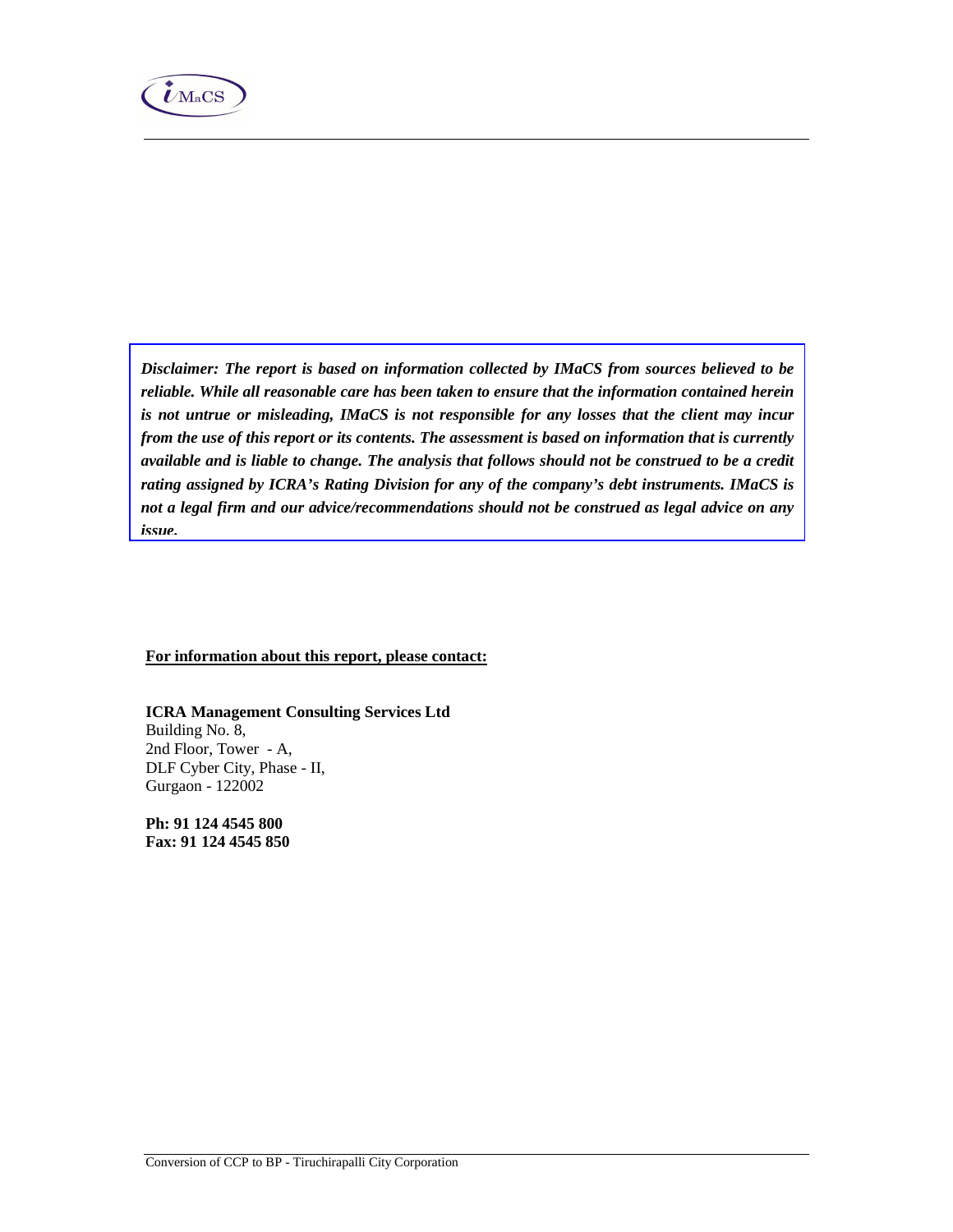***Disclaimer: The report is based on information collected by IMaCS from sources believed to be reliable. While all reasonable care has been taken to ensure that the information contained herein is not untrue or misleading, IMaCS is not responsible for any losses that the client may incur from the use of this report or its contents. The assessment is based on information that is currently available and is liable to change. The analysis that follows should not be construed to be a credit rating assigned by ICRA's Rating Division for any of the company's debt instruments. IMaCS is not a legal firm and our advice/recommendations should not be construed as legal advice on any issue.***

**For information about this report, please contact:**

**ICRA Management Consulting Services Ltd**
Building No. 8,
2nd Floor, Tower - A,
DLF Cyber City, Phase - II,
Gurgaon - 122002

**Ph: 91 124 4545 800**
**Fax: 91 124 4545 850**